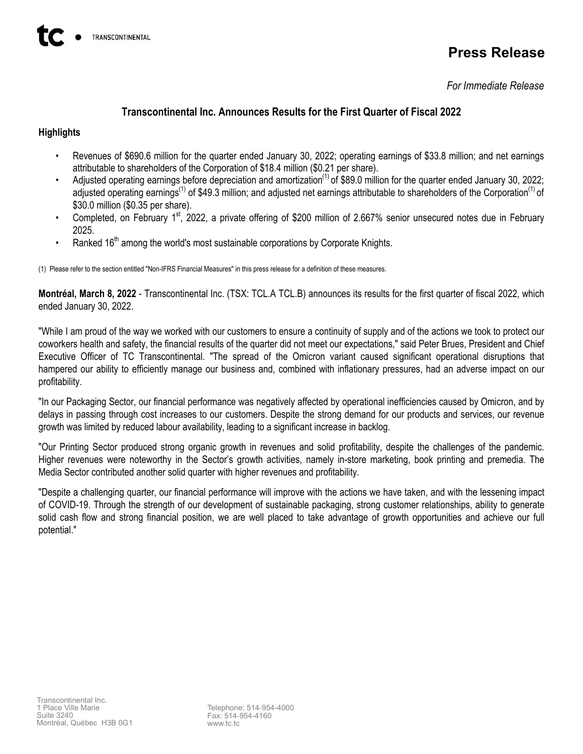# Press Release

*For Immediate Release*

## Transcontinental Inc. Announces Results for the First Quarter of Fiscal 2022

### Highlights

- Revenues of $690.6 million for the quarter ended January 30, 2022; operating earnings of $33.8 million; and net earnings attributable to shareholders of the Corporation of $18.4 million ($0.21 per share).
- Adjusted operating earnings before depreciation and amortization[(1)] of $89.0 million for the quarter ended January 30, 2022; adjusted operating earnings[(1)] of $49.3 million; and adjusted net earnings attributable to shareholders of the Corporation[(1)] of $30.0 million ($0.35 per share).
- Completed, on February 1st, 2022, a private offering of $200 million of 2.667% senior unsecured notes due in February 2025.
- Ranked 16th among the world's most sustainable corporations by Corporate Knights.

(1) Please refer to the section entitled "Non-IFRS Financial Measures" in this press release for a definition of these measures.

**Montréal, March 8, 2022** - Transcontinental Inc. (TSX: TCL.A TCL.B) announces its results for the first quarter of fiscal 2022, which ended January 30, 2022.

"While I am proud of the way we worked with our customers to ensure a continuity of supply and of the actions we took to protect our coworkers health and safety, the financial results of the quarter did not meet our expectations," said Peter Brues, President and Chief Executive Officer of TC Transcontinental. "The spread of the Omicron variant caused significant operational disruptions that hampered our ability to efficiently manage our business and, combined with inflationary pressures, had an adverse impact on our profitability.

"In our Packaging Sector, our financial performance was negatively affected by operational inefficiencies caused by Omicron, and by delays in passing through cost increases to our customers. Despite the strong demand for our products and services, our revenue growth was limited by reduced labour availability, leading to a significant increase in backlog.

"Our Printing Sector produced strong organic growth in revenues and solid profitability, despite the challenges of the pandemic. Higher revenues were noteworthy in the Sector's growth activities, namely in-store marketing, book printing and premedia. The Media Sector contributed another solid quarter with higher revenues and profitability.

"Despite a challenging quarter, our financial performance will improve with the actions we have taken, and with the lessening impact of COVID-19. Through the strength of our development of sustainable packaging, strong customer relationships, ability to generate solid cash flow and strong financial position, we are well placed to take advantage of growth opportunities and achieve our full potential."

Transcontinental Inc.
1 Place Ville Marie
Suite 3240
Montréal, Québec H3B 0G1

Telephone: 514-954-4000
Fax: 514-954-4160
www.tc.tc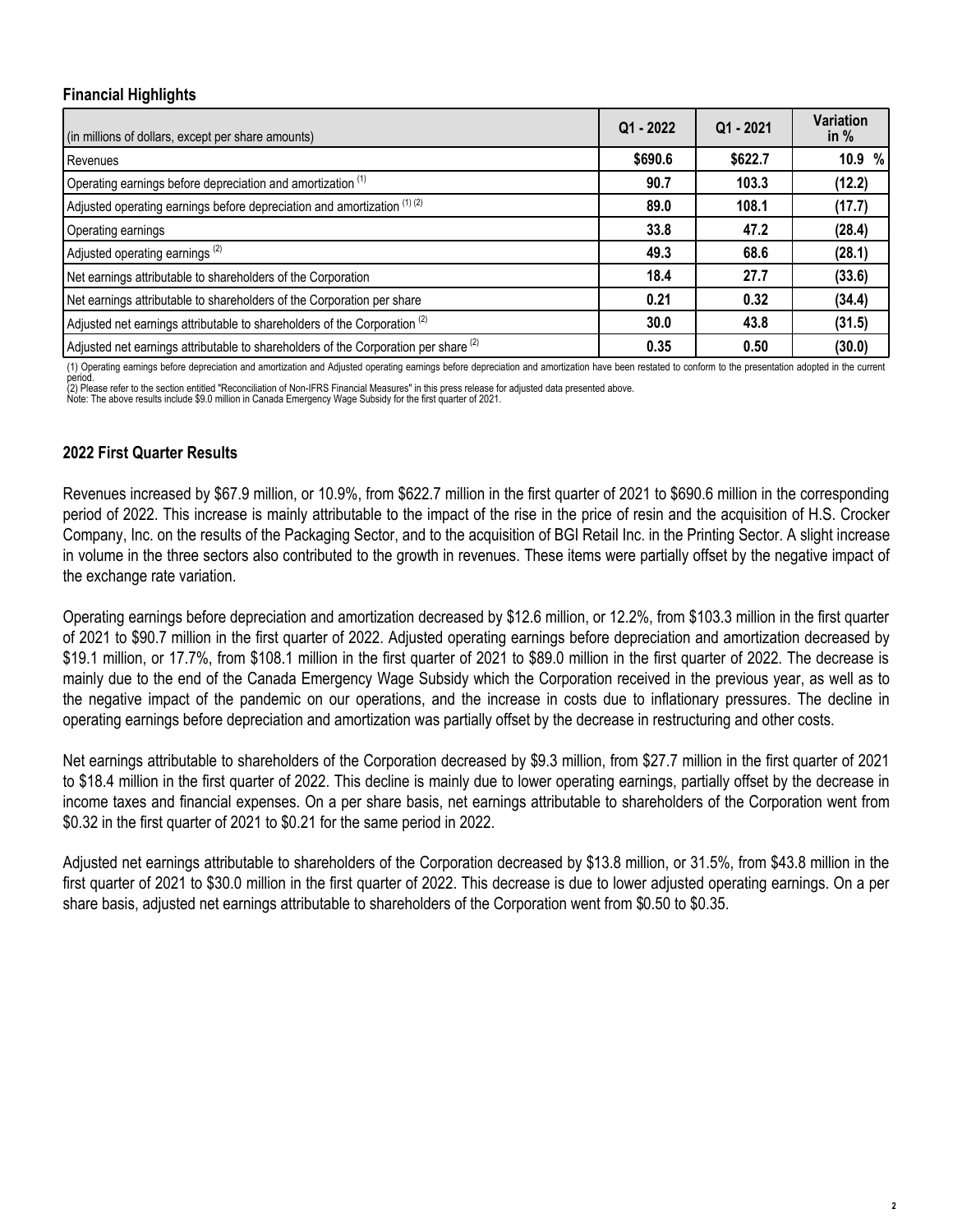### Financial Highlights

| (in millions of dollars, except per share amounts) | Q1 - 2022 | Q1 - 2021 | Variation in % |
|---|---|---|---|
| Revenues | $690.6 | $622.7 | 10.9 % |
| Operating earnings before depreciation and amortization (1) | 90.7 | 103.3 | (12.2) |
| Adjusted operating earnings before depreciation and amortization (1) (2) | 89.0 | 108.1 | (17.7) |
| Operating earnings | 33.8 | 47.2 | (28.4) |
| Adjusted operating earnings (2) | 49.3 | 68.6 | (28.1) |
| Net earnings attributable to shareholders of the Corporation | 18.4 | 27.7 | (33.6) |
| Net earnings attributable to shareholders of the Corporation per share | 0.21 | 0.32 | (34.4) |
| Adjusted net earnings attributable to shareholders of the Corporation (2) | 30.0 | 43.8 | (31.5) |
| Adjusted net earnings attributable to shareholders of the Corporation per share (2) | 0.35 | 0.50 | (30.0) |

(1) Operating earnings before depreciation and amortization and Adjusted operating earnings before depreciation and amortization have been restated to conform to the presentation adopted in the current period.
(2) Please refer to the section entitled "Reconciliation of Non-IFRS Financial Measures" in this press release for adjusted data presented above.
Note: The above results include $9.0 million in Canada Emergency Wage Subsidy for the first quarter of 2021.

### 2022 First Quarter Results

Revenues increased by $67.9 million, or 10.9%, from $622.7 million in the first quarter of 2021 to $690.6 million in the corresponding period of 2022. This increase is mainly attributable to the impact of the rise in the price of resin and the acquisition of H.S. Crocker Company, Inc. on the results of the Packaging Sector, and to the acquisition of BGI Retail Inc. in the Printing Sector. A slight increase in volume in the three sectors also contributed to the growth in revenues. These items were partially offset by the negative impact of the exchange rate variation.

Operating earnings before depreciation and amortization decreased by $12.6 million, or 12.2%, from $103.3 million in the first quarter of 2021 to $90.7 million in the first quarter of 2022. Adjusted operating earnings before depreciation and amortization decreased by $19.1 million, or 17.7%, from $108.1 million in the first quarter of 2021 to $89.0 million in the first quarter of 2022. The decrease is mainly due to the end of the Canada Emergency Wage Subsidy which the Corporation received in the previous year, as well as to the negative impact of the pandemic on our operations, and the increase in costs due to inflationary pressures. The decline in operating earnings before depreciation and amortization was partially offset by the decrease in restructuring and other costs.

Net earnings attributable to shareholders of the Corporation decreased by $9.3 million, from $27.7 million in the first quarter of 2021 to $18.4 million in the first quarter of 2022. This decline is mainly due to lower operating earnings, partially offset by the decrease in income taxes and financial expenses. On a per share basis, net earnings attributable to shareholders of the Corporation went from $0.32 in the first quarter of 2021 to $0.21 for the same period in 2022.

Adjusted net earnings attributable to shareholders of the Corporation decreased by $13.8 million, or 31.5%, from $43.8 million in the first quarter of 2021 to $30.0 million in the first quarter of 2022. This decrease is due to lower adjusted operating earnings. On a per share basis, adjusted net earnings attributable to shareholders of the Corporation went from $0.50 to $0.35.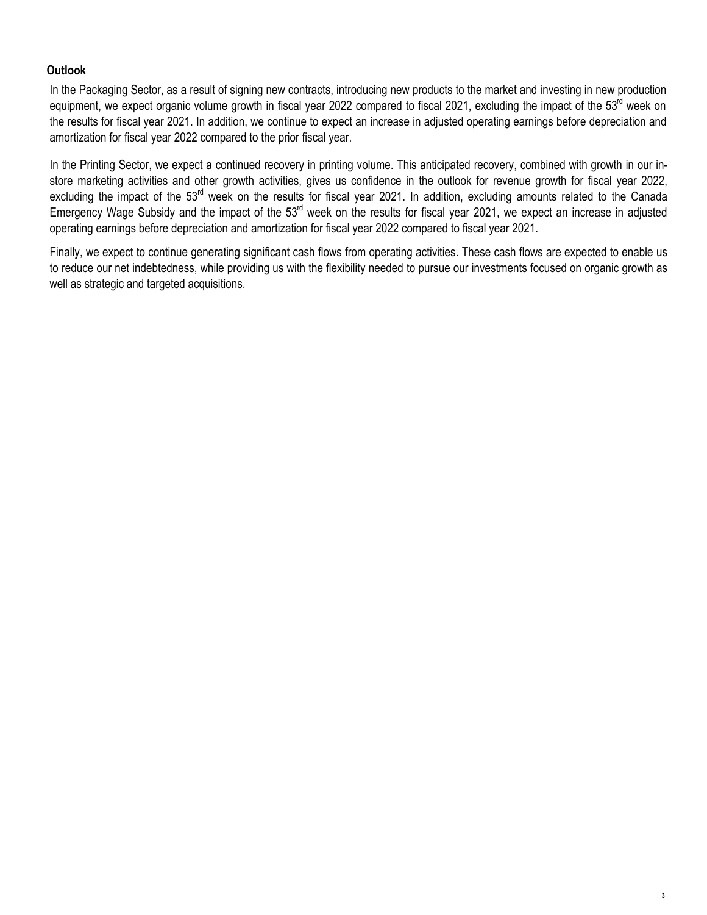## Outlook

In the Packaging Sector, as a result of signing new contracts, introducing new products to the market and investing in new production equipment, we expect organic volume growth in fiscal year 2022 compared to fiscal 2021, excluding the impact of the 53rd week on the results for fiscal year 2021. In addition, we continue to expect an increase in adjusted operating earnings before depreciation and amortization for fiscal year 2022 compared to the prior fiscal year.

In the Printing Sector, we expect a continued recovery in printing volume. This anticipated recovery, combined with growth in our in-store marketing activities and other growth activities, gives us confidence in the outlook for revenue growth for fiscal year 2022, excluding the impact of the 53rd week on the results for fiscal year 2021. In addition, excluding amounts related to the Canada Emergency Wage Subsidy and the impact of the 53rd week on the results for fiscal year 2021, we expect an increase in adjusted operating earnings before depreciation and amortization for fiscal year 2022 compared to fiscal year 2021.

Finally, we expect to continue generating significant cash flows from operating activities. These cash flows are expected to enable us to reduce our net indebtedness, while providing us with the flexibility needed to pursue our investments focused on organic growth as well as strategic and targeted acquisitions.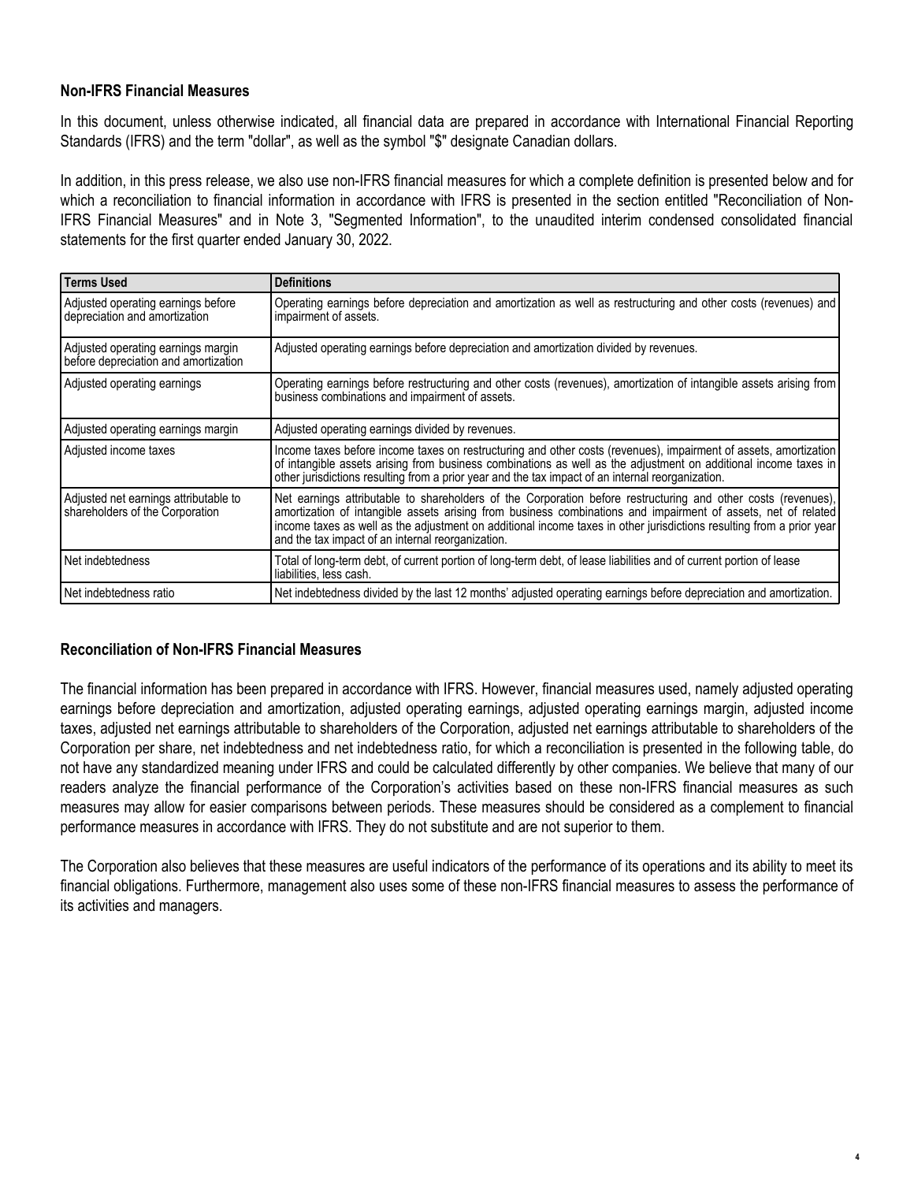## Non-IFRS Financial Measures

In this document, unless otherwise indicated, all financial data are prepared in accordance with International Financial Reporting Standards (IFRS) and the term "dollar", as well as the symbol "$" designate Canadian dollars.

In addition, in this press release, we also use non-IFRS financial measures for which a complete definition is presented below and for which a reconciliation to financial information in accordance with IFRS is presented in the section entitled "Reconciliation of Non-IFRS Financial Measures" and in Note 3, "Segmented Information", to the unaudited interim condensed consolidated financial statements for the first quarter ended January 30, 2022.

| Terms Used | Definitions |
|---|---|
| Adjusted operating earnings before depreciation and amortization | Operating earnings before depreciation and amortization as well as restructuring and other costs (revenues) and impairment of assets. |
| Adjusted operating earnings margin before depreciation and amortization | Adjusted operating earnings before depreciation and amortization divided by revenues. |
| Adjusted operating earnings | Operating earnings before restructuring and other costs (revenues), amortization of intangible assets arising from business combinations and impairment of assets. |
| Adjusted operating earnings margin | Adjusted operating earnings divided by revenues. |
| Adjusted income taxes | Income taxes before income taxes on restructuring and other costs (revenues), impairment of assets, amortization of intangible assets arising from business combinations as well as the adjustment on additional income taxes in other jurisdictions resulting from a prior year and the tax impact of an internal reorganization. |
| Adjusted net earnings attributable to shareholders of the Corporation | Net earnings attributable to shareholders of the Corporation before restructuring and other costs (revenues), amortization of intangible assets arising from business combinations and impairment of assets, net of related income taxes as well as the adjustment on additional income taxes in other jurisdictions resulting from a prior year and the tax impact of an internal reorganization. |
| Net indebtedness | Total of long-term debt, of current portion of long-term debt, of lease liabilities and of current portion of lease liabilities, less cash. |
| Net indebtedness ratio | Net indebtedness divided by the last 12 months' adjusted operating earnings before depreciation and amortization. |

## Reconciliation of Non-IFRS Financial Measures

The financial information has been prepared in accordance with IFRS. However, financial measures used, namely adjusted operating earnings before depreciation and amortization, adjusted operating earnings, adjusted operating earnings margin, adjusted income taxes, adjusted net earnings attributable to shareholders of the Corporation, adjusted net earnings attributable to shareholders of the Corporation per share, net indebtedness and net indebtedness ratio, for which a reconciliation is presented in the following table, do not have any standardized meaning under IFRS and could be calculated differently by other companies. We believe that many of our readers analyze the financial performance of the Corporation's activities based on these non-IFRS financial measures as such measures may allow for easier comparisons between periods. These measures should be considered as a complement to financial performance measures in accordance with IFRS. They do not substitute and are not superior to them.

The Corporation also believes that these measures are useful indicators of the performance of its operations and its ability to meet its financial obligations. Furthermore, management also uses some of these non-IFRS financial measures to assess the performance of its activities and managers.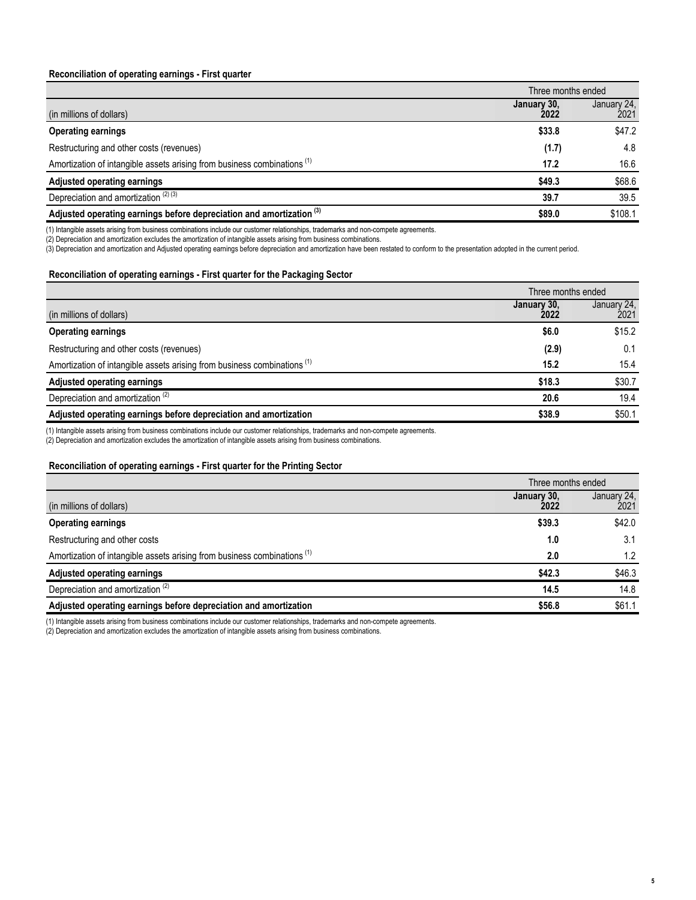**Reconciliation of operating earnings - First quarter**

| | Three months ended | |
|---|---|---|
| (in millions of dollars) | **January 30, 2022** | January 24, 2021 |
| **Operating earnings** | **$33.8** | $47.2 |
| Restructuring and other costs (revenues) | **(1.7)** | 4.8 |
| Amortization of intangible assets arising from business combinations (1) | **17.2** | 16.6 |
| **Adjusted operating earnings** | **$49.3** | $68.6 |
| Depreciation and amortization (2) (3) | **39.7** | 39.5 |
| **Adjusted operating earnings before depreciation and amortization (3)** | **$89.0** | $108.1 |

(1) Intangible assets arising from business combinations include our customer relationships, trademarks and non-compete agreements.
(2) Depreciation and amortization excludes the amortization of intangible assets arising from business combinations.
(3) Depreciation and amortization and Adjusted operating earnings before depreciation and amortization have been restated to conform to the presentation adopted in the current period.

**Reconciliation of operating earnings - First quarter for the Packaging Sector**

| | Three months ended | |
|---|---|---|
| (in millions of dollars) | **January 30, 2022** | January 24, 2021 |
| **Operating earnings** | **$6.0** | $15.2 |
| Restructuring and other costs (revenues) | **(2.9)** | 0.1 |
| Amortization of intangible assets arising from business combinations (1) | **15.2** | 15.4 |
| **Adjusted operating earnings** | **$18.3** | $30.7 |
| Depreciation and amortization (2) | **20.6** | 19.4 |
| **Adjusted operating earnings before depreciation and amortization** | **$38.9** | $50.1 |

(1) Intangible assets arising from business combinations include our customer relationships, trademarks and non-compete agreements.
(2) Depreciation and amortization excludes the amortization of intangible assets arising from business combinations.

**Reconciliation of operating earnings - First quarter for the Printing Sector**

| | Three months ended | |
|---|---|---|
| (in millions of dollars) | **January 30, 2022** | January 24, 2021 |
| **Operating earnings** | **$39.3** | $42.0 |
| Restructuring and other costs | **1.0** | 3.1 |
| Amortization of intangible assets arising from business combinations (1) | **2.0** | 1.2 |
| **Adjusted operating earnings** | **$42.3** | $46.3 |
| Depreciation and amortization (2) | **14.5** | 14.8 |
| **Adjusted operating earnings before depreciation and amortization** | **$56.8** | $61.1 |

(1) Intangible assets arising from business combinations include our customer relationships, trademarks and non-compete agreements.
(2) Depreciation and amortization excludes the amortization of intangible assets arising from business combinations.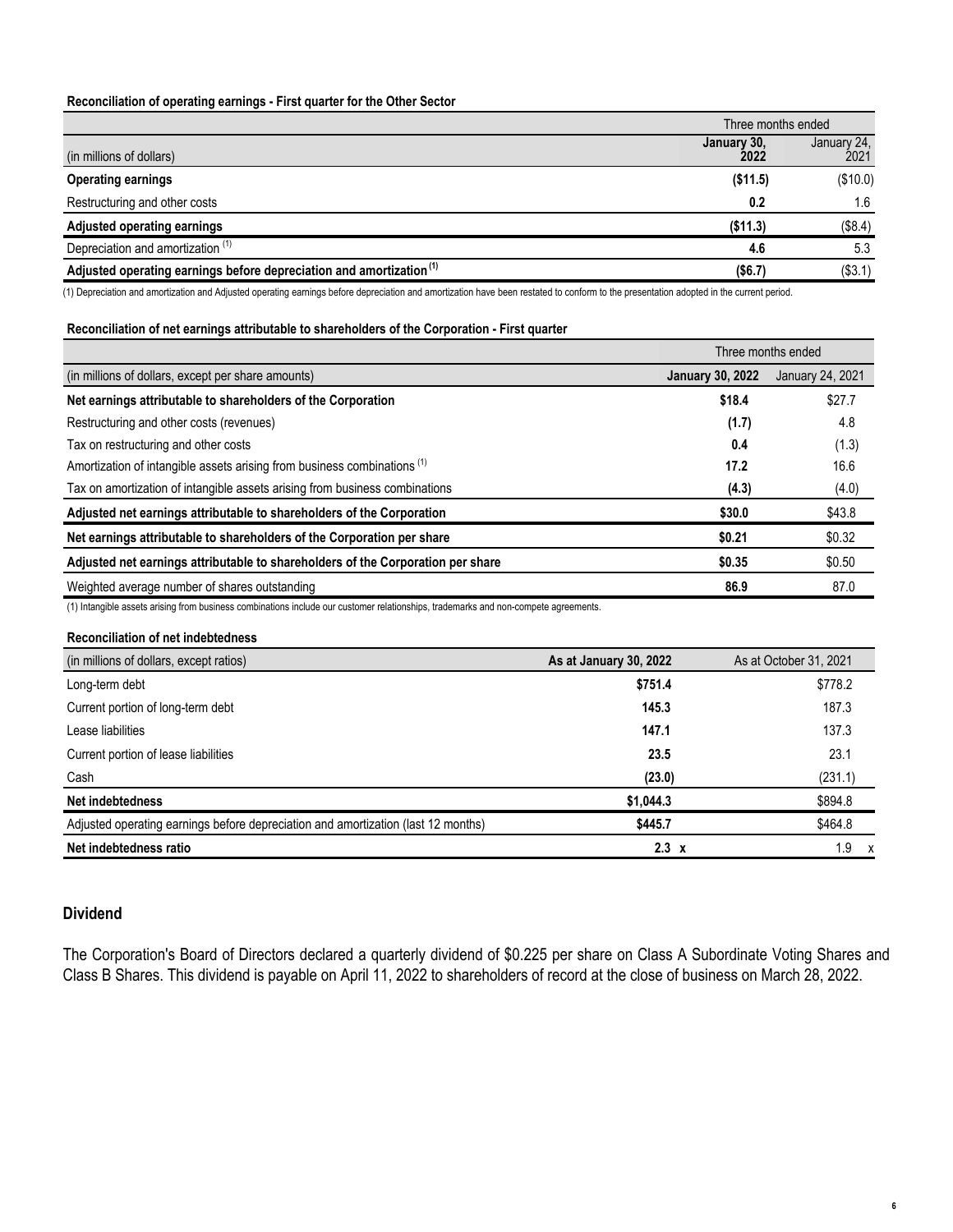**Reconciliation of operating earnings - First quarter for the Other Sector**

| | Three months ended | |
|---|---|---|
| (in millions of dollars) | **January 30, 2022** | January 24, 2021 |
| **Operating earnings** | **($11.5)** | ($10.0) |
| Restructuring and other costs | **0.2** | 1.6 |
| **Adjusted operating earnings** | **($11.3)** | ($8.4) |
| Depreciation and amortization [(1)] | **4.6** | 5.3 |
| **Adjusted operating earnings before depreciation and amortization [(1)]** | **($6.7)** | ($3.1) |

(1) Depreciation and amortization and Adjusted operating earnings before depreciation and amortization have been restated to conform to the presentation adopted in the current period.

**Reconciliation of net earnings attributable to shareholders of the Corporation - First quarter**

| | Three months ended | |
|---|---|---|
| (in millions of dollars, except per share amounts) | **January 30, 2022** | January 24, 2021 |
| **Net earnings attributable to shareholders of the Corporation** | **$18.4** | $27.7 |
| Restructuring and other costs (revenues) | **(1.7)** | 4.8 |
| Tax on restructuring and other costs | **0.4** | (1.3) |
| Amortization of intangible assets arising from business combinations [(1)] | **17.2** | 16.6 |
| Tax on amortization of intangible assets arising from business combinations | **(4.3)** | (4.0) |
| **Adjusted net earnings attributable to shareholders of the Corporation** | **$30.0** | $43.8 |
| **Net earnings attributable to shareholders of the Corporation per share** | **$0.21** | $0.32 |
| **Adjusted net earnings attributable to shareholders of the Corporation per share** | **$0.35** | $0.50 |
| Weighted average number of shares outstanding | **86.9** | 87.0 |

(1) Intangible assets arising from business combinations include our customer relationships, trademarks and non-compete agreements.

**Reconciliation of net indebtedness**

| (in millions of dollars, except ratios) | **As at January 30, 2022** | As at October 31, 2021 |
|---|---|---|
| Long-term debt | **$751.4** | $778.2 |
| Current portion of long-term debt | **145.3** | 187.3 |
| Lease liabilities | **147.1** | 137.3 |
| Current portion of lease liabilities | **23.5** | 23.1 |
| Cash | **(23.0)** | (231.1) |
| **Net indebtedness** | **$1,044.3** | $894.8 |
| Adjusted operating earnings before depreciation and amortization (last 12 months) | **$445.7** | $464.8 |
| **Net indebtedness ratio** | **2.3 x** | 1.9 x |

## Dividend

The Corporation's Board of Directors declared a quarterly dividend of $0.225 per share on Class A Subordinate Voting Shares and Class B Shares. This dividend is payable on April 11, 2022 to shareholders of record at the close of business on March 28, 2022.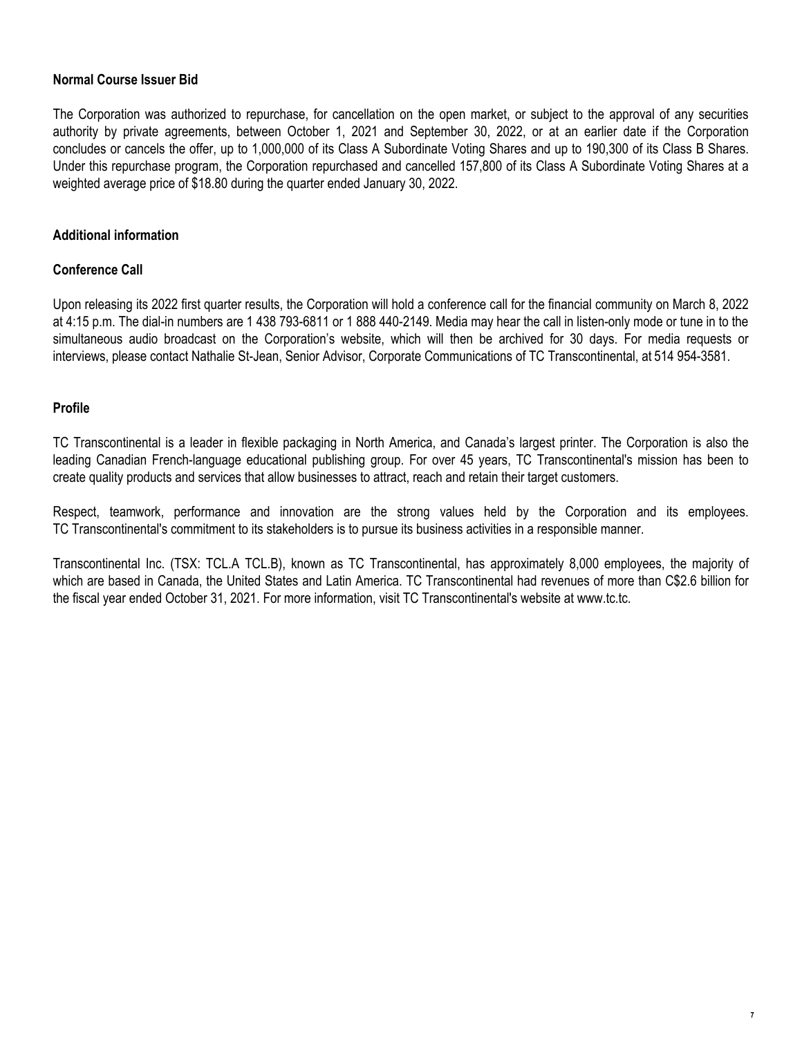## Normal Course Issuer Bid

The Corporation was authorized to repurchase, for cancellation on the open market, or subject to the approval of any securities authority by private agreements, between October 1, 2021 and September 30, 2022, or at an earlier date if the Corporation concludes or cancels the offer, up to 1,000,000 of its Class A Subordinate Voting Shares and up to 190,300 of its Class B Shares. Under this repurchase program, the Corporation repurchased and cancelled 157,800 of its Class A Subordinate Voting Shares at a weighted average price of $18.80 during the quarter ended January 30, 2022.

## Additional information

### Conference Call

Upon releasing its 2022 first quarter results, the Corporation will hold a conference call for the financial community on March 8, 2022 at 4:15 p.m. The dial-in numbers are 1 438 793-6811 or 1 888 440-2149. Media may hear the call in listen-only mode or tune in to the simultaneous audio broadcast on the Corporation's website, which will then be archived for 30 days. For media requests or interviews, please contact Nathalie St-Jean, Senior Advisor, Corporate Communications of TC Transcontinental, at 514 954-3581.

### Profile

TC Transcontinental is a leader in flexible packaging in North America, and Canada's largest printer. The Corporation is also the leading Canadian French-language educational publishing group. For over 45 years, TC Transcontinental's mission has been to create quality products and services that allow businesses to attract, reach and retain their target customers.

Respect, teamwork, performance and innovation are the strong values held by the Corporation and its employees. TC Transcontinental's commitment to its stakeholders is to pursue its business activities in a responsible manner.

Transcontinental Inc. (TSX: TCL.A TCL.B), known as TC Transcontinental, has approximately 8,000 employees, the majority of which are based in Canada, the United States and Latin America. TC Transcontinental had revenues of more than C$2.6 billion for the fiscal year ended October 31, 2021. For more information, visit TC Transcontinental's website at www.tc.tc.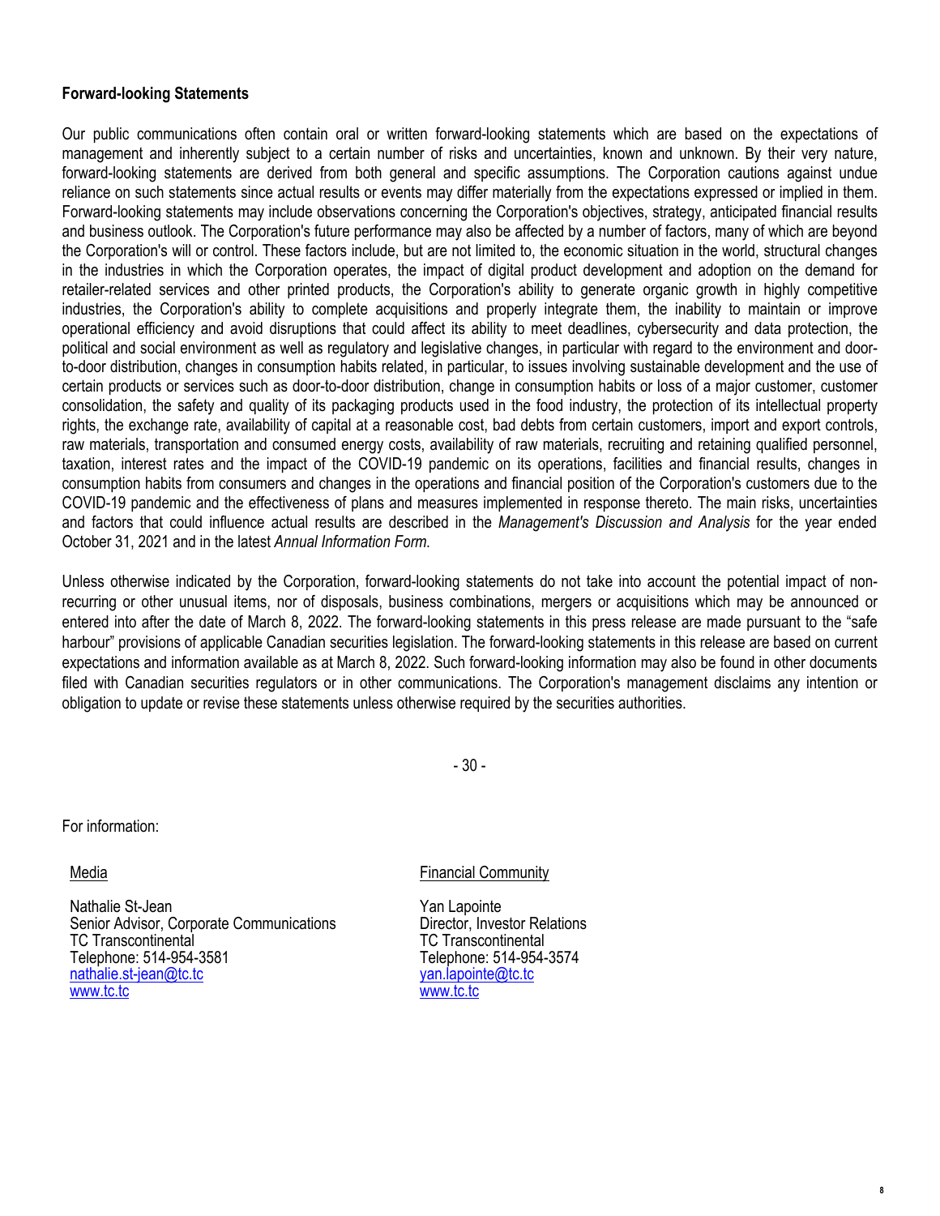**Forward-looking Statements**

Our public communications often contain oral or written forward-looking statements which are based on the expectations of management and inherently subject to a certain number of risks and uncertainties, known and unknown. By their very nature, forward-looking statements are derived from both general and specific assumptions. The Corporation cautions against undue reliance on such statements since actual results or events may differ materially from the expectations expressed or implied in them. Forward-looking statements may include observations concerning the Corporation's objectives, strategy, anticipated financial results and business outlook. The Corporation's future performance may also be affected by a number of factors, many of which are beyond the Corporation's will or control. These factors include, but are not limited to, the economic situation in the world, structural changes in the industries in which the Corporation operates, the impact of digital product development and adoption on the demand for retailer-related services and other printed products, the Corporation's ability to generate organic growth in highly competitive industries, the Corporation's ability to complete acquisitions and properly integrate them, the inability to maintain or improve operational efficiency and avoid disruptions that could affect its ability to meet deadlines, cybersecurity and data protection, the political and social environment as well as regulatory and legislative changes, in particular with regard to the environment and door-to-door distribution, changes in consumption habits related, in particular, to issues involving sustainable development and the use of certain products or services such as door-to-door distribution, change in consumption habits or loss of a major customer, customer consolidation, the safety and quality of its packaging products used in the food industry, the protection of its intellectual property rights, the exchange rate, availability of capital at a reasonable cost, bad debts from certain customers, import and export controls, raw materials, transportation and consumed energy costs, availability of raw materials, recruiting and retaining qualified personnel, taxation, interest rates and the impact of the COVID-19 pandemic on its operations, facilities and financial results, changes in consumption habits from consumers and changes in the operations and financial position of the Corporation's customers due to the COVID-19 pandemic and the effectiveness of plans and measures implemented in response thereto. The main risks, uncertainties and factors that could influence actual results are described in the *Management's Discussion and Analysis* for the year ended October 31, 2021 and in the latest *Annual Information Form.*

Unless otherwise indicated by the Corporation, forward-looking statements do not take into account the potential impact of non-recurring or other unusual items, nor of disposals, business combinations, mergers or acquisitions which may be announced or entered into after the date of March 8, 2022. The forward-looking statements in this press release are made pursuant to the "safe harbour" provisions of applicable Canadian securities legislation. The forward-looking statements in this release are based on current expectations and information available as at March 8, 2022. Such forward-looking information may also be found in other documents filed with Canadian securities regulators or in other communications. The Corporation's management disclaims any intention or obligation to update or revise these statements unless otherwise required by the securities authorities.

\- 30 -

For information:

Media

Nathalie St-Jean
Senior Advisor, Corporate Communications
TC Transcontinental
Telephone: 514-954-3581
nathalie.st-jean@tc.tc
www.tc.tc

Financial Community

Yan Lapointe
Director, Investor Relations
TC Transcontinental
Telephone: 514-954-3574
yan.lapointe@tc.tc
www.tc.tc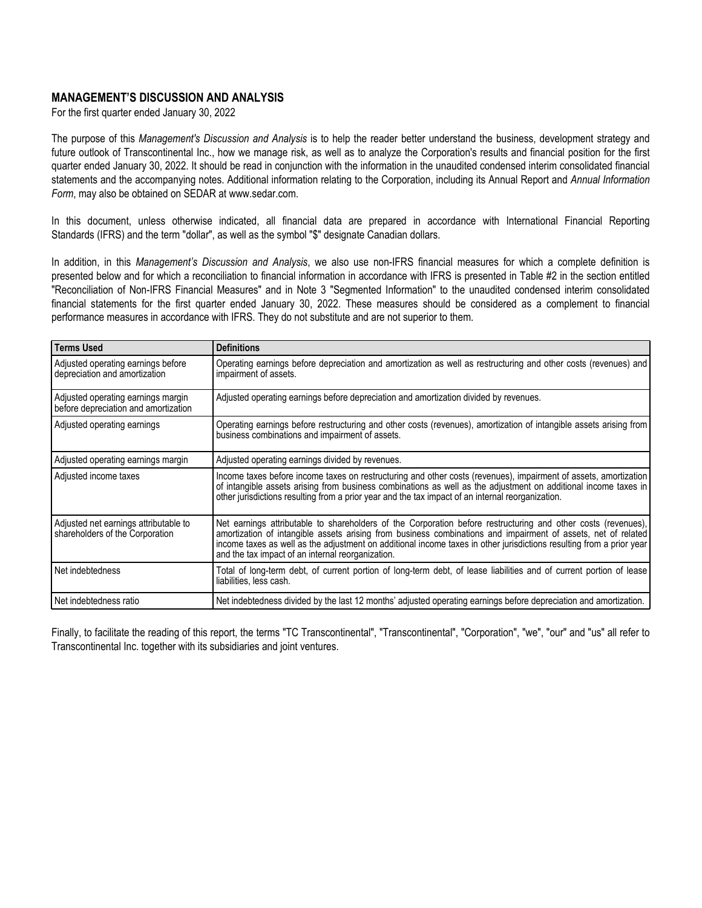## MANAGEMENT'S DISCUSSION AND ANALYSIS

For the first quarter ended January 30, 2022

The purpose of this *Management's Discussion and Analysis* is to help the reader better understand the business, development strategy and future outlook of Transcontinental Inc., how we manage risk, as well as to analyze the Corporation's results and financial position for the first quarter ended January 30, 2022. It should be read in conjunction with the information in the unaudited condensed interim consolidated financial statements and the accompanying notes. Additional information relating to the Corporation, including its Annual Report and *Annual Information Form*, may also be obtained on SEDAR at www.sedar.com.

In this document, unless otherwise indicated, all financial data are prepared in accordance with International Financial Reporting Standards (IFRS) and the term "dollar", as well as the symbol "$" designate Canadian dollars.

In addition, in this *Management's Discussion and Analysis*, we also use non-IFRS financial measures for which a complete definition is presented below and for which a reconciliation to financial information in accordance with IFRS is presented in Table #2 in the section entitled "Reconciliation of Non-IFRS Financial Measures" and in Note 3 "Segmented Information" to the unaudited condensed interim consolidated financial statements for the first quarter ended January 30, 2022. These measures should be considered as a complement to financial performance measures in accordance with IFRS. They do not substitute and are not superior to them.

| Terms Used | Definitions |
|---|---|
| Adjusted operating earnings before depreciation and amortization | Operating earnings before depreciation and amortization as well as restructuring and other costs (revenues) and impairment of assets. |
| Adjusted operating earnings margin before depreciation and amortization | Adjusted operating earnings before depreciation and amortization divided by revenues. |
| Adjusted operating earnings | Operating earnings before restructuring and other costs (revenues), amortization of intangible assets arising from business combinations and impairment of assets. |
| Adjusted operating earnings margin | Adjusted operating earnings divided by revenues. |
| Adjusted income taxes | Income taxes before income taxes on restructuring and other costs (revenues), impairment of assets, amortization of intangible assets arising from business combinations as well as the adjustment on additional income taxes in other jurisdictions resulting from a prior year and the tax impact of an internal reorganization. |
| Adjusted net earnings attributable to shareholders of the Corporation | Net earnings attributable to shareholders of the Corporation before restructuring and other costs (revenues), amortization of intangible assets arising from business combinations and impairment of assets, net of related income taxes as well as the adjustment on additional income taxes in other jurisdictions resulting from a prior year and the tax impact of an internal reorganization. |
| Net indebtedness | Total of long-term debt, of current portion of long-term debt, of lease liabilities and of current portion of lease liabilities, less cash. |
| Net indebtedness ratio | Net indebtedness divided by the last 12 months' adjusted operating earnings before depreciation and amortization. |

Finally, to facilitate the reading of this report, the terms "TC Transcontinental", "Transcontinental", "Corporation", "we", "our" and "us" all refer to Transcontinental Inc. together with its subsidiaries and joint ventures.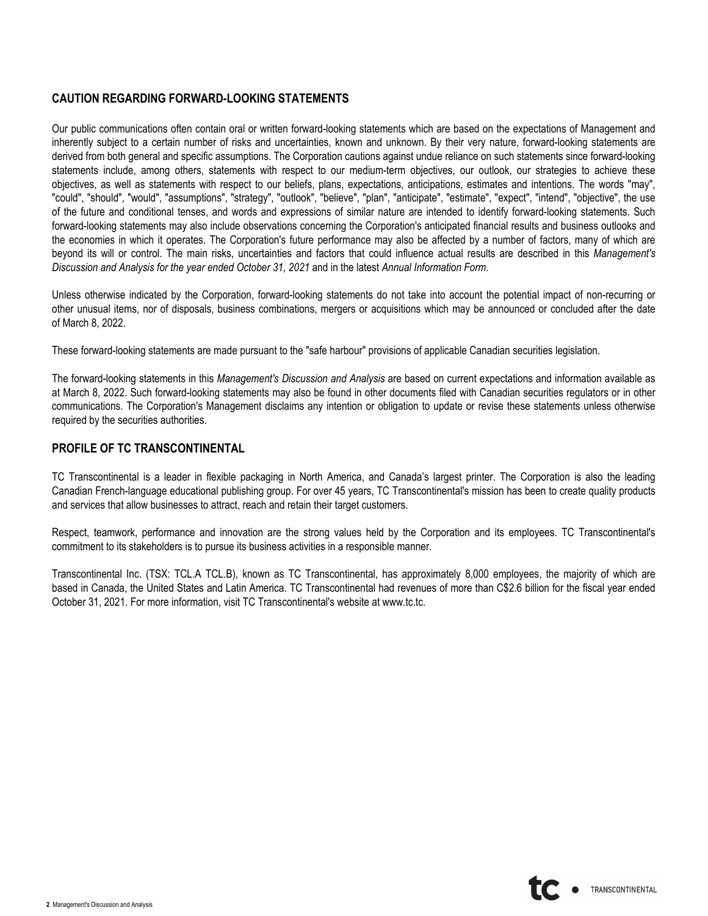## CAUTION REGARDING FORWARD-LOOKING STATEMENTS

Our public communications often contain oral or written forward-looking statements which are based on the expectations of Management and inherently subject to a certain number of risks and uncertainties, known and unknown. By their very nature, forward-looking statements are derived from both general and specific assumptions. The Corporation cautions against undue reliance on such statements since forward-looking statements include, among others, statements with respect to our medium-term objectives, our outlook, our strategies to achieve these objectives, as well as statements with respect to our beliefs, plans, expectations, anticipations, estimates and intentions. The words "may", "could", "should", "would", "assumptions", "strategy", "outlook", "believe", "plan", "anticipate", "estimate", "expect", "intend", "objective", the use of the future and conditional tenses, and words and expressions of similar nature are intended to identify forward-looking statements. Such forward-looking statements may also include observations concerning the Corporation's anticipated financial results and business outlooks and the economies in which it operates. The Corporation's future performance may also be affected by a number of factors, many of which are beyond its will or control. The main risks, uncertainties and factors that could influence actual results are described in this *Management's Discussion and Analysis for the year ended October 31, 2021* and in the latest *Annual Information Form*.

Unless otherwise indicated by the Corporation, forward-looking statements do not take into account the potential impact of non-recurring or other unusual items, nor of disposals, business combinations, mergers or acquisitions which may be announced or concluded after the date of March 8, 2022.

These forward-looking statements are made pursuant to the "safe harbour" provisions of applicable Canadian securities legislation.

The forward-looking statements in this *Management's Discussion and Analysis* are based on current expectations and information available as at March 8, 2022. Such forward-looking statements may also be found in other documents filed with Canadian securities regulators or in other communications. The Corporation's Management disclaims any intention or obligation to update or revise these statements unless otherwise required by the securities authorities.

## PROFILE OF TC TRANSCONTINENTAL

TC Transcontinental is a leader in flexible packaging in North America, and Canada's largest printer. The Corporation is also the leading Canadian French-language educational publishing group. For over 45 years, TC Transcontinental's mission has been to create quality products and services that allow businesses to attract, reach and retain their target customers.

Respect, teamwork, performance and innovation are the strong values held by the Corporation and its employees. TC Transcontinental's commitment to its stakeholders is to pursue its business activities in a responsible manner.

Transcontinental Inc. (TSX: TCL.A TCL.B), known as TC Transcontinental, has approximately 8,000 employees, the majority of which are based in Canada, the United States and Latin America. TC Transcontinental had revenues of more than C$2.6 billion for the fiscal year ended October 31, 2021. For more information, visit TC Transcontinental's website at www.tc.tc.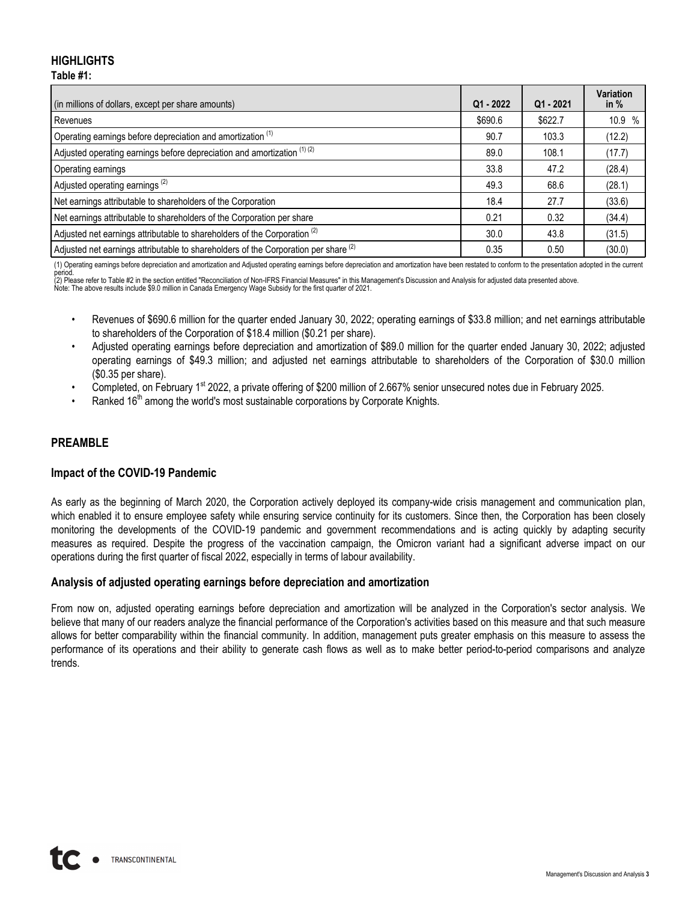## HIGHLIGHTS

**Table #1:**

| (in millions of dollars, except per share amounts) | Q1 - 2022 | Q1 - 2021 | Variation in % |
|---|---|---|---|
| Revenues | $690.6 | $622.7 | 10.9 % |
| Operating earnings before depreciation and amortization (1) | 90.7 | 103.3 | (12.2) |
| Adjusted operating earnings before depreciation and amortization (1) (2) | 89.0 | 108.1 | (17.7) |
| Operating earnings | 33.8 | 47.2 | (28.4) |
| Adjusted operating earnings (2) | 49.3 | 68.6 | (28.1) |
| Net earnings attributable to shareholders of the Corporation | 18.4 | 27.7 | (33.6) |
| Net earnings attributable to shareholders of the Corporation per share | 0.21 | 0.32 | (34.4) |
| Adjusted net earnings attributable to shareholders of the Corporation (2) | 30.0 | 43.8 | (31.5) |
| Adjusted net earnings attributable to shareholders of the Corporation per share (2) | 0.35 | 0.50 | (30.0) |

(1) Operating earnings before depreciation and amortization and Adjusted operating earnings before depreciation and amortization have been restated to conform to the presentation adopted in the current period.
(2) Please refer to Table #2 in the section entitled "Reconciliation of Non-IFRS Financial Measures" in this Management's Discussion and Analysis for adjusted data presented above.
Note: The above results include $9.0 million in Canada Emergency Wage Subsidy for the first quarter of 2021.

- Revenues of $690.6 million for the quarter ended January 30, 2022; operating earnings of $33.8 million; and net earnings attributable to shareholders of the Corporation of $18.4 million ($0.21 per share).
- Adjusted operating earnings before depreciation and amortization of $89.0 million for the quarter ended January 30, 2022; adjusted operating earnings of $49.3 million; and adjusted net earnings attributable to shareholders of the Corporation of $30.0 million ($0.35 per share).
- Completed, on February 1st 2022, a private offering of $200 million of 2.667% senior unsecured notes due in February 2025.
- Ranked 16th among the world's most sustainable corporations by Corporate Knights.

## PREAMBLE

### Impact of the COVID-19 Pandemic

As early as the beginning of March 2020, the Corporation actively deployed its company-wide crisis management and communication plan, which enabled it to ensure employee safety while ensuring service continuity for its customers. Since then, the Corporation has been closely monitoring the developments of the COVID-19 pandemic and government recommendations and is acting quickly by adapting security measures as required. Despite the progress of the vaccination campaign, the Omicron variant had a significant adverse impact on our operations during the first quarter of fiscal 2022, especially in terms of labour availability.

### Analysis of adjusted operating earnings before depreciation and amortization

From now on, adjusted operating earnings before depreciation and amortization will be analyzed in the Corporation's sector analysis. We believe that many of our readers analyze the financial performance of the Corporation's activities based on this measure and that such measure allows for better comparability within the financial community. In addition, management puts greater emphasis on this measure to assess the performance of its operations and their ability to generate cash flows as well as to make better period-to-period comparisons and analyze trends.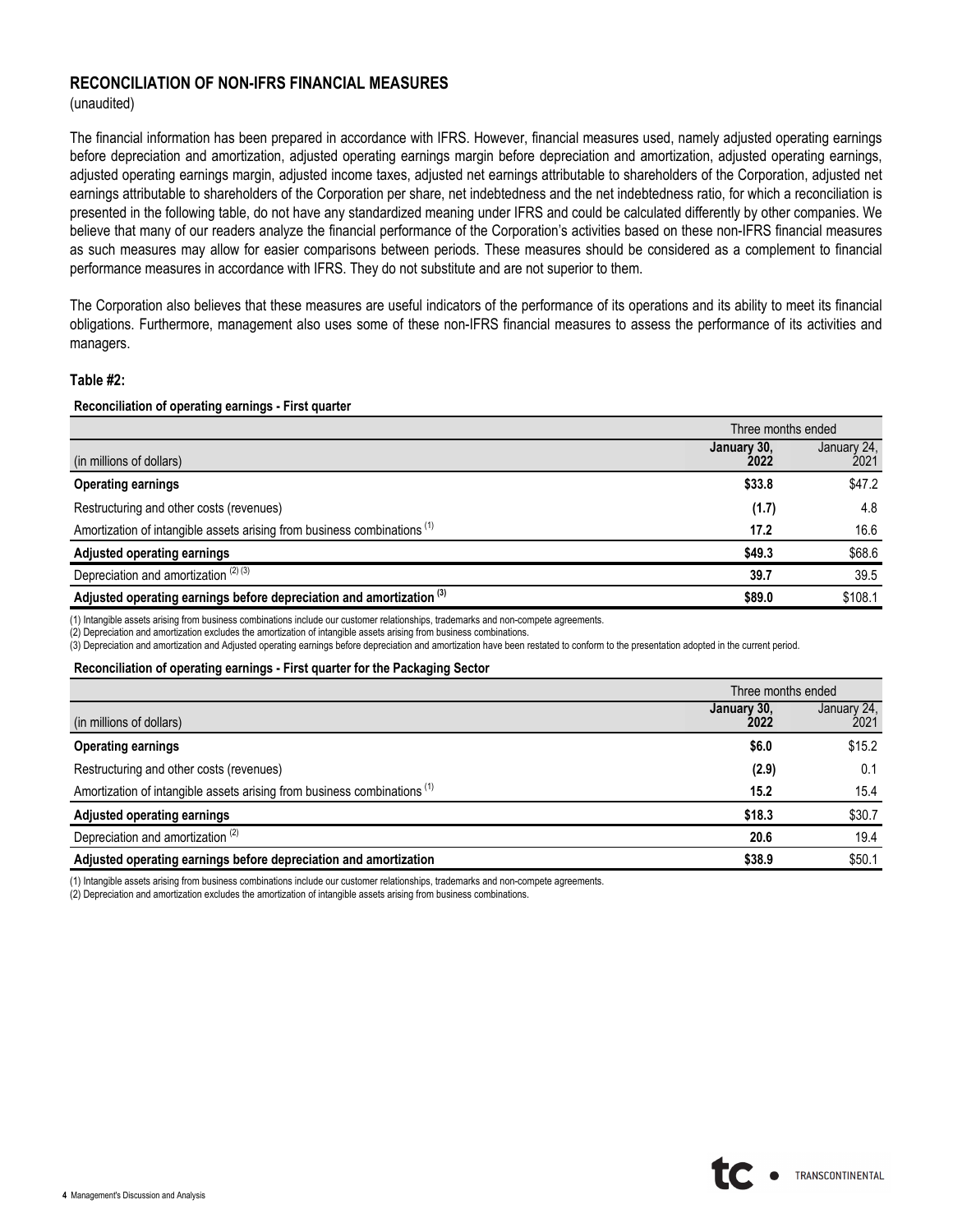## RECONCILIATION OF NON-IFRS FINANCIAL MEASURES

(unaudited)

The financial information has been prepared in accordance with IFRS. However, financial measures used, namely adjusted operating earnings before depreciation and amortization, adjusted operating earnings margin before depreciation and amortization, adjusted operating earnings, adjusted operating earnings margin, adjusted income taxes, adjusted net earnings attributable to shareholders of the Corporation, adjusted net earnings attributable to shareholders of the Corporation per share, net indebtedness and the net indebtedness ratio, for which a reconciliation is presented in the following table, do not have any standardized meaning under IFRS and could be calculated differently by other companies. We believe that many of our readers analyze the financial performance of the Corporation's activities based on these non-IFRS financial measures as such measures may allow for easier comparisons between periods. These measures should be considered as a complement to financial performance measures in accordance with IFRS. They do not substitute and are not superior to them.

The Corporation also believes that these measures are useful indicators of the performance of its operations and its ability to meet its financial obligations. Furthermore, management also uses some of these non-IFRS financial measures to assess the performance of its activities and managers.

**Table #2:**

**Reconciliation of operating earnings - First quarter**

| | Three months ended | |
|---|---|---|
| (in millions of dollars) | **January 30, 2022** | January 24, 2021 |
| **Operating earnings** | **$33.8** | $47.2 |
| Restructuring and other costs (revenues) | **(1.7)** | 4.8 |
| Amortization of intangible assets arising from business combinations (1) | **17.2** | 16.6 |
| **Adjusted operating earnings** | **$49.3** | $68.6 |
| Depreciation and amortization (2) (3) | **39.7** | 39.5 |
| **Adjusted operating earnings before depreciation and amortization (3)** | **$89.0** | $108.1 |

(1) Intangible assets arising from business combinations include our customer relationships, trademarks and non-compete agreements.
(2) Depreciation and amortization excludes the amortization of intangible assets arising from business combinations.
(3) Depreciation and amortization and Adjusted operating earnings before depreciation and amortization have been restated to conform to the presentation adopted in the current period.

**Reconciliation of operating earnings - First quarter for the Packaging Sector**

| | Three months ended | |
|---|---|---|
| (in millions of dollars) | **January 30, 2022** | January 24, 2021 |
| **Operating earnings** | **$6.0** | $15.2 |
| Restructuring and other costs (revenues) | **(2.9)** | 0.1 |
| Amortization of intangible assets arising from business combinations (1) | **15.2** | 15.4 |
| **Adjusted operating earnings** | **$18.3** | $30.7 |
| Depreciation and amortization (2) | **20.6** | 19.4 |
| **Adjusted operating earnings before depreciation and amortization** | **$38.9** | $50.1 |

(1) Intangible assets arising from business combinations include our customer relationships, trademarks and non-compete agreements.
(2) Depreciation and amortization excludes the amortization of intangible assets arising from business combinations.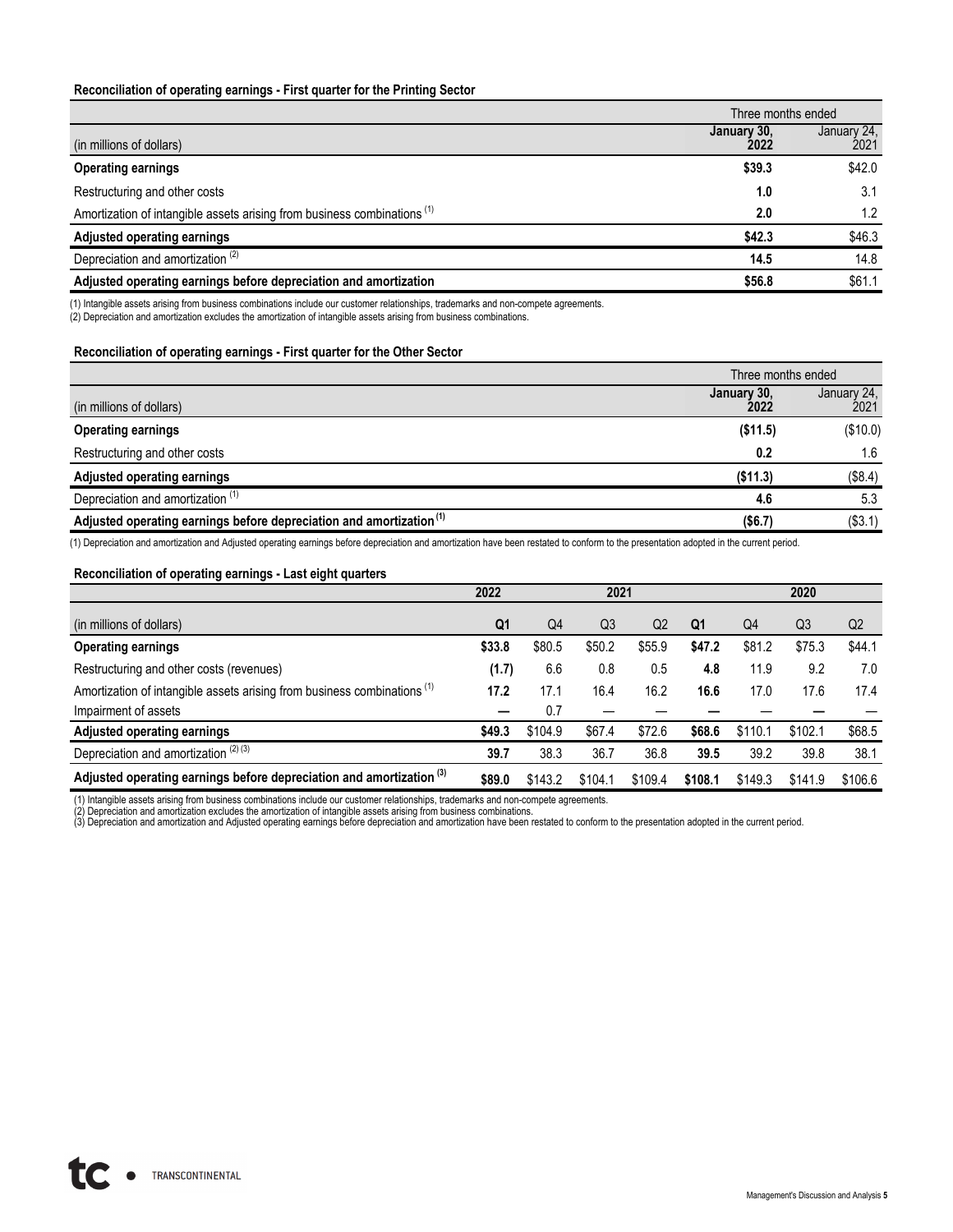**Reconciliation of operating earnings - First quarter for the Printing Sector**

| (in millions of dollars) | Three months ended January 30, 2022 | Three months ended January 24, 2021 |
|---|---|---|
| **Operating earnings** | **$39.3** | $42.0 |
| Restructuring and other costs | **1.0** | 3.1 |
| Amortization of intangible assets arising from business combinations (1) | **2.0** | 1.2 |
| **Adjusted operating earnings** | **$42.3** | $46.3 |
| Depreciation and amortization (2) | **14.5** | 14.8 |
| **Adjusted operating earnings before depreciation and amortization** | **$56.8** | $61.1 |

(1) Intangible assets arising from business combinations include our customer relationships, trademarks and non-compete agreements.
(2) Depreciation and amortization excludes the amortization of intangible assets arising from business combinations.

**Reconciliation of operating earnings - First quarter for the Other Sector**

| (in millions of dollars) | Three months ended January 30, 2022 | Three months ended January 24, 2021 |
|---|---|---|
| **Operating earnings** | **($11.5)** | ($10.0) |
| Restructuring and other costs | **0.2** | 1.6 |
| **Adjusted operating earnings** | **($11.3)** | ($8.4) |
| Depreciation and amortization (1) | **4.6** | 5.3 |
| **Adjusted operating earnings before depreciation and amortization (1)** | **($6.7)** | ($3.1) |

(1) Depreciation and amortization and Adjusted operating earnings before depreciation and amortization have been restated to conform to the presentation adopted in the current period.

**Reconciliation of operating earnings - Last eight quarters**

| | 2022 | 2021 | | | | 2020 | | |
|---|---|---|---|---|---|---|---|---|
| (in millions of dollars) | **Q1** | Q4 | Q3 | Q2 | **Q1** | Q4 | Q3 | Q2 |
| **Operating earnings** | **$33.8** | $80.5 | $50.2 | $55.9 | **$47.2** | $81.2 | $75.3 | $44.1 |
| Restructuring and other costs (revenues) | **(1.7)** | 6.6 | 0.8 | 0.5 | **4.8** | 11.9 | 9.2 | 7.0 |
| Amortization of intangible assets arising from business combinations (1) | **17.2** | 17.1 | 16.4 | 16.2 | **16.6** | 17.0 | 17.6 | 17.4 |
| Impairment of assets | **—** | 0.7 | — | — | **—** | — | **—** | — |
| **Adjusted operating earnings** | **$49.3** | $104.9 | $67.4 | $72.6 | **$68.6** | $110.1 | $102.1 | $68.5 |
| Depreciation and amortization (2) (3) | **39.7** | 38.3 | 36.7 | 36.8 | **39.5** | 39.2 | 39.8 | 38.1 |
| **Adjusted operating earnings before depreciation and amortization (3)** | **$89.0** | $143.2 | $104.1 | $109.4 | **$108.1** | $149.3 | $141.9 | $106.6 |

(1) Intangible assets arising from business combinations include our customer relationships, trademarks and non-compete agreements.
(2) Depreciation and amortization excludes the amortization of intangible assets arising from business combinations.
(3) Depreciation and amortization and Adjusted operating earnings before depreciation and amortization have been restated to conform to the presentation adopted in the current period.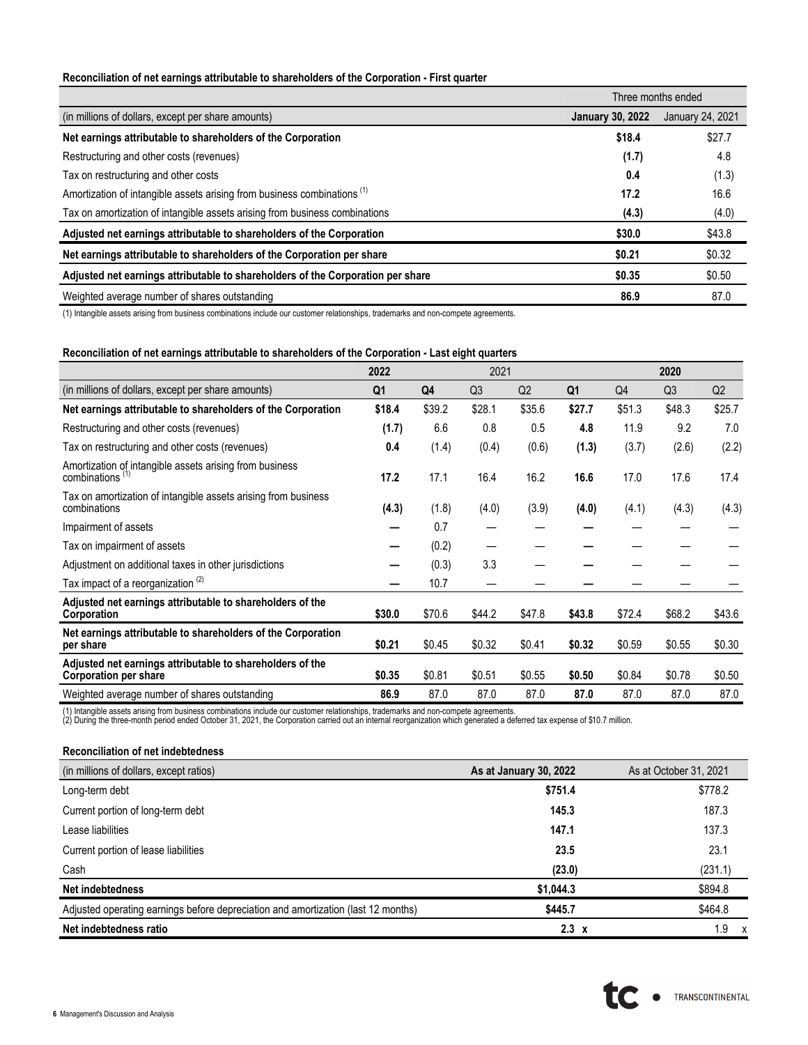**Reconciliation of net earnings attributable to shareholders of the Corporation - First quarter**

| | Three months ended | |
|---|---|---|
| (in millions of dollars, except per share amounts) | **January 30, 2022** | January 24, 2021 |
| **Net earnings attributable to shareholders of the Corporation** | **$18.4** | $27.7 |
| Restructuring and other costs (revenues) | **(1.7)** | 4.8 |
| Tax on restructuring and other costs | **0.4** | (1.3) |
| Amortization of intangible assets arising from business combinations (1) | **17.2** | 16.6 |
| Tax on amortization of intangible assets arising from business combinations | **(4.3)** | (4.0) |
| **Adjusted net earnings attributable to shareholders of the Corporation** | **$30.0** | $43.8 |
| **Net earnings attributable to shareholders of the Corporation per share** | **$0.21** | $0.32 |
| **Adjusted net earnings attributable to shareholders of the Corporation per share** | **$0.35** | $0.50 |
| Weighted average number of shares outstanding | **86.9** | 87.0 |

(1) Intangible assets arising from business combinations include our customer relationships, trademarks and non-compete agreements.

**Reconciliation of net earnings attributable to shareholders of the Corporation - Last eight quarters**

| | **2022** | 2021 | | | | **2020** | | |
|---|---|---|---|---|---|---|---|---|
| (in millions of dollars, except per share amounts) | **Q1** | **Q4** | Q3 | Q2 | **Q1** | Q4 | Q3 | Q2 |
| **Net earnings attributable to shareholders of the Corporation** | **$18.4** | $39.2 | $28.1 | $35.6 | **$27.7** | $51.3 | $48.3 | $25.7 |
| Restructuring and other costs (revenues) | **(1.7)** | 6.6 | 0.8 | 0.5 | **4.8** | 11.9 | 9.2 | 7.0 |
| Tax on restructuring and other costs (revenues) | **0.4** | (1.4) | (0.4) | (0.6) | **(1.3)** | (3.7) | (2.6) | (2.2) |
| Amortization of intangible assets arising from business combinations (1) | **17.2** | 17.1 | 16.4 | 16.2 | **16.6** | 17.0 | 17.6 | 17.4 |
| Tax on amortization of intangible assets arising from business combinations | **(4.3)** | (1.8) | (4.0) | (3.9) | **(4.0)** | (4.1) | (4.3) | (4.3) |
| Impairment of assets | **—** | 0.7 | — | — | **—** | — | — | — |
| Tax on impairment of assets | **—** | (0.2) | — | — | **—** | — | — | — |
| Adjustment on additional taxes in other jurisdictions | **—** | (0.3) | 3.3 | — | **—** | — | — | — |
| Tax impact of a reorganization (2) | **—** | 10.7 | — | — | **—** | — | — | — |
| **Adjusted net earnings attributable to shareholders of the Corporation** | **$30.0** | $70.6 | $44.2 | $47.8 | **$43.8** | $72.4 | $68.2 | $43.6 |
| **Net earnings attributable to shareholders of the Corporation per share** | **$0.21** | $0.45 | $0.32 | $0.41 | **$0.32** | $0.59 | $0.55 | $0.30 |
| **Adjusted net earnings attributable to shareholders of the Corporation per share** | **$0.35** | $0.81 | $0.51 | $0.55 | **$0.50** | $0.84 | $0.78 | $0.50 |
| Weighted average number of shares outstanding | **86.9** | 87.0 | 87.0 | 87.0 | **87.0** | 87.0 | 87.0 | 87.0 |

(1) Intangible assets arising from business combinations include our customer relationships, trademarks and non-compete agreements.
(2) During the three-month period ended October 31, 2021, the Corporation carried out an internal reorganization which generated a deferred tax expense of $10.7 million.

**Reconciliation of net indebtedness**

| (in millions of dollars, except ratios) | **As at January 30, 2022** | As at October 31, 2021 |
|---|---|---|
| Long-term debt | **$751.4** | $778.2 |
| Current portion of long-term debt | **145.3** | 187.3 |
| Lease liabilities | **147.1** | 137.3 |
| Current portion of lease liabilities | **23.5** | 23.1 |
| Cash | **(23.0)** | (231.1) |
| **Net indebtedness** | **$1,044.3** | $894.8 |
| Adjusted operating earnings before depreciation and amortization (last 12 months) | **$445.7** | $464.8 |
| **Net indebtedness ratio** | **2.3 x** | 1.9 x |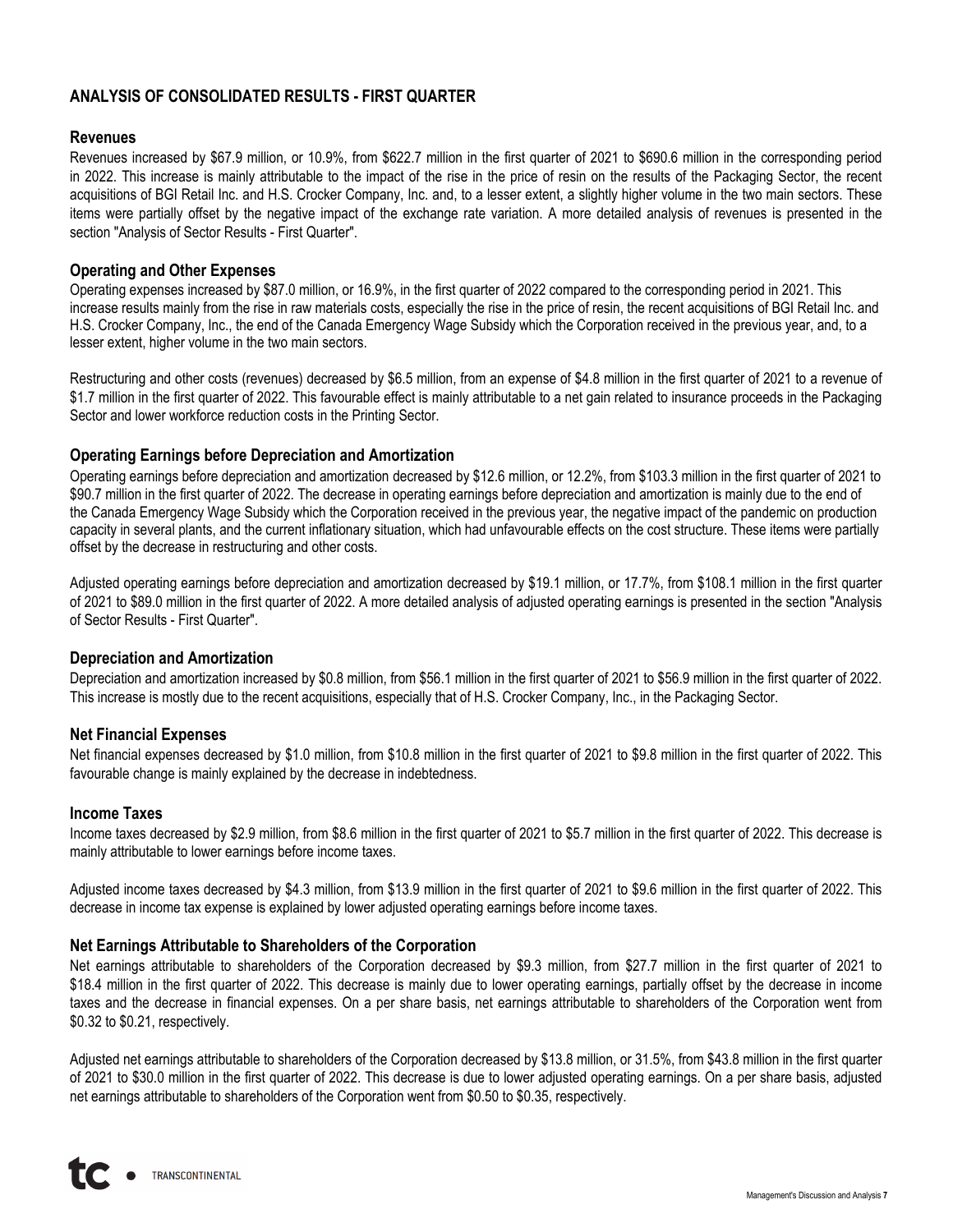## ANALYSIS OF CONSOLIDATED RESULTS - FIRST QUARTER

### Revenues

Revenues increased by $67.9 million, or 10.9%, from $622.7 million in the first quarter of 2021 to $690.6 million in the corresponding period in 2022. This increase is mainly attributable to the impact of the rise in the price of resin on the results of the Packaging Sector, the recent acquisitions of BGI Retail Inc. and H.S. Crocker Company, Inc. and, to a lesser extent, a slightly higher volume in the two main sectors. These items were partially offset by the negative impact of the exchange rate variation. A more detailed analysis of revenues is presented in the section "Analysis of Sector Results - First Quarter".

### Operating and Other Expenses

Operating expenses increased by $87.0 million, or 16.9%, in the first quarter of 2022 compared to the corresponding period in 2021. This increase results mainly from the rise in raw materials costs, especially the rise in the price of resin, the recent acquisitions of BGI Retail Inc. and H.S. Crocker Company, Inc., the end of the Canada Emergency Wage Subsidy which the Corporation received in the previous year, and, to a lesser extent, higher volume in the two main sectors.

Restructuring and other costs (revenues) decreased by $6.5 million, from an expense of $4.8 million in the first quarter of 2021 to a revenue of $1.7 million in the first quarter of 2022. This favourable effect is mainly attributable to a net gain related to insurance proceeds in the Packaging Sector and lower workforce reduction costs in the Printing Sector.

### Operating Earnings before Depreciation and Amortization

Operating earnings before depreciation and amortization decreased by $12.6 million, or 12.2%, from $103.3 million in the first quarter of 2021 to $90.7 million in the first quarter of 2022. The decrease in operating earnings before depreciation and amortization is mainly due to the end of the Canada Emergency Wage Subsidy which the Corporation received in the previous year, the negative impact of the pandemic on production capacity in several plants, and the current inflationary situation, which had unfavourable effects on the cost structure. These items were partially offset by the decrease in restructuring and other costs.

Adjusted operating earnings before depreciation and amortization decreased by $19.1 million, or 17.7%, from $108.1 million in the first quarter of 2021 to $89.0 million in the first quarter of 2022. A more detailed analysis of adjusted operating earnings is presented in the section "Analysis of Sector Results - First Quarter".

### Depreciation and Amortization

Depreciation and amortization increased by $0.8 million, from $56.1 million in the first quarter of 2021 to $56.9 million in the first quarter of 2022. This increase is mostly due to the recent acquisitions, especially that of H.S. Crocker Company, Inc., in the Packaging Sector.

### Net Financial Expenses

Net financial expenses decreased by $1.0 million, from $10.8 million in the first quarter of 2021 to $9.8 million in the first quarter of 2022. This favourable change is mainly explained by the decrease in indebtedness.

### Income Taxes

Income taxes decreased by $2.9 million, from $8.6 million in the first quarter of 2021 to $5.7 million in the first quarter of 2022. This decrease is mainly attributable to lower earnings before income taxes.

Adjusted income taxes decreased by $4.3 million, from $13.9 million in the first quarter of 2021 to $9.6 million in the first quarter of 2022. This decrease in income tax expense is explained by lower adjusted operating earnings before income taxes.

### Net Earnings Attributable to Shareholders of the Corporation

Net earnings attributable to shareholders of the Corporation decreased by $9.3 million, from $27.7 million in the first quarter of 2021 to $18.4 million in the first quarter of 2022. This decrease is mainly due to lower operating earnings, partially offset by the decrease in income taxes and the decrease in financial expenses. On a per share basis, net earnings attributable to shareholders of the Corporation went from $0.32 to $0.21, respectively.

Adjusted net earnings attributable to shareholders of the Corporation decreased by $13.8 million, or 31.5%, from $43.8 million in the first quarter of 2021 to $30.0 million in the first quarter of 2022. This decrease is due to lower adjusted operating earnings. On a per share basis, adjusted net earnings attributable to shareholders of the Corporation went from $0.50 to $0.35, respectively.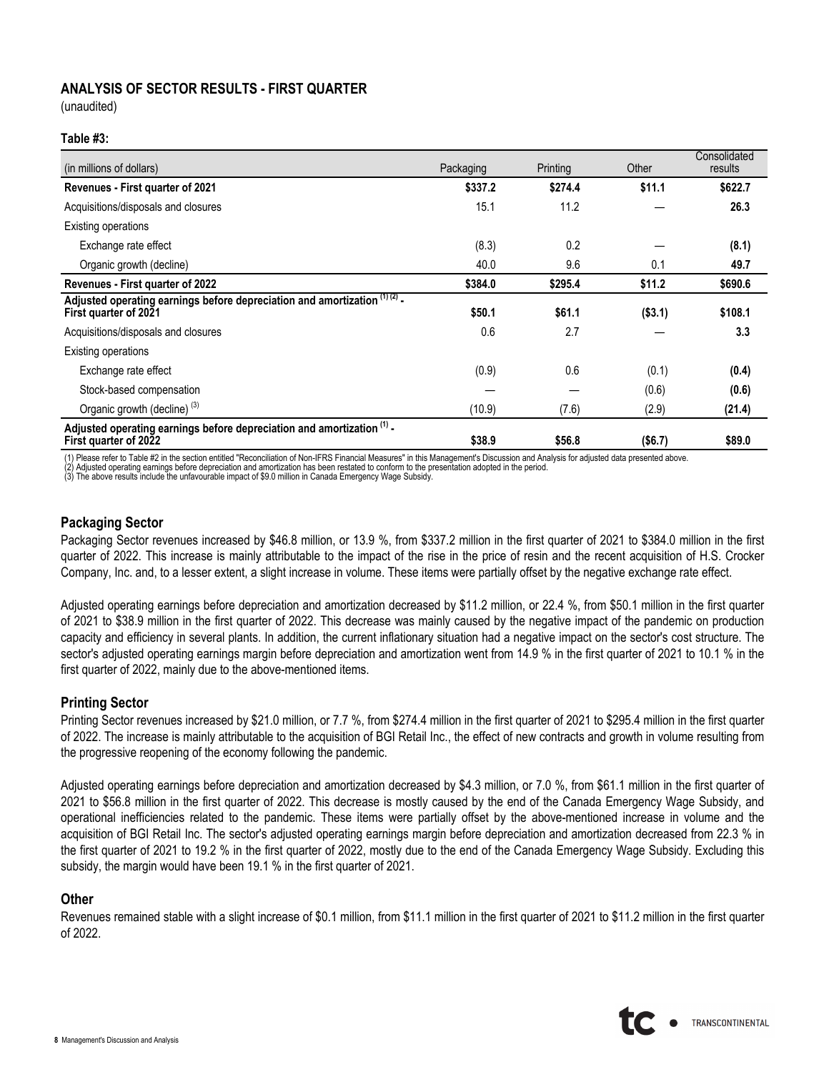## ANALYSIS OF SECTOR RESULTS - FIRST QUARTER

(unaudited)

**Table #3:**

| (in millions of dollars) | Packaging | Printing | Other | Consolidated results |
|---|---|---|---|---|
| **Revenues - First quarter of 2021** | **$337.2** | **$274.4** | **$11.1** | **$622.7** |
| Acquisitions/disposals and closures | 15.1 | 11.2 | — | **26.3** |
| Existing operations | | | | |
| Exchange rate effect | (8.3) | 0.2 | — | **(8.1)** |
| Organic growth (decline) | 40.0 | 9.6 | 0.1 | **49.7** |
| **Revenues - First quarter of 2022** | **$384.0** | **$295.4** | **$11.2** | **$690.6** |
| **Adjusted operating earnings before depreciation and amortization [(1) (2)] - First quarter of 2021** | **$50.1** | **$61.1** | **($3.1)** | **$108.1** |
| Acquisitions/disposals and closures | 0.6 | 2.7 | — | **3.3** |
| Existing operations | | | | |
| Exchange rate effect | (0.9) | 0.6 | (0.1) | **(0.4)** |
| Stock-based compensation | — | — | (0.6) | **(0.6)** |
| Organic growth (decline) [(3)] | (10.9) | (7.6) | (2.9) | **(21.4)** |
| **Adjusted operating earnings before depreciation and amortization [(1)] - First quarter of 2022** | **$38.9** | **$56.8** | **($6.7)** | **$89.0** |

(1) Please refer to Table #2 in the section entitled "Reconciliation of Non-IFRS Financial Measures" in this Management's Discussion and Analysis for adjusted data presented above.
(2) Adjusted operating earnings before depreciation and amortization has been restated to conform to the presentation adopted in the period.
(3) The above results include the unfavourable impact of $9.0 million in Canada Emergency Wage Subsidy.

### Packaging Sector

Packaging Sector revenues increased by $46.8 million, or 13.9 %, from $337.2 million in the first quarter of 2021 to $384.0 million in the first quarter of 2022. This increase is mainly attributable to the impact of the rise in the price of resin and the recent acquisition of H.S. Crocker Company, Inc. and, to a lesser extent, a slight increase in volume. These items were partially offset by the negative exchange rate effect.

Adjusted operating earnings before depreciation and amortization decreased by $11.2 million, or 22.4 %, from $50.1 million in the first quarter of 2021 to $38.9 million in the first quarter of 2022. This decrease was mainly caused by the negative impact of the pandemic on production capacity and efficiency in several plants. In addition, the current inflationary situation had a negative impact on the sector's cost structure. The sector's adjusted operating earnings margin before depreciation and amortization went from 14.9 % in the first quarter of 2021 to 10.1 % in the first quarter of 2022, mainly due to the above-mentioned items.

### Printing Sector

Printing Sector revenues increased by $21.0 million, or 7.7 %, from $274.4 million in the first quarter of 2021 to $295.4 million in the first quarter of 2022. The increase is mainly attributable to the acquisition of BGI Retail Inc., the effect of new contracts and growth in volume resulting from the progressive reopening of the economy following the pandemic.

Adjusted operating earnings before depreciation and amortization decreased by $4.3 million, or 7.0 %, from $61.1 million in the first quarter of 2021 to $56.8 million in the first quarter of 2022. This decrease is mostly caused by the end of the Canada Emergency Wage Subsidy, and operational inefficiencies related to the pandemic. These items were partially offset by the above-mentioned increase in volume and the acquisition of BGI Retail Inc. The sector's adjusted operating earnings margin before depreciation and amortization decreased from 22.3 % in the first quarter of 2021 to 19.2 % in the first quarter of 2022, mostly due to the end of the Canada Emergency Wage Subsidy. Excluding this subsidy, the margin would have been 19.1 % in the first quarter of 2021.

### Other

Revenues remained stable with a slight increase of $0.1 million, from $11.1 million in the first quarter of 2021 to $11.2 million in the first quarter of 2022.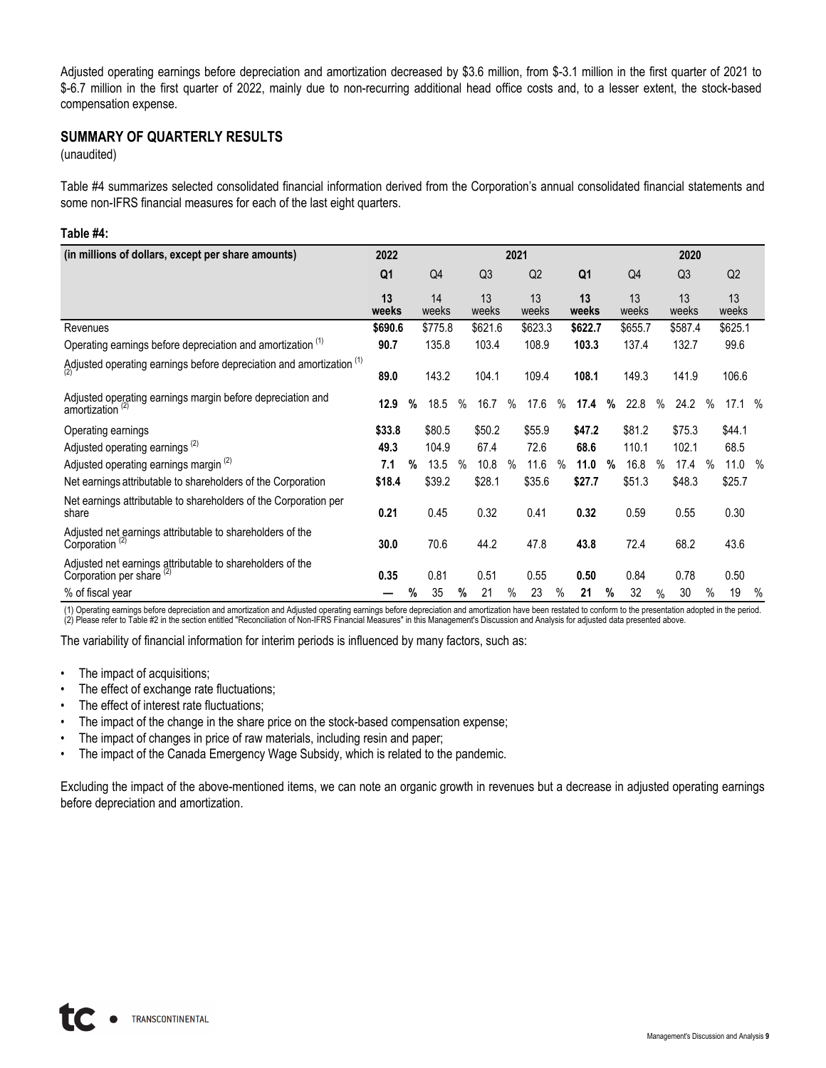Adjusted operating earnings before depreciation and amortization decreased by \$3.6 million, from \$-3.1 million in the first quarter of 2021 to \$-6.7 million in the first quarter of 2022, mainly due to non-recurring additional head office costs and, to a lesser extent, the stock-based compensation expense.

## SUMMARY OF QUARTERLY RESULTS

(unaudited)

Table #4 summarizes selected consolidated financial information derived from the Corporation's annual consolidated financial statements and some non-IFRS financial measures for each of the last eight quarters.

**Table #4:**

| (in millions of dollars, except per share amounts) | 2022 | 2021 | | | | 2020 | | |
|---|---|---|---|---|---|---|---|---|
| | **Q1** | Q4 | Q3 | Q2 | **Q1** | Q4 | Q3 | Q2 |
| | **13 weeks** | 14 weeks | 13 weeks | 13 weeks | **13 weeks** | 13 weeks | 13 weeks | 13 weeks |
| Revenues | **\$690.6** | \$775.8 | \$621.6 | \$623.3 | **\$622.7** | \$655.7 | \$587.4 | \$625.1 |
| Operating earnings before depreciation and amortization (1) | **90.7** | 135.8 | 103.4 | 108.9 | **103.3** | 137.4 | 132.7 | 99.6 |
| Adjusted operating earnings before depreciation and amortization (1) (2) | **89.0** | 143.2 | 104.1 | 109.4 | **108.1** | 149.3 | 141.9 | 106.6 |
| Adjusted operating earnings margin before depreciation and amortization (2) | **12.9 %** | 18.5 % | 16.7 % | 17.6 % | **17.4 %** | 22.8 % | 24.2 % | 17.1 % |
| Operating earnings | **\$33.8** | \$80.5 | \$50.2 | \$55.9 | **\$47.2** | \$81.2 | \$75.3 | \$44.1 |
| Adjusted operating earnings (2) | **49.3** | 104.9 | 67.4 | 72.6 | **68.6** | 110.1 | 102.1 | 68.5 |
| Adjusted operating earnings margin (2) | **7.1 %** | 13.5 % | 10.8 % | 11.6 % | **11.0 %** | 16.8 % | 17.4 % | 11.0 % |
| Net earnings attributable to shareholders of the Corporation | **\$18.4** | \$39.2 | \$28.1 | \$35.6 | **\$27.7** | \$51.3 | \$48.3 | \$25.7 |
| Net earnings attributable to shareholders of the Corporation per share | **0.21** | 0.45 | 0.32 | 0.41 | **0.32** | 0.59 | 0.55 | 0.30 |
| Adjusted net earnings attributable to shareholders of the Corporation (2) | **30.0** | 70.6 | 44.2 | 47.8 | **43.8** | 72.4 | 68.2 | 43.6 |
| Adjusted net earnings attributable to shareholders of the Corporation per share (2) | **0.35** | 0.81 | 0.51 | 0.55 | **0.50** | 0.84 | 0.78 | 0.50 |
| % of fiscal year | **— %** | 35 % | 21 % | 23 % | **21 %** | 32 % | 30 % | 19 % |

(1) Operating earnings before depreciation and amortization and Adjusted operating earnings before depreciation and amortization have been restated to conform to the presentation adopted in the period.
(2) Please refer to Table #2 in the section entitled "Reconciliation of Non-IFRS Financial Measures" in this Management's Discussion and Analysis for adjusted data presented above.

The variability of financial information for interim periods is influenced by many factors, such as:

- The impact of acquisitions;
- The effect of exchange rate fluctuations;
- The effect of interest rate fluctuations;
- The impact of the change in the share price on the stock-based compensation expense;
- The impact of changes in price of raw materials, including resin and paper;
- The impact of the Canada Emergency Wage Subsidy, which is related to the pandemic.

Excluding the impact of the above-mentioned items, we can note an organic growth in revenues but a decrease in adjusted operating earnings before depreciation and amortization.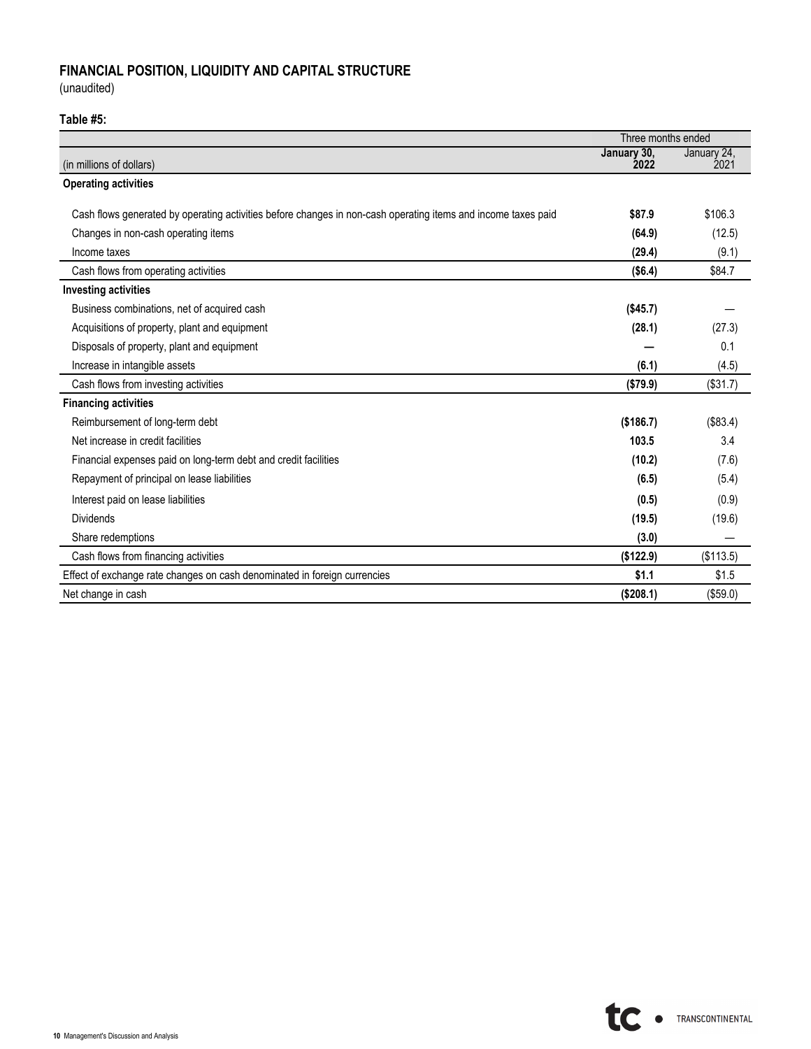## FINANCIAL POSITION, LIQUIDITY AND CAPITAL STRUCTURE

(unaudited)

**Table #5:**

| | Three months ended | |
|---|---|---|
| (in millions of dollars) | **January 30, 2022** | January 24, 2021 |
| **Operating activities** | | |
| Cash flows generated by operating activities before changes in non-cash operating items and income taxes paid | **$87.9** | $106.3 |
| Changes in non-cash operating items | **(64.9)** | (12.5) |
| Income taxes | **(29.4)** | (9.1) |
| Cash flows from operating activities | **($6.4)** | $84.7 |
| **Investing activities** | | |
| Business combinations, net of acquired cash | **($45.7)** | — |
| Acquisitions of property, plant and equipment | **(28.1)** | (27.3) |
| Disposals of property, plant and equipment | **—** | 0.1 |
| Increase in intangible assets | **(6.1)** | (4.5) |
| Cash flows from investing activities | **($79.9)** | ($31.7) |
| **Financing activities** | | |
| Reimbursement of long-term debt | **($186.7)** | ($83.4) |
| Net increase in credit facilities | **103.5** | 3.4 |
| Financial expenses paid on long-term debt and credit facilities | **(10.2)** | (7.6) |
| Repayment of principal on lease liabilities | **(6.5)** | (5.4) |
| Interest paid on lease liabilities | **(0.5)** | (0.9) |
| Dividends | **(19.5)** | (19.6) |
| Share redemptions | **(3.0)** | — |
| Cash flows from financing activities | **($122.9)** | ($113.5) |
| Effect of exchange rate changes on cash denominated in foreign currencies | **$1.1** | $1.5 |
| Net change in cash | **($208.1)** | ($59.0) |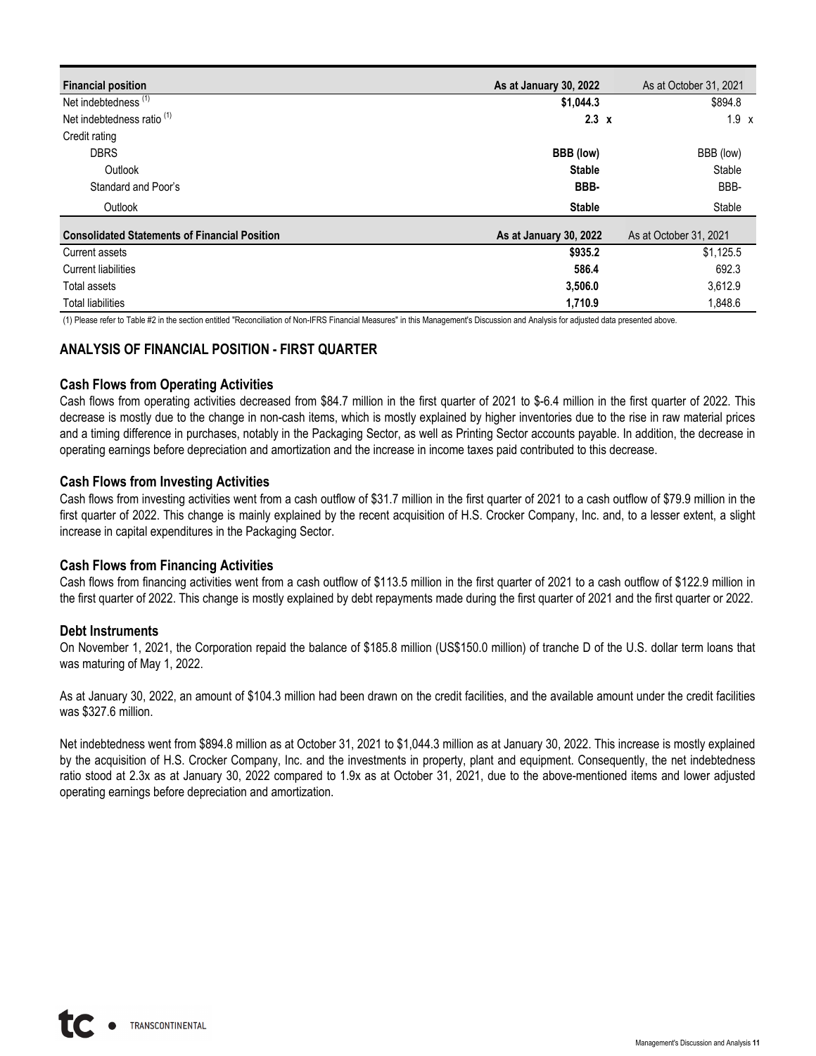| Financial position | As at January 30, 2022 | As at October 31, 2021 |
|---|---|---|
| Net indebtedness [(1)] | **$1,044.3** | $894.8 |
| Net indebtedness ratio [(1)] | **2.3 x** | 1.9 x |
| Credit rating | | |
| DBRS | **BBB (low)** | BBB (low) |
| Outlook | **Stable** | Stable |
| Standard and Poor's | **BBB-** | BBB- |
| Outlook | **Stable** | Stable |

| Consolidated Statements of Financial Position | As at January 30, 2022 | As at October 31, 2021 |
|---|---|---|
| Current assets | **$935.2** | $1,125.5 |
| Current liabilities | **586.4** | 692.3 |
| Total assets | **3,506.0** | 3,612.9 |
| Total liabilities | **1,710.9** | 1,848.6 |

(1) Please refer to Table #2 in the section entitled "Reconciliation of Non-IFRS Financial Measures" in this Management's Discussion and Analysis for adjusted data presented above.

## ANALYSIS OF FINANCIAL POSITION - FIRST QUARTER

### Cash Flows from Operating Activities

Cash flows from operating activities decreased from $84.7 million in the first quarter of 2021 to $-6.4 million in the first quarter of 2022. This decrease is mostly due to the change in non-cash items, which is mostly explained by higher inventories due to the rise in raw material prices and a timing difference in purchases, notably in the Packaging Sector, as well as Printing Sector accounts payable. In addition, the decrease in operating earnings before depreciation and amortization and the increase in income taxes paid contributed to this decrease.

### Cash Flows from Investing Activities

Cash flows from investing activities went from a cash outflow of $31.7 million in the first quarter of 2021 to a cash outflow of $79.9 million in the first quarter of 2022. This change is mainly explained by the recent acquisition of H.S. Crocker Company, Inc. and, to a lesser extent, a slight increase in capital expenditures in the Packaging Sector.

### Cash Flows from Financing Activities

Cash flows from financing activities went from a cash outflow of $113.5 million in the first quarter of 2021 to a cash outflow of $122.9 million in the first quarter of 2022. This change is mostly explained by debt repayments made during the first quarter of 2021 and the first quarter or 2022.

### Debt Instruments

On November 1, 2021, the Corporation repaid the balance of $185.8 million (US$150.0 million) of tranche D of the U.S. dollar term loans that was maturing of May 1, 2022.

As at January 30, 2022, an amount of $104.3 million had been drawn on the credit facilities, and the available amount under the credit facilities was $327.6 million.

Net indebtedness went from $894.8 million as at October 31, 2021 to $1,044.3 million as at January 30, 2022. This increase is mostly explained by the acquisition of H.S. Crocker Company, Inc. and the investments in property, plant and equipment. Consequently, the net indebtedness ratio stood at 2.3x as at January 30, 2022 compared to 1.9x as at October 31, 2021, due to the above-mentioned items and lower adjusted operating earnings before depreciation and amortization.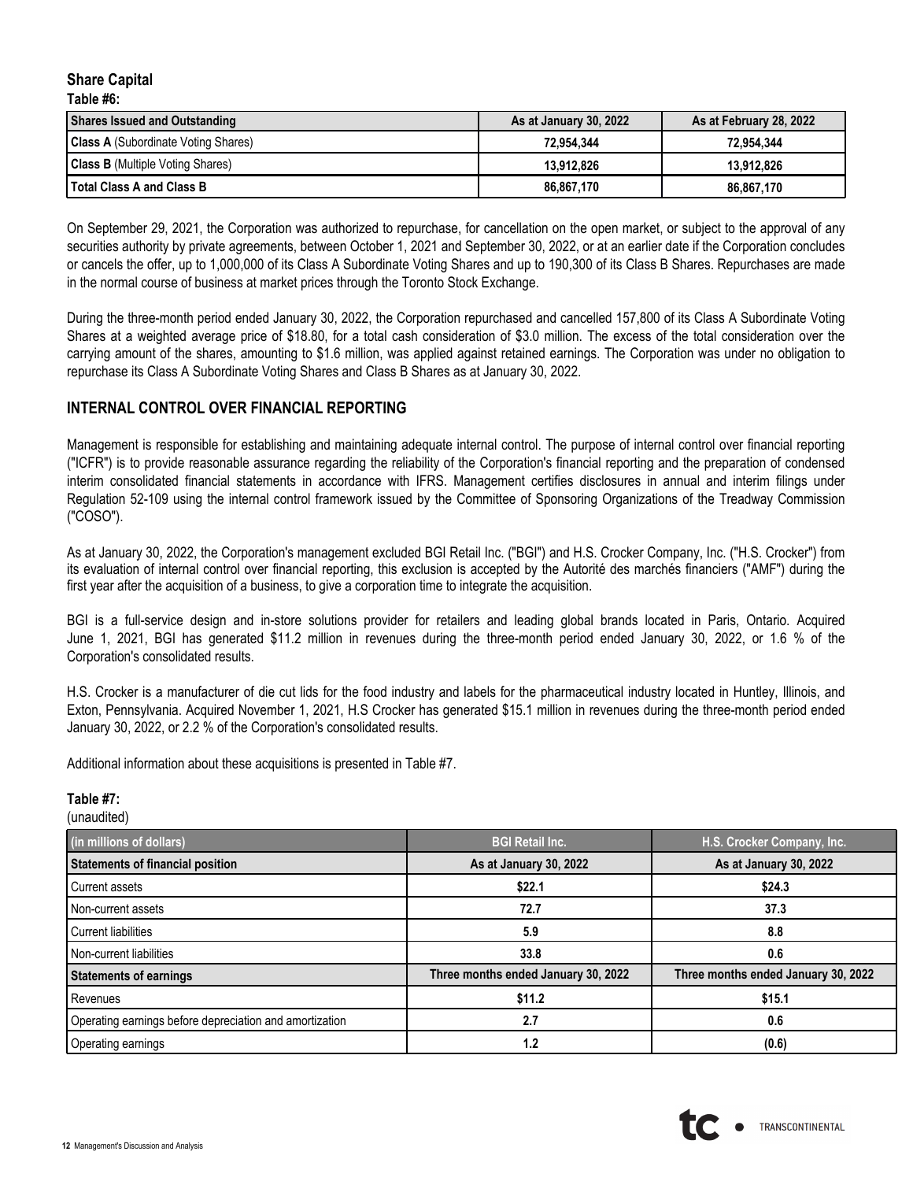## Share Capital

**Table #6:**

| Shares Issued and Outstanding | As at January 30, 2022 | As at February 28, 2022 |
|---|---|---|
| **Class A** (Subordinate Voting Shares) | **72,954,344** | **72,954,344** |
| **Class B** (Multiple Voting Shares) | **13,912,826** | **13,912,826** |
| **Total Class A and Class B** | **86,867,170** | **86,867,170** |

On September 29, 2021, the Corporation was authorized to repurchase, for cancellation on the open market, or subject to the approval of any securities authority by private agreements, between October 1, 2021 and September 30, 2022, or at an earlier date if the Corporation concludes or cancels the offer, up to 1,000,000 of its Class A Subordinate Voting Shares and up to 190,300 of its Class B Shares. Repurchases are made in the normal course of business at market prices through the Toronto Stock Exchange.

During the three-month period ended January 30, 2022, the Corporation repurchased and cancelled 157,800 of its Class A Subordinate Voting Shares at a weighted average price of $18.80, for a total cash consideration of $3.0 million. The excess of the total consideration over the carrying amount of the shares, amounting to $1.6 million, was applied against retained earnings. The Corporation was under no obligation to repurchase its Class A Subordinate Voting Shares and Class B Shares as at January 30, 2022.

## INTERNAL CONTROL OVER FINANCIAL REPORTING

Management is responsible for establishing and maintaining adequate internal control. The purpose of internal control over financial reporting ("ICFR") is to provide reasonable assurance regarding the reliability of the Corporation's financial reporting and the preparation of condensed interim consolidated financial statements in accordance with IFRS. Management certifies disclosures in annual and interim filings under Regulation 52-109 using the internal control framework issued by the Committee of Sponsoring Organizations of the Treadway Commission ("COSO").

As at January 30, 2022, the Corporation's management excluded BGI Retail Inc. ("BGI") and H.S. Crocker Company, Inc. ("H.S. Crocker") from its evaluation of internal control over financial reporting, this exclusion is accepted by the Autorité des marchés financiers ("AMF") during the first year after the acquisition of a business, to give a corporation time to integrate the acquisition.

BGI is a full-service design and in-store solutions provider for retailers and leading global brands located in Paris, Ontario. Acquired June 1, 2021, BGI has generated $11.2 million in revenues during the three-month period ended January 30, 2022, or 1.6 % of the Corporation's consolidated results.

H.S. Crocker is a manufacturer of die cut lids for the food industry and labels for the pharmaceutical industry located in Huntley, Illinois, and Exton, Pennsylvania. Acquired November 1, 2021, H.S Crocker has generated $15.1 million in revenues during the three-month period ended January 30, 2022, or 2.2 % of the Corporation's consolidated results.

Additional information about these acquisitions is presented in Table #7.

**Table #7:**
(unaudited)

| (in millions of dollars) | BGI Retail Inc. | H.S. Crocker Company, Inc. |
|---|---|---|
| **Statements of financial position** | **As at January 30, 2022** | **As at January 30, 2022** |
| Current assets | **$22.1** | **$24.3** |
| Non-current assets | **72.7** | **37.3** |
| Current liabilities | **5.9** | **8.8** |
| Non-current liabilities | **33.8** | **0.6** |
| **Statements of earnings** | **Three months ended January 30, 2022** | **Three months ended January 30, 2022** |
| Revenues | **$11.2** | **$15.1** |
| Operating earnings before depreciation and amortization | **2.7** | **0.6** |
| Operating earnings | **1.2** | **(0.6)** |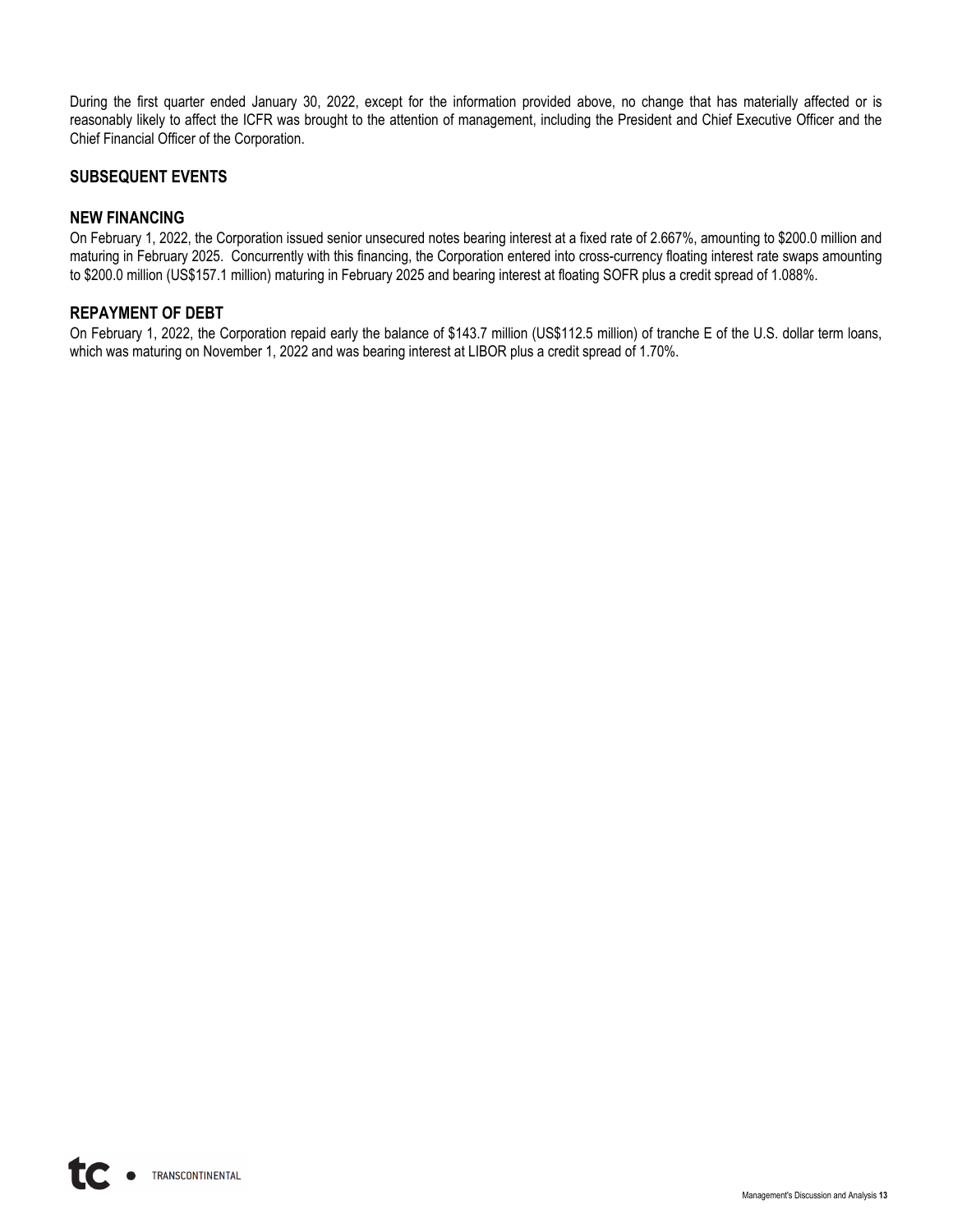During the first quarter ended January 30, 2022, except for the information provided above, no change that has materially affected or is reasonably likely to affect the ICFR was brought to the attention of management, including the President and Chief Executive Officer and the Chief Financial Officer of the Corporation.

## SUBSEQUENT EVENTS

### NEW FINANCING

On February 1, 2022, the Corporation issued senior unsecured notes bearing interest at a fixed rate of 2.667%, amounting to $200.0 million and maturing in February 2025. Concurrently with this financing, the Corporation entered into cross-currency floating interest rate swaps amounting to $200.0 million (US$157.1 million) maturing in February 2025 and bearing interest at floating SOFR plus a credit spread of 1.088%.

### REPAYMENT OF DEBT

On February 1, 2022, the Corporation repaid early the balance of $143.7 million (US$112.5 million) of tranche E of the U.S. dollar term loans, which was maturing on November 1, 2022 and was bearing interest at LIBOR plus a credit spread of 1.70%.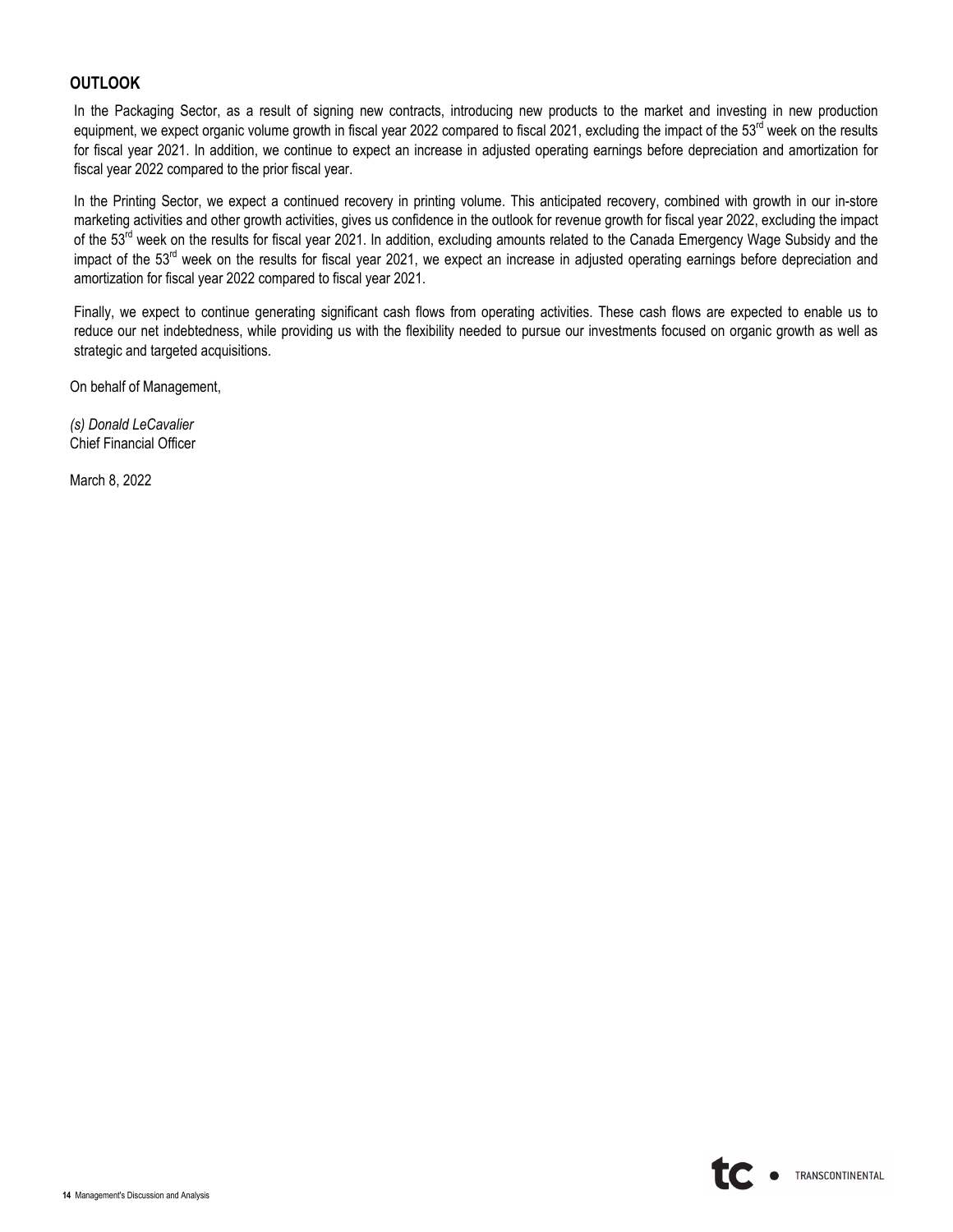## OUTLOOK

In the Packaging Sector, as a result of signing new contracts, introducing new products to the market and investing in new production equipment, we expect organic volume growth in fiscal year 2022 compared to fiscal 2021, excluding the impact of the 53rd week on the results for fiscal year 2021. In addition, we continue to expect an increase in adjusted operating earnings before depreciation and amortization for fiscal year 2022 compared to the prior fiscal year.

In the Printing Sector, we expect a continued recovery in printing volume. This anticipated recovery, combined with growth in our in-store marketing activities and other growth activities, gives us confidence in the outlook for revenue growth for fiscal year 2022, excluding the impact of the 53rd week on the results for fiscal year 2021. In addition, excluding amounts related to the Canada Emergency Wage Subsidy and the impact of the 53rd week on the results for fiscal year 2021, we expect an increase in adjusted operating earnings before depreciation and amortization for fiscal year 2022 compared to fiscal year 2021.

Finally, we expect to continue generating significant cash flows from operating activities. These cash flows are expected to enable us to reduce our net indebtedness, while providing us with the flexibility needed to pursue our investments focused on organic growth as well as strategic and targeted acquisitions.

On behalf of Management,

*(s) Donald LeCavalier*
Chief Financial Officer

March 8, 2022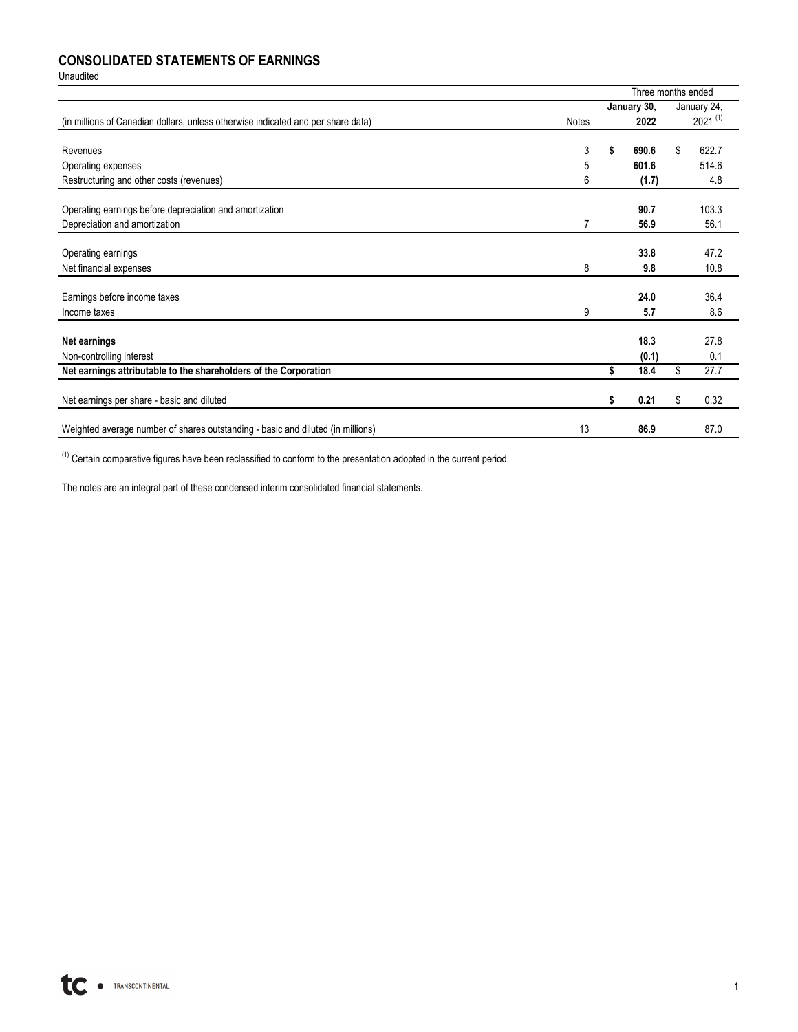## CONSOLIDATED STATEMENTS OF EARNINGS

Unaudited

| (in millions of Canadian dollars, unless otherwise indicated and per share data) | Notes | Three months ended January 30, 2022 | Three months ended January 24, 2021 [1] |
|---|---|---|---|
| Revenues | 3 | **$ 690.6** | $ 622.7 |
| Operating expenses | 5 | **601.6** | 514.6 |
| Restructuring and other costs (revenues) | 6 | **(1.7)** | 4.8 |
| Operating earnings before depreciation and amortization | | **90.7** | 103.3 |
| Depreciation and amortization | 7 | **56.9** | 56.1 |
| Operating earnings | | **33.8** | 47.2 |
| Net financial expenses | 8 | **9.8** | 10.8 |
| Earnings before income taxes | | **24.0** | 36.4 |
| Income taxes | 9 | **5.7** | 8.6 |
| **Net earnings** | | **18.3** | 27.8 |
| Non-controlling interest | | **(0.1)** | 0.1 |
| **Net earnings attributable to the shareholders of the Corporation** | | **$ 18.4** | $ 27.7 |
| Net earnings per share - basic and diluted | | **$ 0.21** | $ 0.32 |
| Weighted average number of shares outstanding - basic and diluted (in millions) | 13 | **86.9** | 87.0 |

[1] Certain comparative figures have been reclassified to conform to the presentation adopted in the current period.

The notes are an integral part of these condensed interim consolidated financial statements.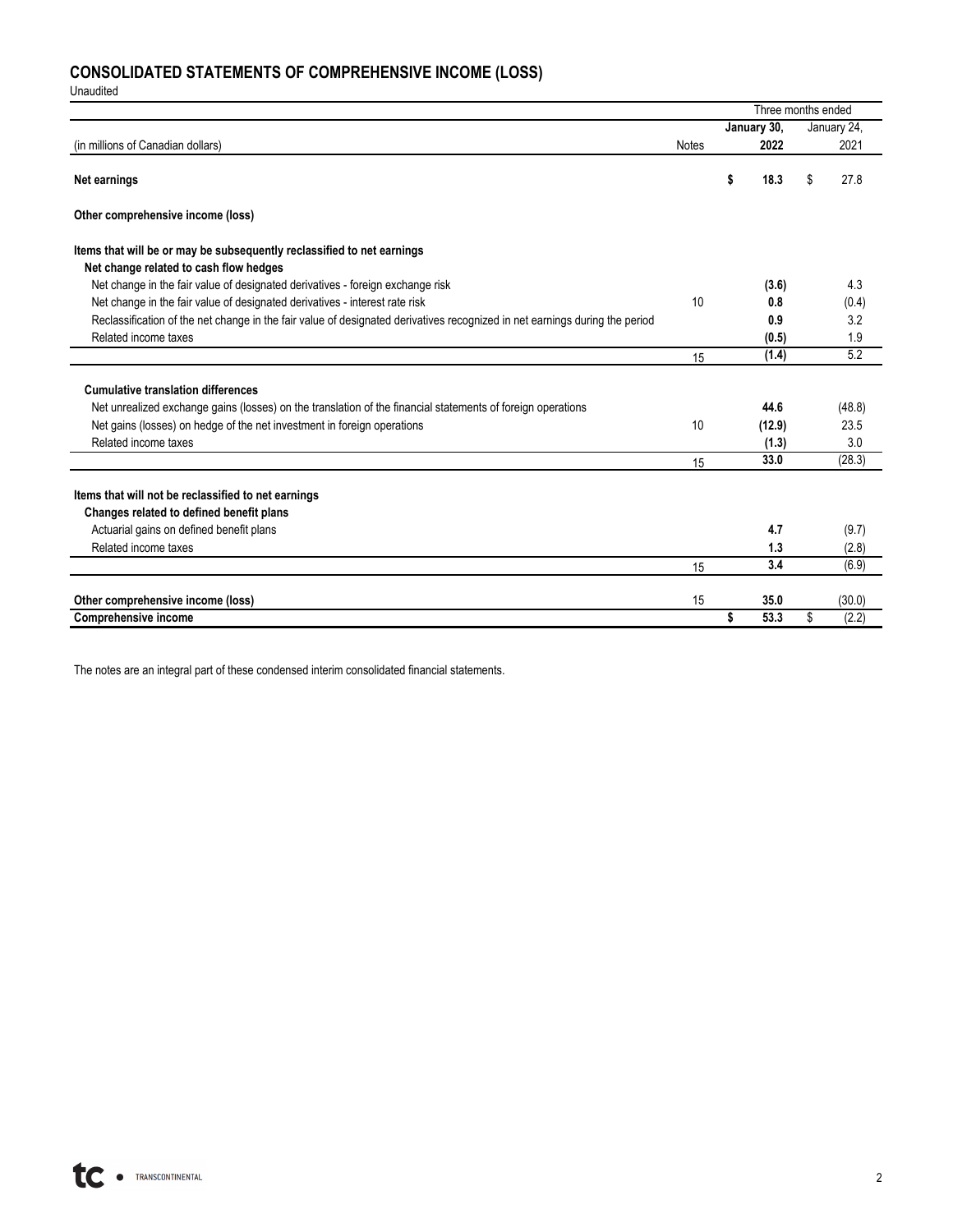## CONSOLIDATED STATEMENTS OF COMPREHENSIVE INCOME (LOSS)

Unaudited

| (in millions of Canadian dollars) | Notes | Three months ended January 30, 2022 | Three months ended January 24, 2021 |
|---|---|---|---|
| **Net earnings** | | **$ 18.3** | $ 27.8 |
| **Other comprehensive income (loss)** | | | |
| **Items that will be or may be subsequently reclassified to net earnings** | | | |
| **Net change related to cash flow hedges** | | | |
| Net change in the fair value of designated derivatives - foreign exchange risk | | **(3.6)** | 4.3 |
| Net change in the fair value of designated derivatives - interest rate risk | 10 | **0.8** | (0.4) |
| Reclassification of the net change in the fair value of designated derivatives recognized in net earnings during the period | | **0.9** | 3.2 |
| Related income taxes | | **(0.5)** | 1.9 |
| | 15 | **(1.4)** | 5.2 |
| **Cumulative translation differences** | | | |
| Net unrealized exchange gains (losses) on the translation of the financial statements of foreign operations | | **44.6** | (48.8) |
| Net gains (losses) on hedge of the net investment in foreign operations | 10 | **(12.9)** | 23.5 |
| Related income taxes | | **(1.3)** | 3.0 |
| | 15 | **33.0** | (28.3) |
| **Items that will not be reclassified to net earnings** | | | |
| **Changes related to defined benefit plans** | | | |
| Actuarial gains on defined benefit plans | | **4.7** | (9.7) |
| Related income taxes | | **1.3** | (2.8) |
| | 15 | **3.4** | (6.9) |
| **Other comprehensive income (loss)** | 15 | **35.0** | (30.0) |
| **Comprehensive income** | | **$ 53.3** | $ (2.2) |

The notes are an integral part of these condensed interim consolidated financial statements.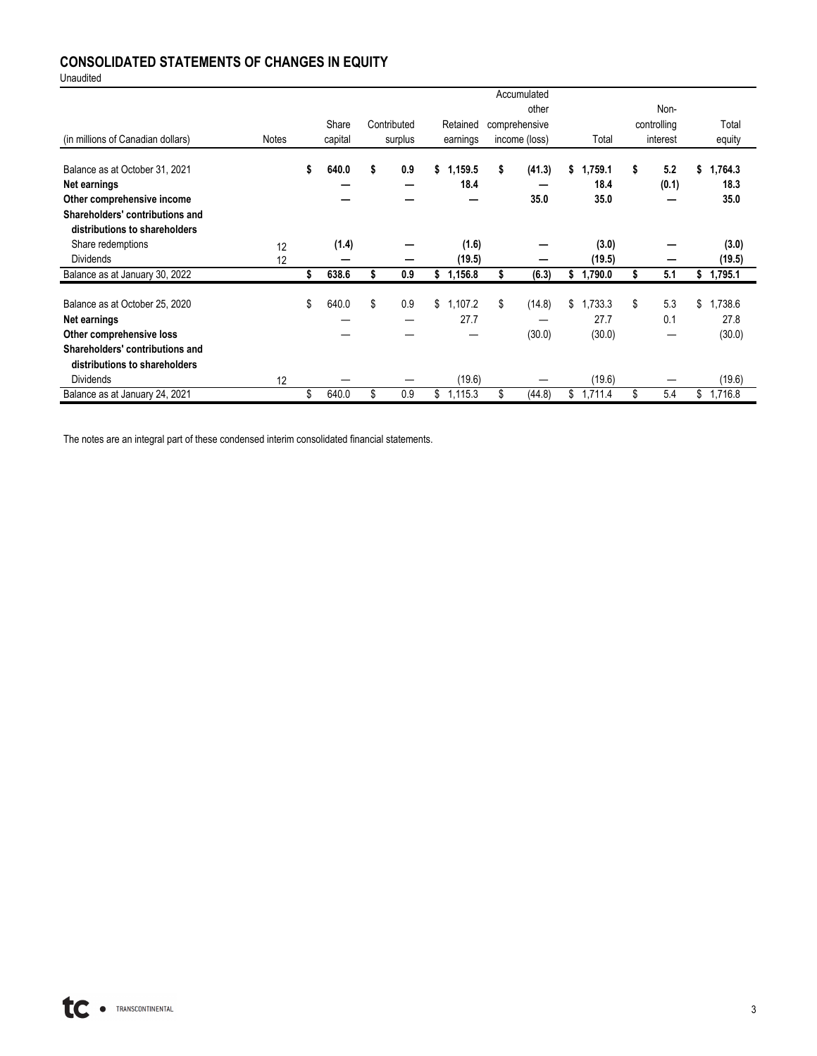## CONSOLIDATED STATEMENTS OF CHANGES IN EQUITY

Unaudited

| (in millions of Canadian dollars) | Notes | Share capital | Contributed surplus | Retained earnings | Accumulated other comprehensive income (loss) | Total | Non-controlling interest | Total equity |
|---|---|---|---|---|---|---|---|---|
| **Balance as at October 31, 2021** | | **$ 640.0** | **$ 0.9** | **$ 1,159.5** | **$ (41.3)** | **$ 1,759.1** | **$ 5.2** | **$ 1,764.3** |
| **Net earnings** | | **—** | **—** | **18.4** | **—** | **18.4** | **(0.1)** | **18.3** |
| **Other comprehensive income** | | **—** | **—** | **—** | **35.0** | **35.0** | **—** | **35.0** |
| **Shareholders' contributions and distributions to shareholders** | | | | | | | | |
| Share redemptions | 12 | **(1.4)** | **—** | **(1.6)** | **—** | **(3.0)** | **—** | **(3.0)** |
| Dividends | 12 | **—** | **—** | **(19.5)** | **—** | **(19.5)** | **—** | **(19.5)** |
| **Balance as at January 30, 2022** | | **$ 638.6** | **$ 0.9** | **$ 1,156.8** | **$ (6.3)** | **$ 1,790.0** | **$ 5.1** | **$ 1,795.1** |
| Balance as at October 25, 2020 | | $ 640.0 | $ 0.9 | $ 1,107.2 | $ (14.8) | $ 1,733.3 | $ 5.3 | $ 1,738.6 |
| **Net earnings** | | — | — | 27.7 | — | 27.7 | 0.1 | 27.8 |
| **Other comprehensive loss** | | — | — | — | (30.0) | (30.0) | — | (30.0) |
| **Shareholders' contributions and distributions to shareholders** | | | | | | | | |
| Dividends | 12 | — | — | (19.6) | — | (19.6) | — | (19.6) |
| Balance as at January 24, 2021 | | $ 640.0 | $ 0.9 | $ 1,115.3 | $ (44.8) | $ 1,711.4 | $ 5.4 | $ 1,716.8 |

The notes are an integral part of these condensed interim consolidated financial statements.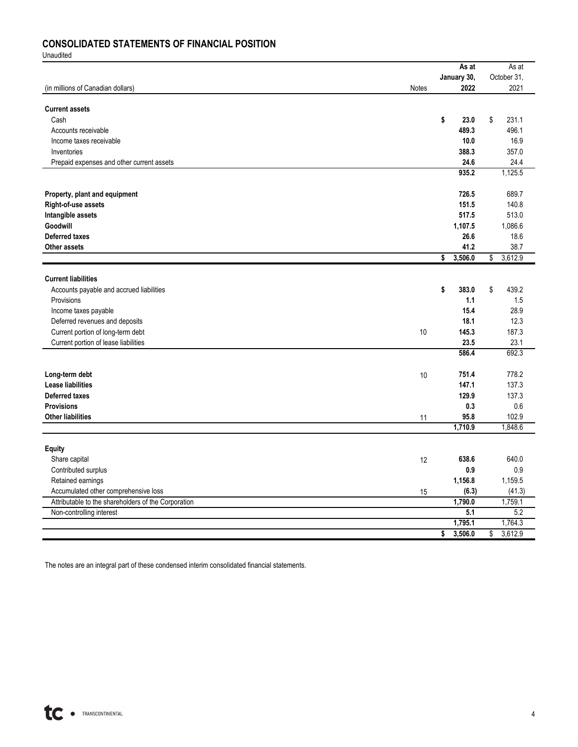## CONSOLIDATED STATEMENTS OF FINANCIAL POSITION

Unaudited

| (in millions of Canadian dollars) | Notes | As at January 30, 2022 | As at October 31, 2021 |
|---|---|---|---|
| **Current assets** | | | |
| Cash | | **$ 23.0** | $ 231.1 |
| Accounts receivable | | **489.3** | 496.1 |
| Income taxes receivable | | **10.0** | 16.9 |
| Inventories | | **388.3** | 357.0 |
| Prepaid expenses and other current assets | | **24.6** | 24.4 |
| | | **935.2** | 1,125.5 |
| **Property, plant and equipment** | | **726.5** | 689.7 |
| **Right-of-use assets** | | **151.5** | 140.8 |
| **Intangible assets** | | **517.5** | 513.0 |
| **Goodwill** | | **1,107.5** | 1,086.6 |
| **Deferred taxes** | | **26.6** | 18.6 |
| **Other assets** | | **41.2** | 38.7 |
| | | **$ 3,506.0** | $ 3,612.9 |
| **Current liabilities** | | | |
| Accounts payable and accrued liabilities | | **$ 383.0** | $ 439.2 |
| Provisions | | **1.1** | 1.5 |
| Income taxes payable | | **15.4** | 28.9 |
| Deferred revenues and deposits | | **18.1** | 12.3 |
| Current portion of long-term debt | 10 | **145.3** | 187.3 |
| Current portion of lease liabilities | | **23.5** | 23.1 |
| | | **586.4** | 692.3 |
| **Long-term debt** | 10 | **751.4** | 778.2 |
| **Lease liabilities** | | **147.1** | 137.3 |
| **Deferred taxes** | | **129.9** | 137.3 |
| **Provisions** | | **0.3** | 0.6 |
| **Other liabilities** | 11 | **95.8** | 102.9 |
| | | **1,710.9** | 1,848.6 |
| **Equity** | | | |
| Share capital | 12 | **638.6** | 640.0 |
| Contributed surplus | | **0.9** | 0.9 |
| Retained earnings | | **1,156.8** | 1,159.5 |
| Accumulated other comprehensive loss | 15 | **(6.3)** | (41.3) |
| Attributable to the shareholders of the Corporation | | **1,790.0** | 1,759.1 |
| Non-controlling interest | | **5.1** | 5.2 |
| | | **1,795.1** | 1,764.3 |
| | | **$ 3,506.0** | $ 3,612.9 |

The notes are an integral part of these condensed interim consolidated financial statements.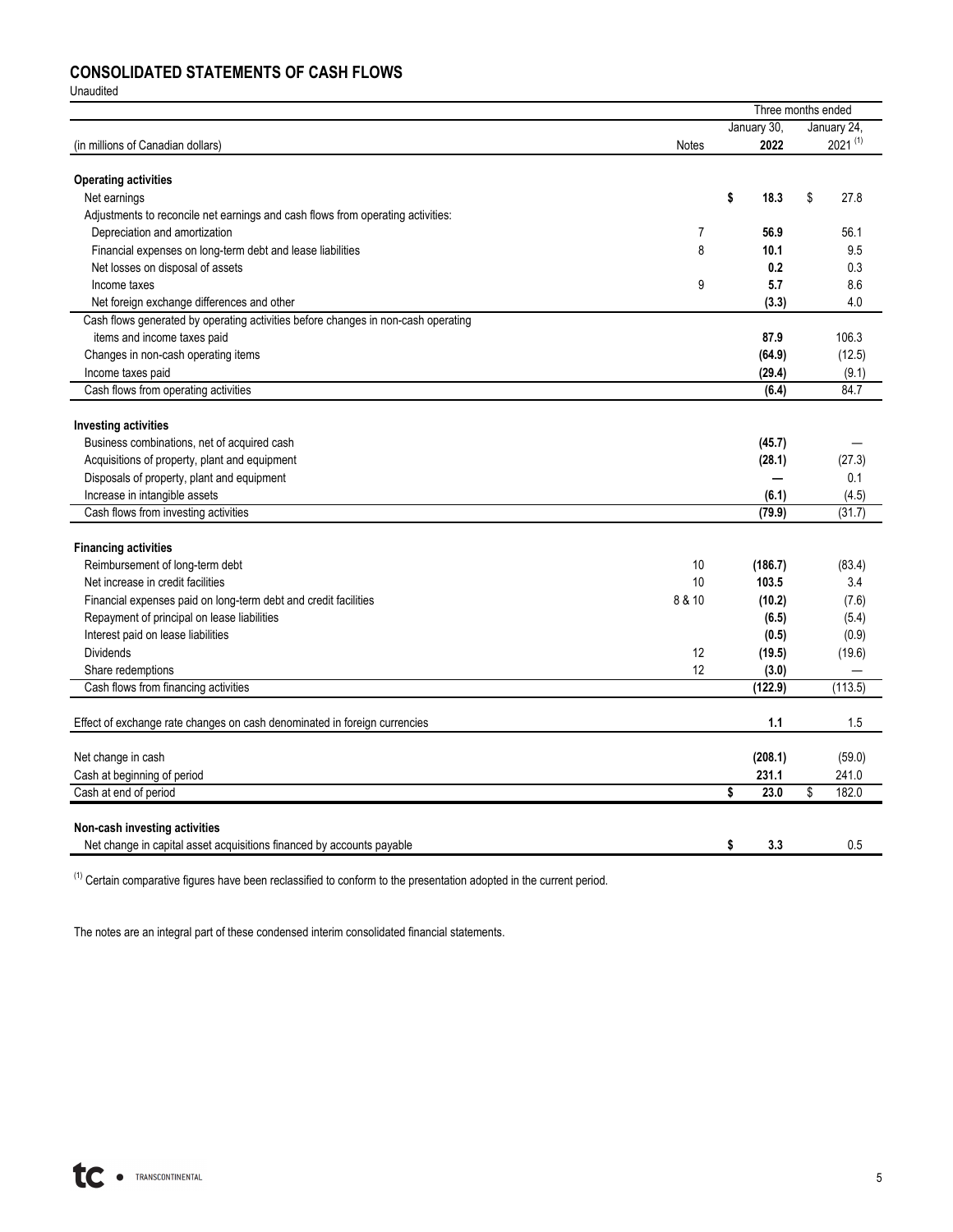## CONSOLIDATED STATEMENTS OF CASH FLOWS

Unaudited

| (in millions of Canadian dollars) | Notes | Three months ended January 30, 2022 | Three months ended January 24, 2021 [(1)] |
|---|---|---|---|
| **Operating activities** | | | |
| Net earnings | | **$ 18.3** | $ 27.8 |
| Adjustments to reconcile net earnings and cash flows from operating activities: | | | |
| Depreciation and amortization | 7 | **56.9** | 56.1 |
| Financial expenses on long-term debt and lease liabilities | 8 | **10.1** | 9.5 |
| Net losses on disposal of assets | | **0.2** | 0.3 |
| Income taxes | 9 | **5.7** | 8.6 |
| Net foreign exchange differences and other | | **(3.3)** | 4.0 |
| Cash flows generated by operating activities before changes in non-cash operating items and income taxes paid | | **87.9** | 106.3 |
| Changes in non-cash operating items | | **(64.9)** | (12.5) |
| Income taxes paid | | **(29.4)** | (9.1) |
| Cash flows from operating activities | | **(6.4)** | 84.7 |
| **Investing activities** | | | |
| Business combinations, net of acquired cash | | **(45.7)** | — |
| Acquisitions of property, plant and equipment | | **(28.1)** | (27.3) |
| Disposals of property, plant and equipment | | **—** | 0.1 |
| Increase in intangible assets | | **(6.1)** | (4.5) |
| Cash flows from investing activities | | **(79.9)** | (31.7) |
| **Financing activities** | | | |
| Reimbursement of long-term debt | 10 | **(186.7)** | (83.4) |
| Net increase in credit facilities | 10 | **103.5** | 3.4 |
| Financial expenses paid on long-term debt and credit facilities | 8 & 10 | **(10.2)** | (7.6) |
| Repayment of principal on lease liabilities | | **(6.5)** | (5.4) |
| Interest paid on lease liabilities | | **(0.5)** | (0.9) |
| Dividends | 12 | **(19.5)** | (19.6) |
| Share redemptions | 12 | **(3.0)** | — |
| Cash flows from financing activities | | **(122.9)** | (113.5) |
| Effect of exchange rate changes on cash denominated in foreign currencies | | **1.1** | 1.5 |
| Net change in cash | | **(208.1)** | (59.0) |
| Cash at beginning of period | | **231.1** | 241.0 |
| Cash at end of period | | **$ 23.0** | $ 182.0 |
| **Non-cash investing activities** | | | |
| Net change in capital asset acquisitions financed by accounts payable | | **$ 3.3** | 0.5 |

(1) Certain comparative figures have been reclassified to conform to the presentation adopted in the current period.

The notes are an integral part of these condensed interim consolidated financial statements.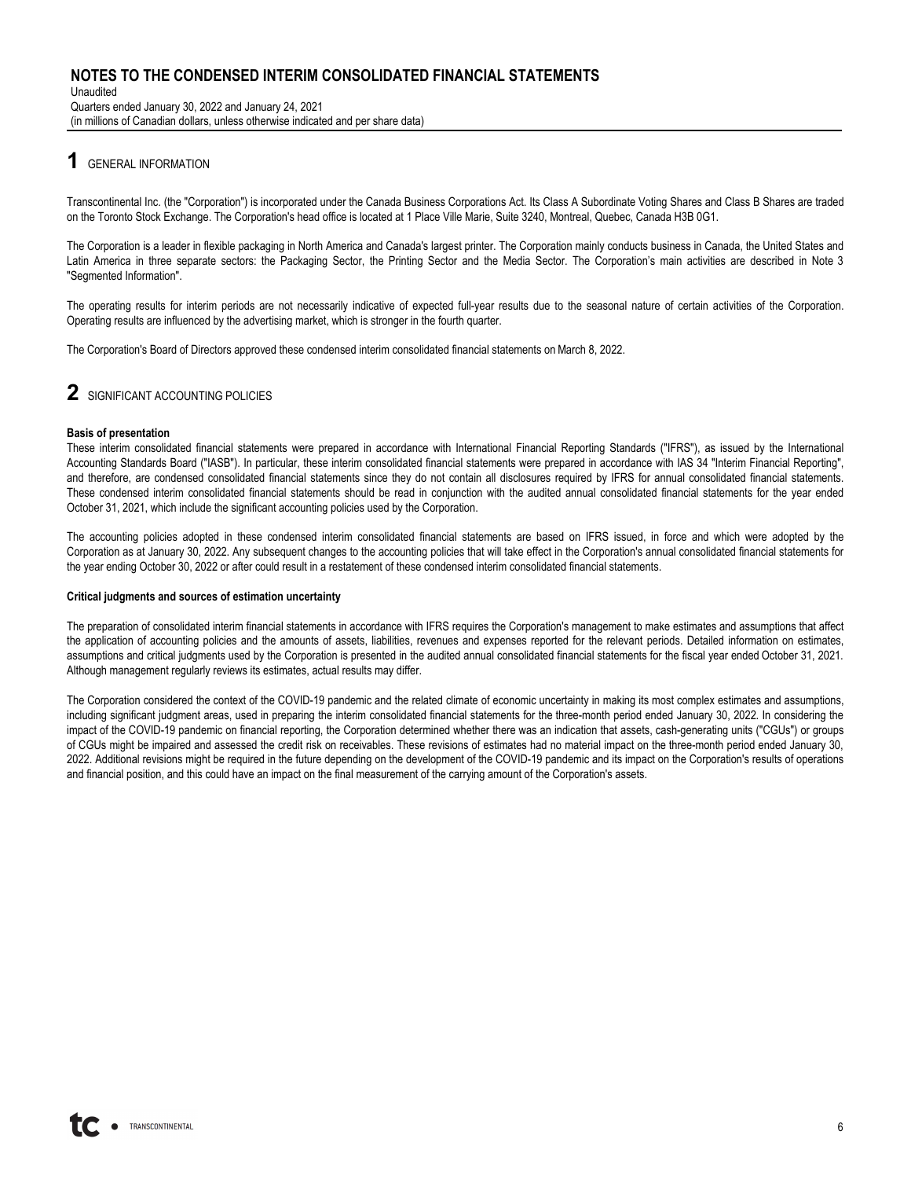# NOTES TO THE CONDENSED INTERIM CONSOLIDATED FINANCIAL STATEMENTS

Unaudited
Quarters ended January 30, 2022 and January 24, 2021
(in millions of Canadian dollars, unless otherwise indicated and per share data)

## 1 GENERAL INFORMATION

Transcontinental Inc. (the "Corporation") is incorporated under the Canada Business Corporations Act. Its Class A Subordinate Voting Shares and Class B Shares are traded on the Toronto Stock Exchange. The Corporation's head office is located at 1 Place Ville Marie, Suite 3240, Montreal, Quebec, Canada H3B 0G1.

The Corporation is a leader in flexible packaging in North America and Canada's largest printer. The Corporation mainly conducts business in Canada, the United States and Latin America in three separate sectors: the Packaging Sector, the Printing Sector and the Media Sector. The Corporation's main activities are described in Note 3 "Segmented Information".

The operating results for interim periods are not necessarily indicative of expected full-year results due to the seasonal nature of certain activities of the Corporation. Operating results are influenced by the advertising market, which is stronger in the fourth quarter.

The Corporation's Board of Directors approved these condensed interim consolidated financial statements on March 8, 2022.

## 2 SIGNIFICANT ACCOUNTING POLICIES

**Basis of presentation**

These interim consolidated financial statements were prepared in accordance with International Financial Reporting Standards ("IFRS"), as issued by the International Accounting Standards Board ("IASB"). In particular, these interim consolidated financial statements were prepared in accordance with IAS 34 "Interim Financial Reporting", and therefore, are condensed consolidated financial statements since they do not contain all disclosures required by IFRS for annual consolidated financial statements. These condensed interim consolidated financial statements should be read in conjunction with the audited annual consolidated financial statements for the year ended October 31, 2021, which include the significant accounting policies used by the Corporation.

The accounting policies adopted in these condensed interim consolidated financial statements are based on IFRS issued, in force and which were adopted by the Corporation as at January 30, 2022. Any subsequent changes to the accounting policies that will take effect in the Corporation's annual consolidated financial statements for the year ending October 30, 2022 or after could result in a restatement of these condensed interim consolidated financial statements.

**Critical judgments and sources of estimation uncertainty**

The preparation of consolidated interim financial statements in accordance with IFRS requires the Corporation's management to make estimates and assumptions that affect the application of accounting policies and the amounts of assets, liabilities, revenues and expenses reported for the relevant periods. Detailed information on estimates, assumptions and critical judgments used by the Corporation is presented in the audited annual consolidated financial statements for the fiscal year ended October 31, 2021. Although management regularly reviews its estimates, actual results may differ.

The Corporation considered the context of the COVID-19 pandemic and the related climate of economic uncertainty in making its most complex estimates and assumptions, including significant judgment areas, used in preparing the interim consolidated financial statements for the three-month period ended January 30, 2022. In considering the impact of the COVID-19 pandemic on financial reporting, the Corporation determined whether there was an indication that assets, cash-generating units ("CGUs") or groups of CGUs might be impaired and assessed the credit risk on receivables. These revisions of estimates had no material impact on the three-month period ended January 30, 2022. Additional revisions might be required in the future depending on the development of the COVID-19 pandemic and its impact on the Corporation's results of operations and financial position, and this could have an impact on the final measurement of the carrying amount of the Corporation's assets.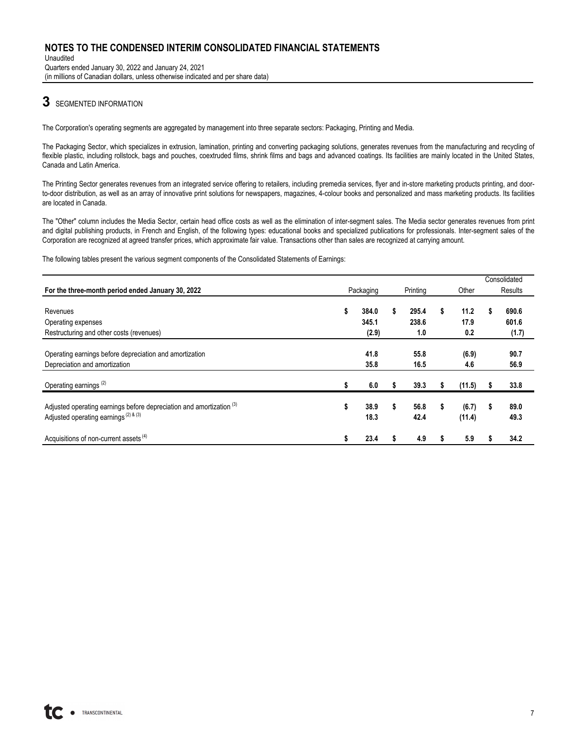# NOTES TO THE CONDENSED INTERIM CONSOLIDATED FINANCIAL STATEMENTS

Unaudited
Quarters ended January 30, 2022 and January 24, 2021
(in millions of Canadian dollars, unless otherwise indicated and per share data)

## 3 SEGMENTED INFORMATION

The Corporation's operating segments are aggregated by management into three separate sectors: Packaging, Printing and Media.

The Packaging Sector, which specializes in extrusion, lamination, printing and converting packaging solutions, generates revenues from the manufacturing and recycling of flexible plastic, including rollstock, bags and pouches, coextruded films, shrink films and bags and advanced coatings. Its facilities are mainly located in the United States, Canada and Latin America.

The Printing Sector generates revenues from an integrated service offering to retailers, including premedia services, flyer and in-store marketing products printing, and door-to-door distribution, as well as an array of innovative print solutions for newspapers, magazines, 4-colour books and personalized and mass marketing products. Its facilities are located in Canada.

The "Other" column includes the Media Sector, certain head office costs as well as the elimination of inter-segment sales. The Media sector generates revenues from print and digital publishing products, in French and English, of the following types: educational books and specialized publications for professionals. Inter-segment sales of the Corporation are recognized at agreed transfer prices, which approximate fair value. Transactions other than sales are recognized at carrying amount.

The following tables present the various segment components of the Consolidated Statements of Earnings:

| For the three-month period ended January 30, 2022 | Packaging | Printing | Other | Consolidated Results |
|---|---|---|---|---|
| Revenues | $ 384.0 | $ 295.4 | $ 11.2 | $ 690.6 |
| Operating expenses | 345.1 | 238.6 | 17.9 | 601.6 |
| Restructuring and other costs (revenues) | (2.9) | 1.0 | 0.2 | (1.7) |
| Operating earnings before depreciation and amortization | 41.8 | 55.8 | (6.9) | 90.7 |
| Depreciation and amortization | 35.8 | 16.5 | 4.6 | 56.9 |
| Operating earnings [(2)] | $ 6.0 | $ 39.3 | $ (11.5) | $ 33.8 |
| Adjusted operating earnings before depreciation and amortization [(3)] | $ 38.9 | $ 56.8 | $ (6.7) | $ 89.0 |
| Adjusted operating earnings [(2) & (3)] | 18.3 | 42.4 | (11.4) | 49.3 |
| Acquisitions of non-current assets [(4)] | $ 23.4 | $ 4.9 | $ 5.9 | $ 34.2 |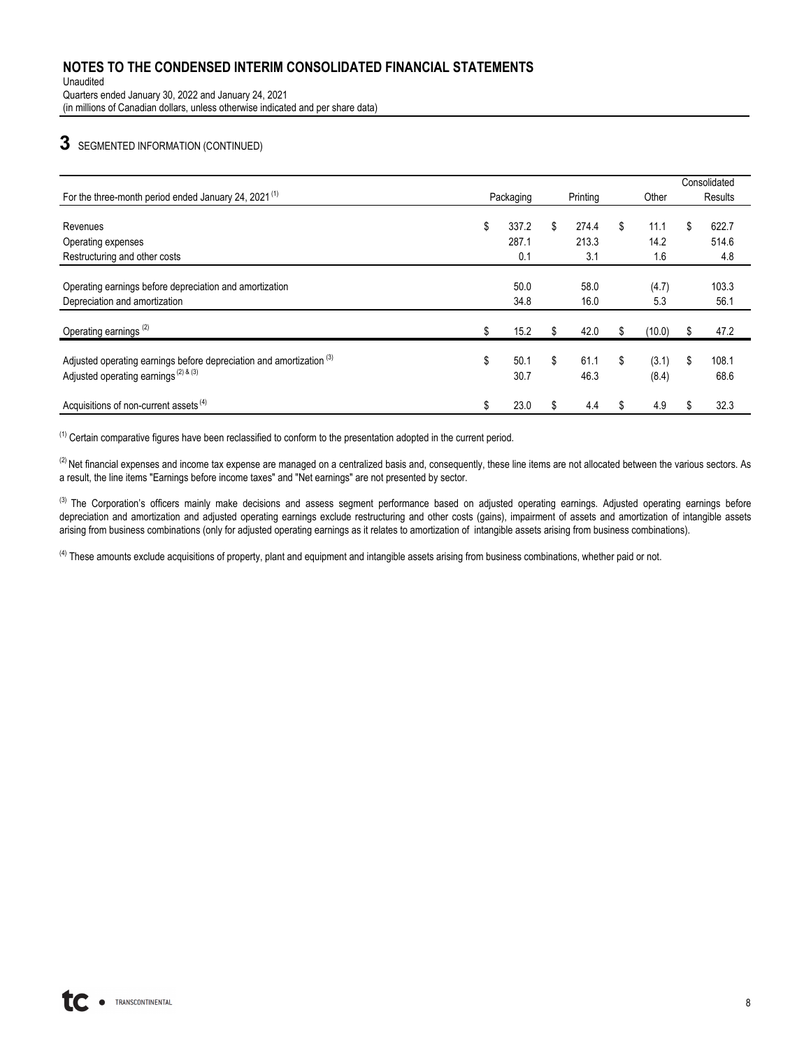**NOTES TO THE CONDENSED INTERIM CONSOLIDATED FINANCIAL STATEMENTS**

Unaudited

Quarters ended January 30, 2022 and January 24, 2021

(in millions of Canadian dollars, unless otherwise indicated and per share data)

# 3 SEGMENTED INFORMATION (CONTINUED)

| For the three-month period ended January 24, 2021 [1] | Packaging | Printing | Other | Consolidated Results |
|---|---|---|---|---|
| Revenues | $ 337.2 | $ 274.4 | $ 11.1 | $ 622.7 |
| Operating expenses | 287.1 | 213.3 | 14.2 | 514.6 |
| Restructuring and other costs | 0.1 | 3.1 | 1.6 | 4.8 |
| Operating earnings before depreciation and amortization | 50.0 | 58.0 | (4.7) | 103.3 |
| Depreciation and amortization | 34.8 | 16.0 | 5.3 | 56.1 |
| Operating earnings [2] | $ 15.2 | $ 42.0 | $ (10.0) | $ 47.2 |
| Adjusted operating earnings before depreciation and amortization [3] | $ 50.1 | $ 61.1 | $ (3.1) | $ 108.1 |
| Adjusted operating earnings [2] & [3] | 30.7 | 46.3 | (8.4) | 68.6 |
| Acquisitions of non-current assets [4] | $ 23.0 | $ 4.4 | $ 4.9 | $ 32.3 |

[1] Certain comparative figures have been reclassified to conform to the presentation adopted in the current period.

[2] Net financial expenses and income tax expense are managed on a centralized basis and, consequently, these line items are not allocated between the various sectors. As a result, the line items "Earnings before income taxes" and "Net earnings" are not presented by sector.

[3] The Corporation's officers mainly make decisions and assess segment performance based on adjusted operating earnings. Adjusted operating earnings before depreciation and amortization and adjusted operating earnings exclude restructuring and other costs (gains), impairment of assets and amortization of intangible assets arising from business combinations (only for adjusted operating earnings as it relates to amortization of intangible assets arising from business combinations).

[4] These amounts exclude acquisitions of property, plant and equipment and intangible assets arising from business combinations, whether paid or not.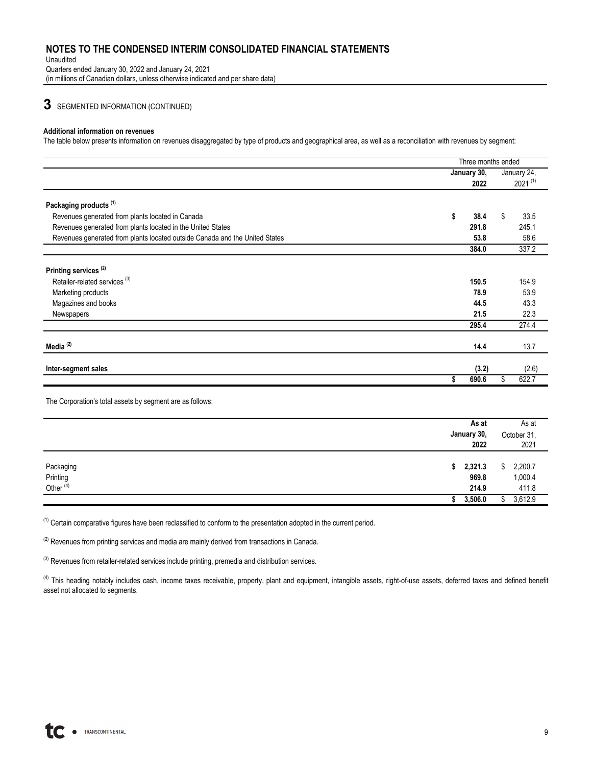# NOTES TO THE CONDENSED INTERIM CONSOLIDATED FINANCIAL STATEMENTS

Unaudited
Quarters ended January 30, 2022 and January 24, 2021
(in millions of Canadian dollars, unless otherwise indicated and per share data)

## 3 SEGMENTED INFORMATION (CONTINUED)

**Additional information on revenues**

The table below presents information on revenues disaggregated by type of products and geographical area, as well as a reconciliation with revenues by segment:

| | Three months ended | |
|---|---|---|
| | **January 30, 2022** | January 24, 2021 [1] |
| **Packaging products [1]** | | |
| Revenues generated from plants located in Canada | **$ 38.4** | $ 33.5 |
| Revenues generated from plants located in the United States | **291.8** | 245.1 |
| Revenues generated from plants located outside Canada and the United States | **53.8** | 58.6 |
| | **384.0** | 337.2 |
| **Printing services [2]** | | |
| Retailer-related services [3] | **150.5** | 154.9 |
| Marketing products | **78.9** | 53.9 |
| Magazines and books | **44.5** | 43.3 |
| Newspapers | **21.5** | 22.3 |
| | **295.4** | 274.4 |
| **Media [2]** | **14.4** | 13.7 |
| **Inter-segment sales** | **(3.2)** | (2.6) |
| | **$ 690.6** | $ 622.7 |

The Corporation's total assets by segment are as follows:

| | **As at January 30, 2022** | As at October 31, 2021 |
|---|---|---|
| Packaging | **$ 2,321.3** | $ 2,200.7 |
| Printing | **969.8** | 1,000.4 |
| Other [4] | **214.9** | 411.8 |
| | **$ 3,506.0** | $ 3,612.9 |

[1] Certain comparative figures have been reclassified to conform to the presentation adopted in the current period.

[2] Revenues from printing services and media are mainly derived from transactions in Canada.

[3] Revenues from retailer-related services include printing, premedia and distribution services.

[4] This heading notably includes cash, income taxes receivable, property, plant and equipment, intangible assets, right-of-use assets, deferred taxes and defined benefit asset not allocated to segments.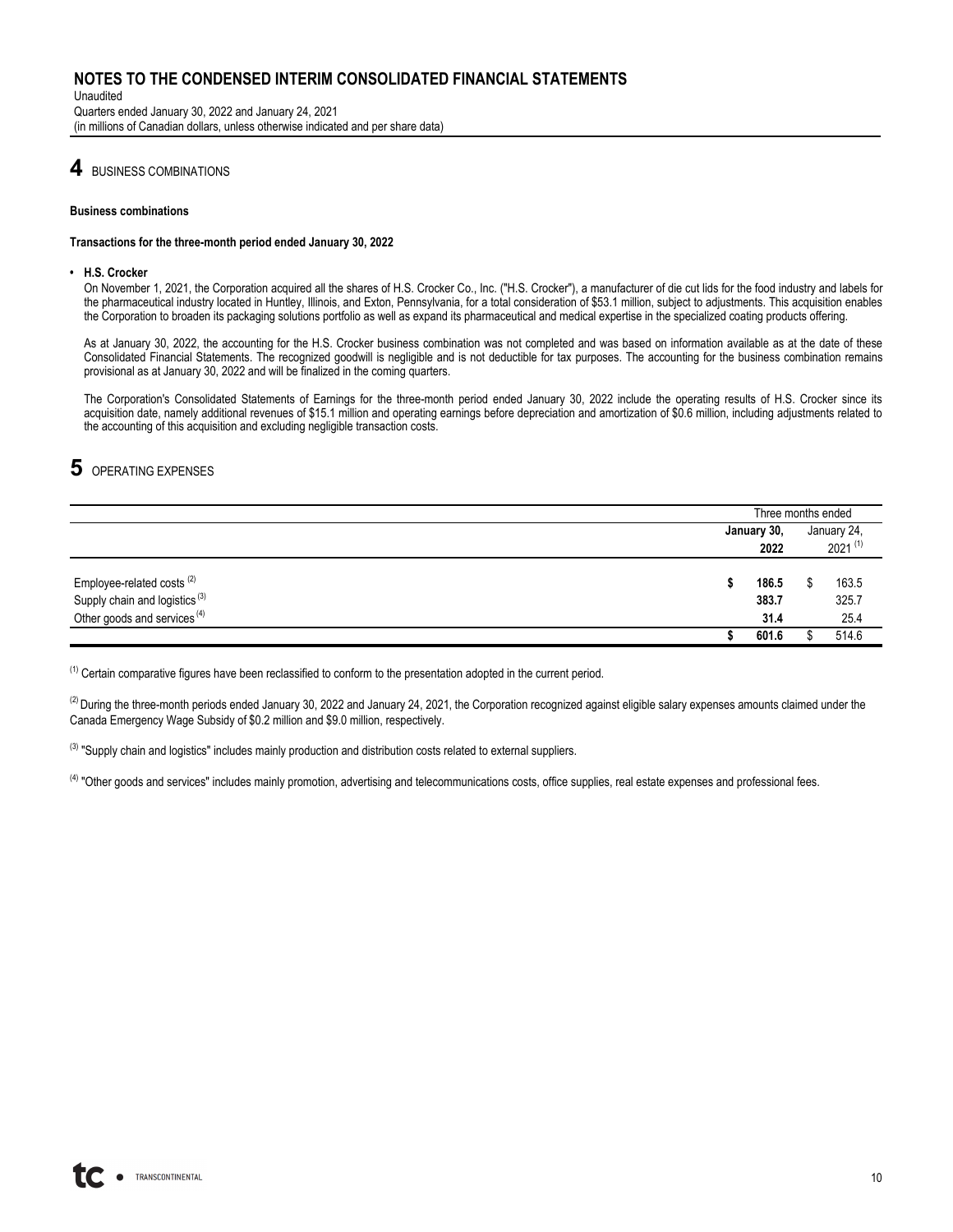# NOTES TO THE CONDENSED INTERIM CONSOLIDATED FINANCIAL STATEMENTS

Unaudited
Quarters ended January 30, 2022 and January 24, 2021
(in millions of Canadian dollars, unless otherwise indicated and per share data)

## 4 BUSINESS COMBINATIONS

**Business combinations**

**Transactions for the three-month period ended January 30, 2022**

- **H.S. Crocker**

  On November 1, 2021, the Corporation acquired all the shares of H.S. Crocker Co., Inc. ("H.S. Crocker"), a manufacturer of die cut lids for the food industry and labels for the pharmaceutical industry located in Huntley, Illinois, and Exton, Pennsylvania, for a total consideration of $53.1 million, subject to adjustments. This acquisition enables the Corporation to broaden its packaging solutions portfolio as well as expand its pharmaceutical and medical expertise in the specialized coating products offering.

  As at January 30, 2022, the accounting for the H.S. Crocker business combination was not completed and was based on information available as at the date of these Consolidated Financial Statements. The recognized goodwill is negligible and is not deductible for tax purposes. The accounting for the business combination remains provisional as at January 30, 2022 and will be finalized in the coming quarters.

  The Corporation's Consolidated Statements of Earnings for the three-month period ended January 30, 2022 include the operating results of H.S. Crocker since its acquisition date, namely additional revenues of $15.1 million and operating earnings before depreciation and amortization of $0.6 million, including adjustments related to the accounting of this acquisition and excluding negligible transaction costs.

## 5 OPERATING EXPENSES

| | Three months ended | |
|---|---|---|
| | **January 30, 2022** | January 24, 2021 [(1)] |
| Employee-related costs [(2)] | **$ 186.5** | $ 163.5 |
| Supply chain and logistics [(3)] | **383.7** | 325.7 |
| Other goods and services [(4)] | **31.4** | 25.4 |
| | **$ 601.6** | $ 514.6 |

[(1)] Certain comparative figures have been reclassified to conform to the presentation adopted in the current period.

[(2)] During the three-month periods ended January 30, 2022 and January 24, 2021, the Corporation recognized against eligible salary expenses amounts claimed under the Canada Emergency Wage Subsidy of $0.2 million and $9.0 million, respectively.

[(3)] "Supply chain and logistics" includes mainly production and distribution costs related to external suppliers.

[(4)] "Other goods and services" includes mainly promotion, advertising and telecommunications costs, office supplies, real estate expenses and professional fees.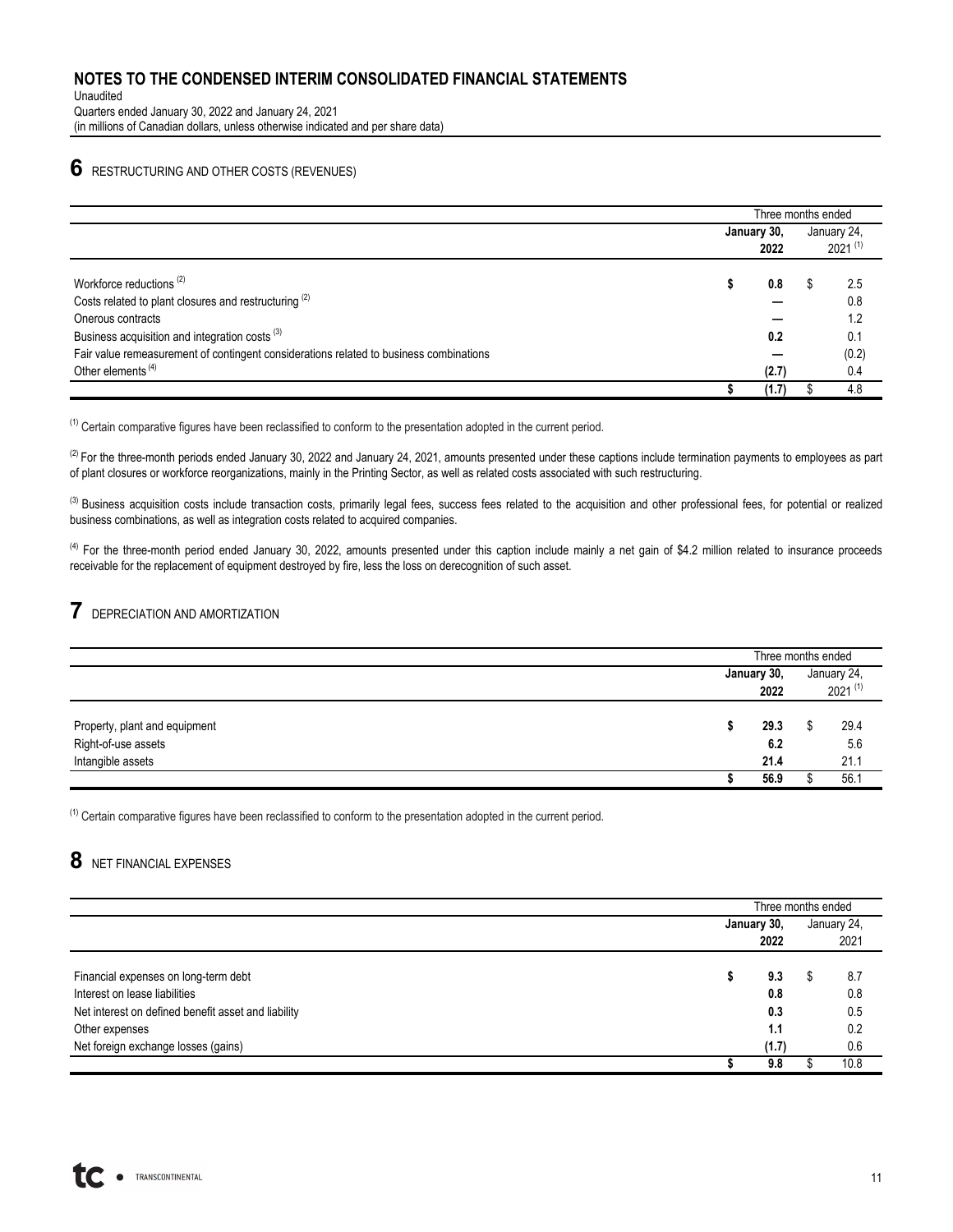# NOTES TO THE CONDENSED INTERIM CONSOLIDATED FINANCIAL STATEMENTS

Unaudited
Quarters ended January 30, 2022 and January 24, 2021
(in millions of Canadian dollars, unless otherwise indicated and per share data)

## 6 RESTRUCTURING AND OTHER COSTS (REVENUES)

| | Three months ended | |
|---|---|---|
| | **January 30, 2022** | January 24, 2021 [1] |
| Workforce reductions [2] | **$ 0.8** | $ 2.5 |
| Costs related to plant closures and restructuring [2] | **—** | 0.8 |
| Onerous contracts | **—** | 1.2 |
| Business acquisition and integration costs [3] | **0.2** | 0.1 |
| Fair value remeasurement of contingent considerations related to business combinations | **—** | (0.2) |
| Other elements [4] | **(2.7)** | 0.4 |
| | **$ (1.7)** | $ 4.8 |

[1] Certain comparative figures have been reclassified to conform to the presentation adopted in the current period.

[2] For the three-month periods ended January 30, 2022 and January 24, 2021, amounts presented under these captions include termination payments to employees as part of plant closures or workforce reorganizations, mainly in the Printing Sector, as well as related costs associated with such restructuring.

[3] Business acquisition costs include transaction costs, primarily legal fees, success fees related to the acquisition and other professional fees, for potential or realized business combinations, as well as integration costs related to acquired companies.

[4] For the three-month period ended January 30, 2022, amounts presented under this caption include mainly a net gain of $4.2 million related to insurance proceeds receivable for the replacement of equipment destroyed by fire, less the loss on derecognition of such asset.

## 7 DEPRECIATION AND AMORTIZATION

| | Three months ended | |
|---|---|---|
| | **January 30, 2022** | January 24, 2021 [1] |
| Property, plant and equipment | **$ 29.3** | $ 29.4 |
| Right-of-use assets | **6.2** | 5.6 |
| Intangible assets | **21.4** | 21.1 |
| | **$ 56.9** | $ 56.1 |

[1] Certain comparative figures have been reclassified to conform to the presentation adopted in the current period.

## 8 NET FINANCIAL EXPENSES

| | Three months ended | |
|---|---|---|
| | **January 30, 2022** | January 24, 2021 |
| Financial expenses on long-term debt | **$ 9.3** | $ 8.7 |
| Interest on lease liabilities | **0.8** | 0.8 |
| Net interest on defined benefit asset and liability | **0.3** | 0.5 |
| Other expenses | **1.1** | 0.2 |
| Net foreign exchange losses (gains) | **(1.7)** | 0.6 |
| | **$ 9.8** | $ 10.8 |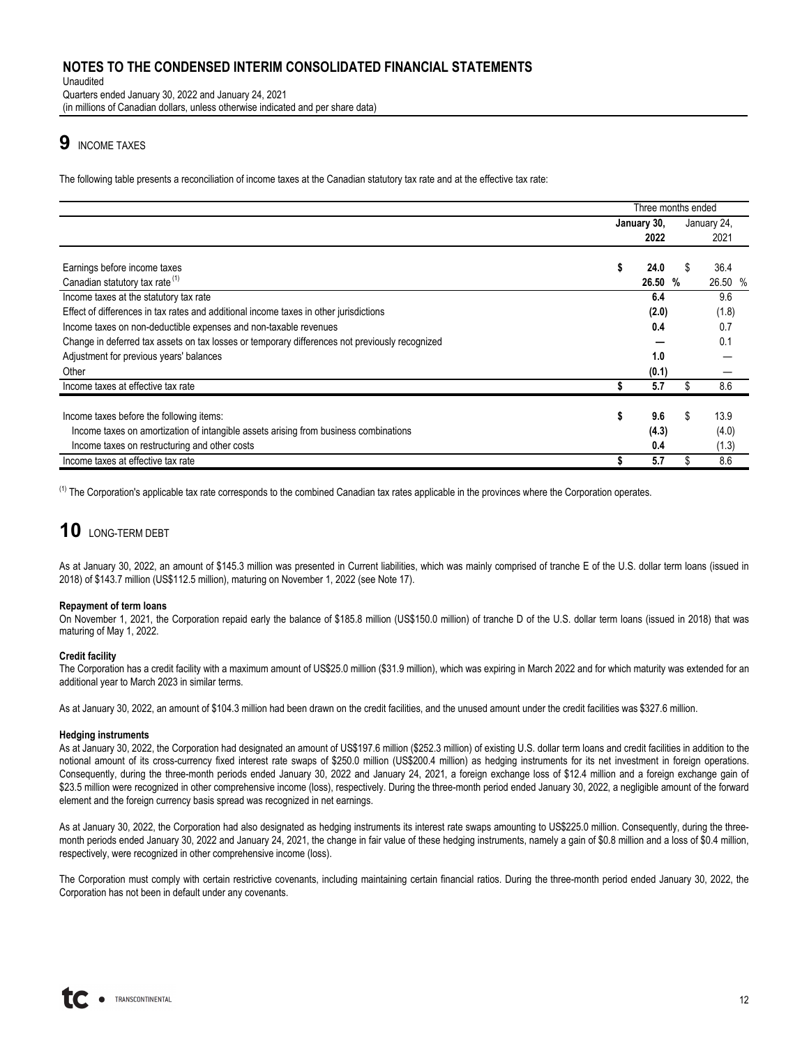# NOTES TO THE CONDENSED INTERIM CONSOLIDATED FINANCIAL STATEMENTS

Unaudited
Quarters ended January 30, 2022 and January 24, 2021
(in millions of Canadian dollars, unless otherwise indicated and per share data)

## 9 INCOME TAXES

The following table presents a reconciliation of income taxes at the Canadian statutory tax rate and at the effective tax rate:

| | Three months ended | |
|---|---|---|
| | **January 30, 2022** | January 24, 2021 |
| Earnings before income taxes | **$ 24.0** | $ 36.4 |
| Canadian statutory tax rate [1] | **26.50 %** | 26.50 % |
| Income taxes at the statutory tax rate | **6.4** | 9.6 |
| Effect of differences in tax rates and additional income taxes in other jurisdictions | **(2.0)** | (1.8) |
| Income taxes on non-deductible expenses and non-taxable revenues | **0.4** | 0.7 |
| Change in deferred tax assets on tax losses or temporary differences not previously recognized | **—** | 0.1 |
| Adjustment for previous years' balances | **1.0** | — |
| Other | **(0.1)** | — |
| Income taxes at effective tax rate | **$ 5.7** | $ 8.6 |
| | | |
| Income taxes before the following items: | **$ 9.6** | $ 13.9 |
| Income taxes on amortization of intangible assets arising from business combinations | **(4.3)** | (4.0) |
| Income taxes on restructuring and other costs | **0.4** | (1.3) |
| Income taxes at effective tax rate | **$ 5.7** | $ 8.6 |

[1] The Corporation's applicable tax rate corresponds to the combined Canadian tax rates applicable in the provinces where the Corporation operates.

## 10 LONG-TERM DEBT

As at January 30, 2022, an amount of $145.3 million was presented in Current liabilities, which was mainly comprised of tranche E of the U.S. dollar term loans (issued in 2018) of $143.7 million (US$112.5 million), maturing on November 1, 2022 (see Note 17).

**Repayment of term loans**
On November 1, 2021, the Corporation repaid early the balance of $185.8 million (US$150.0 million) of tranche D of the U.S. dollar term loans (issued in 2018) that was maturing of May 1, 2022.

**Credit facility**
The Corporation has a credit facility with a maximum amount of US$25.0 million ($31.9 million), which was expiring in March 2022 and for which maturity was extended for an additional year to March 2023 in similar terms.

As at January 30, 2022, an amount of $104.3 million had been drawn on the credit facilities, and the unused amount under the credit facilities was $327.6 million.

**Hedging instruments**
As at January 30, 2022, the Corporation had designated an amount of US$197.6 million ($252.3 million) of existing U.S. dollar term loans and credit facilities in addition to the notional amount of its cross-currency fixed interest rate swaps of $250.0 million (US$200.4 million) as hedging instruments for its net investment in foreign operations. Consequently, during the three-month periods ended January 30, 2022 and January 24, 2021, a foreign exchange loss of $12.4 million and a foreign exchange gain of $23.5 million were recognized in other comprehensive income (loss), respectively. During the three-month period ended January 30, 2022, a negligible amount of the forward element and the foreign currency basis spread was recognized in net earnings.

As at January 30, 2022, the Corporation had also designated as hedging instruments its interest rate swaps amounting to US$225.0 million. Consequently, during the three-month periods ended January 30, 2022 and January 24, 2021, the change in fair value of these hedging instruments, namely a gain of $0.8 million and a loss of $0.4 million, respectively, were recognized in other comprehensive income (loss).

The Corporation must comply with certain restrictive covenants, including maintaining certain financial ratios. During the three-month period ended January 30, 2022, the Corporation has not been in default under any covenants.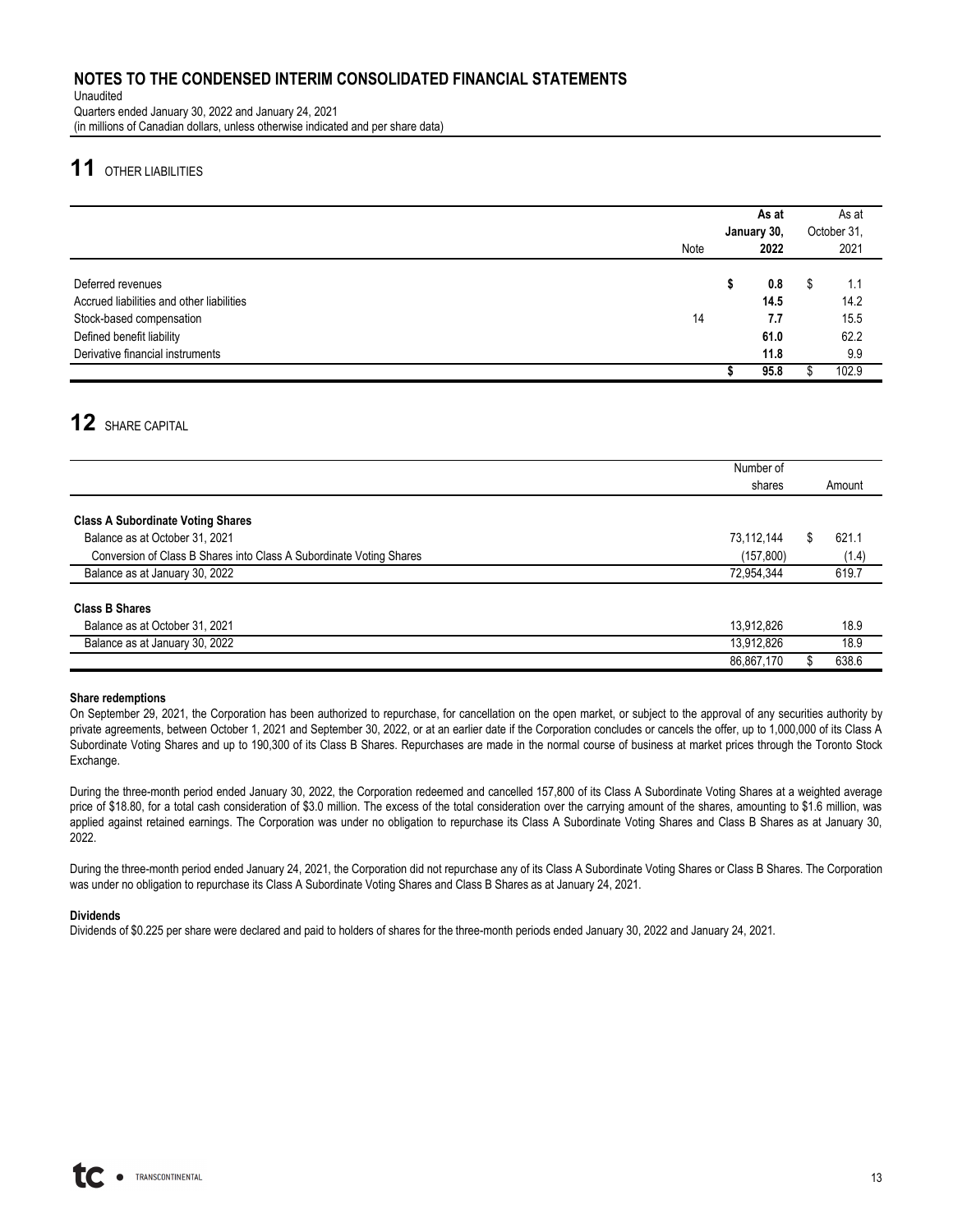# NOTES TO THE CONDENSED INTERIM CONSOLIDATED FINANCIAL STATEMENTS

Unaudited
Quarters ended January 30, 2022 and January 24, 2021
(in millions of Canadian dollars, unless otherwise indicated and per share data)

## 11 OTHER LIABILITIES

| | Note | As at January 30, 2022 | As at October 31, 2021 |
|---|---|---|---|
| Deferred revenues | | **$ 0.8** | $ 1.1 |
| Accrued liabilities and other liabilities | | **14.5** | 14.2 |
| Stock-based compensation | 14 | **7.7** | 15.5 |
| Defined benefit liability | | **61.0** | 62.2 |
| Derivative financial instruments | | **11.8** | 9.9 |
| | | **$ 95.8** | $ 102.9 |

## 12 SHARE CAPITAL

| | Number of shares | Amount |
|---|---|---|
| **Class A Subordinate Voting Shares** | | |
| Balance as at October 31, 2021 | 73,112,144 | $ 621.1 |
| Conversion of Class B Shares into Class A Subordinate Voting Shares | (157,800) | (1.4) |
| Balance as at January 30, 2022 | 72,954,344 | 619.7 |
| **Class B Shares** | | |
| Balance as at October 31, 2021 | 13,912,826 | 18.9 |
| Balance as at January 30, 2022 | 13,912,826 | 18.9 |
| | 86,867,170 | $ 638.6 |

**Share redemptions**

On September 29, 2021, the Corporation has been authorized to repurchase, for cancellation on the open market, or subject to the approval of any securities authority by private agreements, between October 1, 2021 and September 30, 2022, or at an earlier date if the Corporation concludes or cancels the offer, up to 1,000,000 of its Class A Subordinate Voting Shares and up to 190,300 of its Class B Shares. Repurchases are made in the normal course of business at market prices through the Toronto Stock Exchange.

During the three-month period ended January 30, 2022, the Corporation redeemed and cancelled 157,800 of its Class A Subordinate Voting Shares at a weighted average price of $18.80, for a total cash consideration of $3.0 million. The excess of the total consideration over the carrying amount of the shares, amounting to $1.6 million, was applied against retained earnings. The Corporation was under no obligation to repurchase its Class A Subordinate Voting Shares and Class B Shares as at January 30, 2022.

During the three-month period ended January 24, 2021, the Corporation did not repurchase any of its Class A Subordinate Voting Shares or Class B Shares. The Corporation was under no obligation to repurchase its Class A Subordinate Voting Shares and Class B Shares as at January 24, 2021.

**Dividends**

Dividends of $0.225 per share were declared and paid to holders of shares for the three-month periods ended January 30, 2022 and January 24, 2021.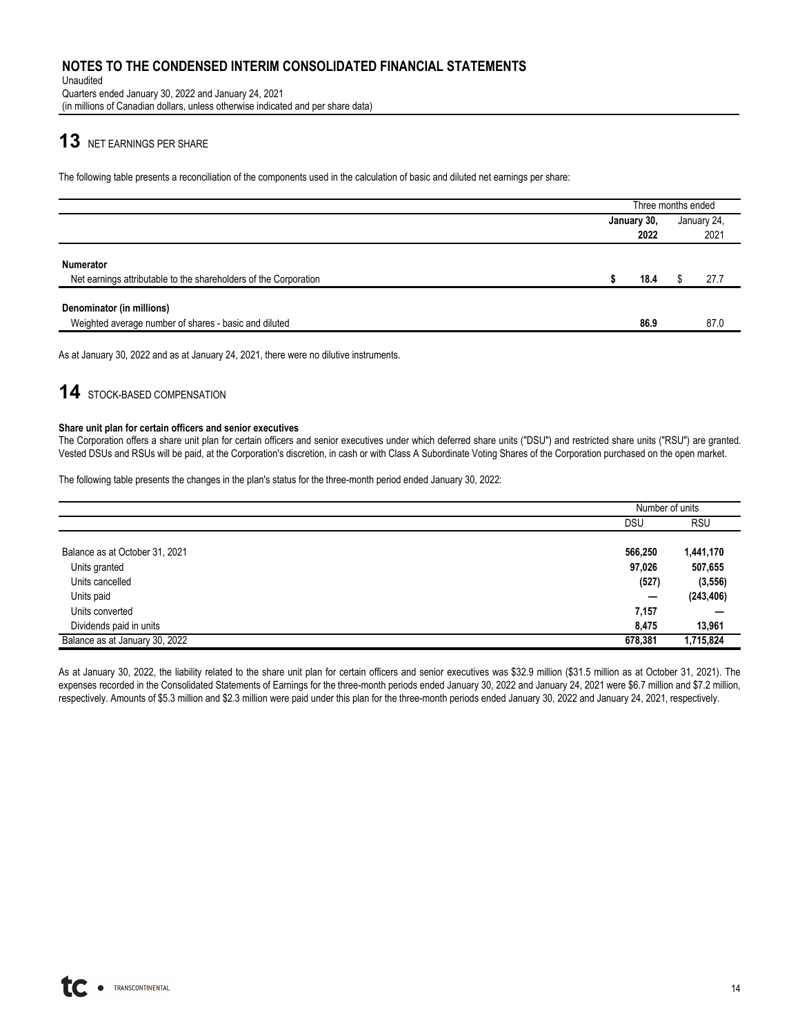## 13 NET EARNINGS PER SHARE

The following table presents a reconciliation of the components used in the calculation of basic and diluted net earnings per share:

| | Three months ended | |
|---|---|---|
| | January 30, 2022 | January 24, 2021 |
| **Numerator** | | |
| Net earnings attributable to the shareholders of the Corporation | **$ 18.4** | $ 27.7 |
| **Denominator (in millions)** | | |
| Weighted average number of shares - basic and diluted | **86.9** | 87.0 |

As at January 30, 2022 and as at January 24, 2021, there were no dilutive instruments.

## 14 STOCK-BASED COMPENSATION

**Share unit plan for certain officers and senior executives**

The Corporation offers a share unit plan for certain officers and senior executives under which deferred share units ("DSU") and restricted share units ("RSU") are granted. Vested DSUs and RSUs will be paid, at the Corporation's discretion, in cash or with Class A Subordinate Voting Shares of the Corporation purchased on the open market.

The following table presents the changes in the plan's status for the three-month period ended January 30, 2022:

| | Number of units | |
|---|---|---|
| | DSU | RSU |
| Balance as at October 31, 2021 | **566,250** | **1,441,170** |
| Units granted | **97,026** | **507,655** |
| Units cancelled | **(527)** | **(3,556)** |
| Units paid | **—** | **(243,406)** |
| Units converted | **7,157** | **—** |
| Dividends paid in units | **8,475** | **13,961** |
| Balance as at January 30, 2022 | **678,381** | **1,715,824** |

As at January 30, 2022, the liability related to the share unit plan for certain officers and senior executives was $32.9 million ($31.5 million as at October 31, 2021). The expenses recorded in the Consolidated Statements of Earnings for the three-month periods ended January 30, 2022 and January 24, 2021 were $6.7 million and $7.2 million, respectively. Amounts of $5.3 million and $2.3 million were paid under this plan for the three-month periods ended January 30, 2022 and January 24, 2021, respectively.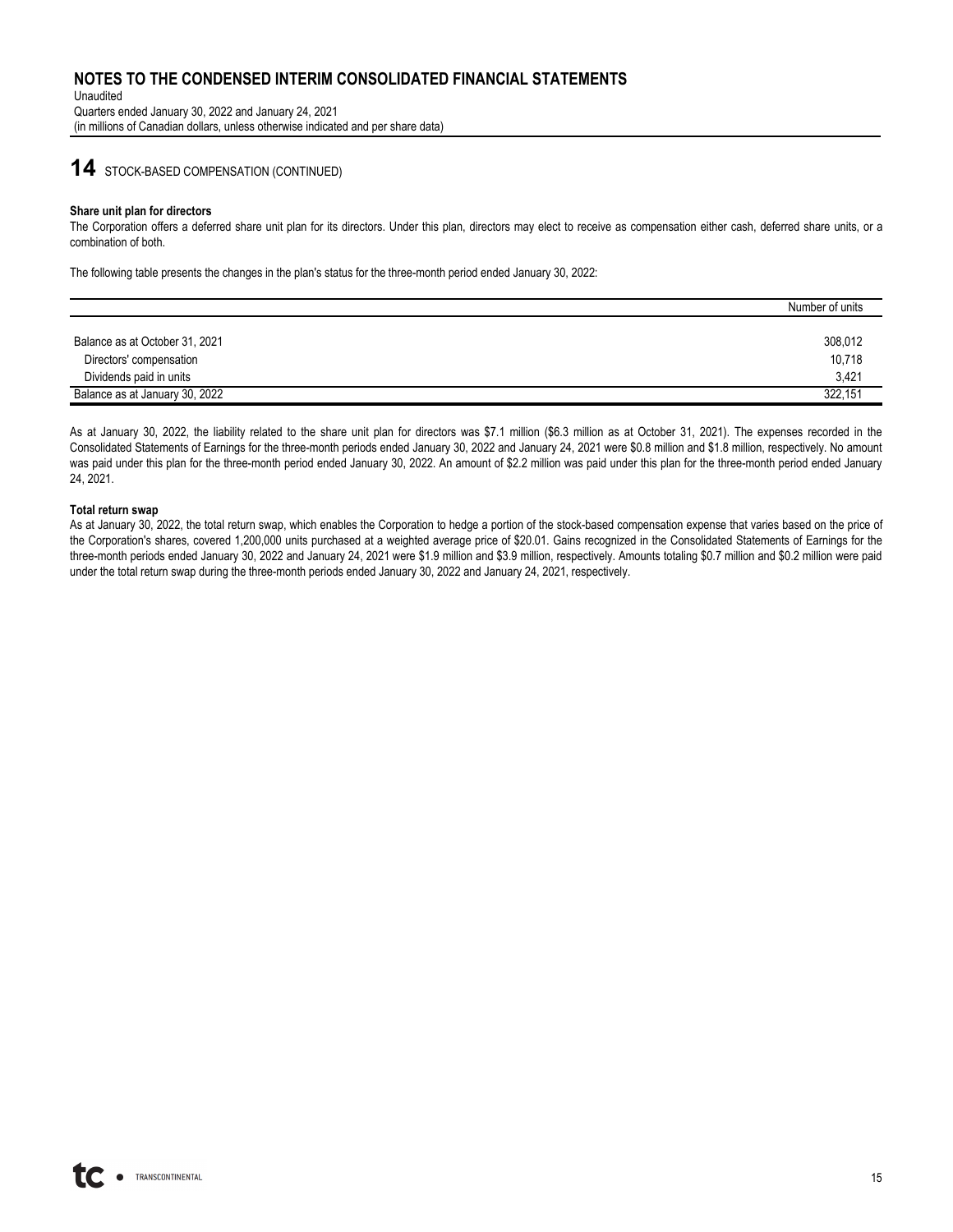## 14 STOCK-BASED COMPENSATION (CONTINUED)

**Share unit plan for directors**

The Corporation offers a deferred share unit plan for its directors. Under this plan, directors may elect to receive as compensation either cash, deferred share units, or a combination of both.

The following table presents the changes in the plan's status for the three-month period ended January 30, 2022:

| | Number of units |
|---|---|
| Balance as at October 31, 2021 | 308,012 |
| Directors' compensation | 10,718 |
| Dividends paid in units | 3,421 |
| Balance as at January 30, 2022 | 322,151 |

As at January 30, 2022, the liability related to the share unit plan for directors was $7.1 million ($6.3 million as at October 31, 2021). The expenses recorded in the Consolidated Statements of Earnings for the three-month periods ended January 30, 2022 and January 24, 2021 were $0.8 million and $1.8 million, respectively. No amount was paid under this plan for the three-month period ended January 30, 2022. An amount of $2.2 million was paid under this plan for the three-month period ended January 24, 2021.

**Total return swap**

As at January 30, 2022, the total return swap, which enables the Corporation to hedge a portion of the stock-based compensation expense that varies based on the price of the Corporation's shares, covered 1,200,000 units purchased at a weighted average price of $20.01. Gains recognized in the Consolidated Statements of Earnings for the three-month periods ended January 30, 2022 and January 24, 2021 were $1.9 million and $3.9 million, respectively. Amounts totaling $0.7 million and $0.2 million were paid under the total return swap during the three-month periods ended January 30, 2022 and January 24, 2021, respectively.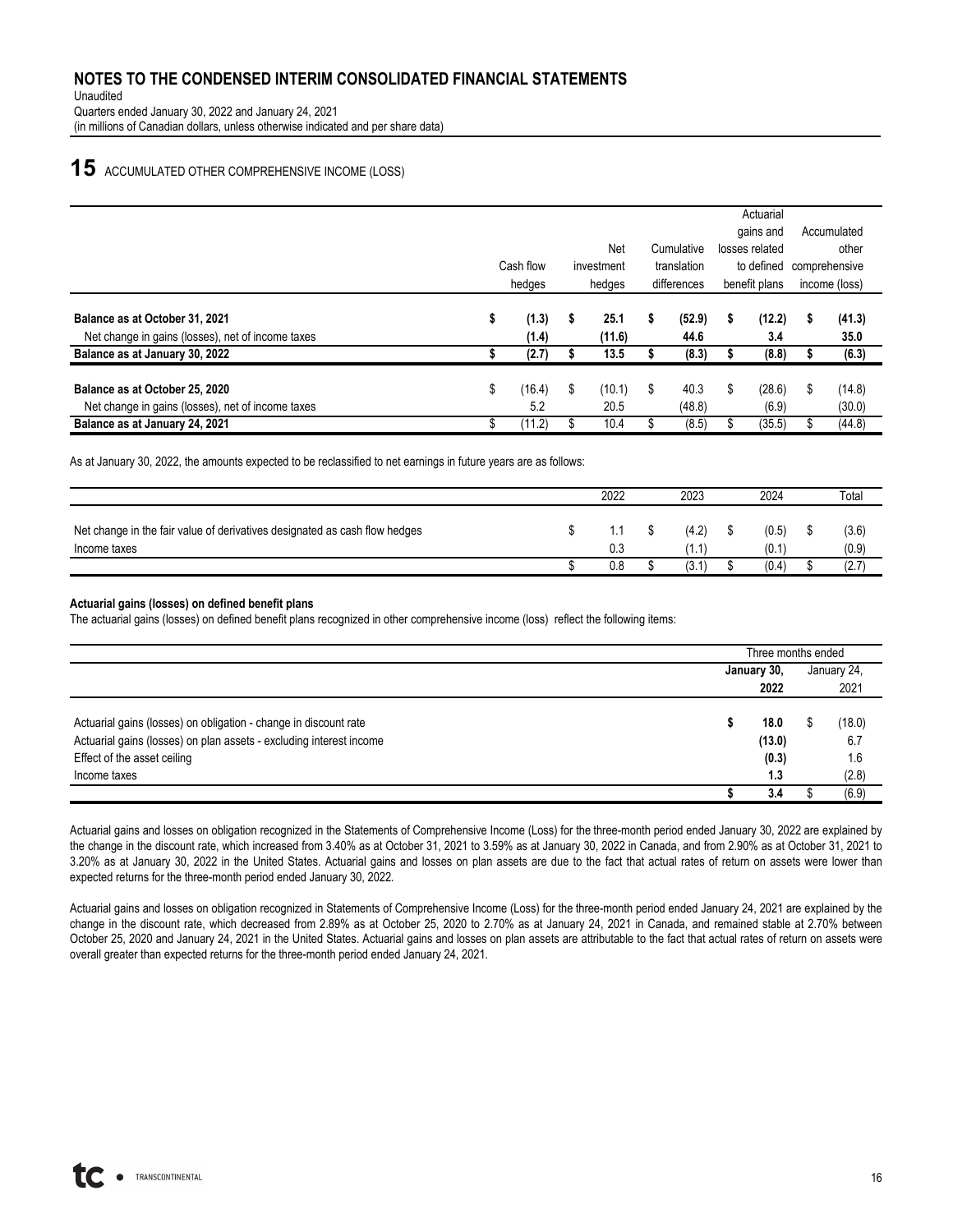# NOTES TO THE CONDENSED INTERIM CONSOLIDATED FINANCIAL STATEMENTS

Unaudited
Quarters ended January 30, 2022 and January 24, 2021
(in millions of Canadian dollars, unless otherwise indicated and per share data)

## 15 ACCUMULATED OTHER COMPREHENSIVE INCOME (LOSS)

| | Cash flow hedges | Net investment hedges | Cumulative translation differences | Actuarial gains and losses related to defined benefit plans | Accumulated other comprehensive income (loss) |
|---|---|---|---|---|---|
| **Balance as at October 31, 2021** | **$ (1.3)** | **$ 25.1** | **$ (52.9)** | **$ (12.2)** | **$ (41.3)** |
| Net change in gains (losses), net of income taxes | **(1.4)** | **(11.6)** | **44.6** | **3.4** | **35.0** |
| **Balance as at January 30, 2022** | **$ (2.7)** | **$ 13.5** | **$ (8.3)** | **$ (8.8)** | **$ (6.3)** |
| **Balance as at October 25, 2020** | $ (16.4) | $ (10.1) | $ 40.3 | $ (28.6) | $ (14.8) |
| Net change in gains (losses), net of income taxes | 5.2 | 20.5 | (48.8) | (6.9) | (30.0) |
| **Balance as at January 24, 2021** | $ (11.2) | $ 10.4 | $ (8.5) | $ (35.5) | $ (44.8) |

As at January 30, 2022, the amounts expected to be reclassified to net earnings in future years are as follows:

| | 2022 | 2023 | 2024 | Total |
|---|---|---|---|---|
| Net change in the fair value of derivatives designated as cash flow hedges | $ 1.1 | $ (4.2) | $ (0.5) | $ (3.6) |
| Income taxes | 0.3 | (1.1) | (0.1) | (0.9) |
| | $ 0.8 | $ (3.1) | $ (0.4) | $ (2.7) |

**Actuarial gains (losses) on defined benefit plans**

The actuarial gains (losses) on defined benefit plans recognized in other comprehensive income (loss) reflect the following items:

| | Three months ended | |
|---|---|---|
| | **January 30, 2022** | January 24, 2021 |
| Actuarial gains (losses) on obligation - change in discount rate | **$ 18.0** | $ (18.0) |
| Actuarial gains (losses) on plan assets - excluding interest income | **(13.0)** | 6.7 |
| Effect of the asset ceiling | **(0.3)** | 1.6 |
| Income taxes | **1.3** | (2.8) |
| | **$ 3.4** | $ (6.9) |

Actuarial gains and losses on obligation recognized in the Statements of Comprehensive Income (Loss) for the three-month period ended January 30, 2022 are explained by the change in the discount rate, which increased from 3.40% as at October 31, 2021 to 3.59% as at January 30, 2022 in Canada, and from 2.90% as at October 31, 2021 to 3.20% as at January 30, 2022 in the United States. Actuarial gains and losses on plan assets are due to the fact that actual rates of return on assets were lower than expected returns for the three-month period ended January 30, 2022.

Actuarial gains and losses on obligation recognized in Statements of Comprehensive Income (Loss) for the three-month period ended January 24, 2021 are explained by the change in the discount rate, which decreased from 2.89% as at October 25, 2020 to 2.70% as at January 24, 2021 in Canada, and remained stable at 2.70% between October 25, 2020 and January 24, 2021 in the United States. Actuarial gains and losses on plan assets are attributable to the fact that actual rates of return on assets were overall greater than expected returns for the three-month period ended January 24, 2021.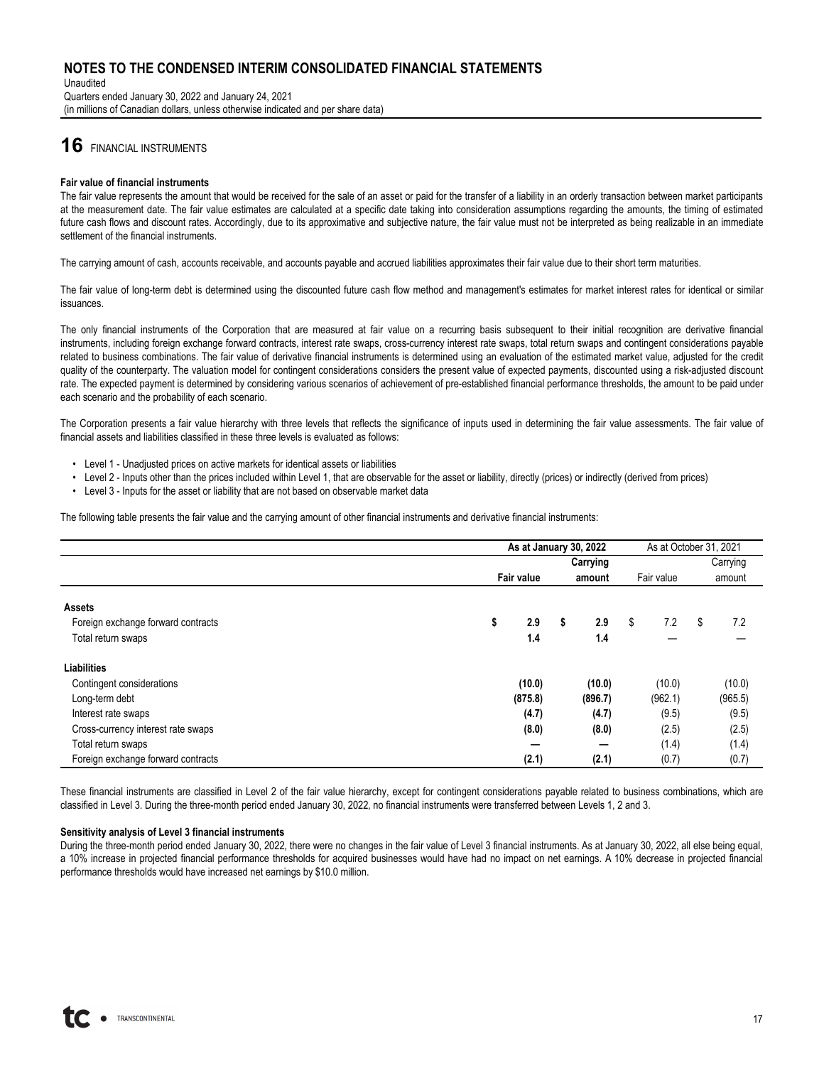# 16 FINANCIAL INSTRUMENTS

**Fair value of financial instruments**

The fair value represents the amount that would be received for the sale of an asset or paid for the transfer of a liability in an orderly transaction between market participants at the measurement date. The fair value estimates are calculated at a specific date taking into consideration assumptions regarding the amounts, the timing of estimated future cash flows and discount rates. Accordingly, due to its approximative and subjective nature, the fair value must not be interpreted as being realizable in an immediate settlement of the financial instruments.

The carrying amount of cash, accounts receivable, and accounts payable and accrued liabilities approximates their fair value due to their short term maturities.

The fair value of long-term debt is determined using the discounted future cash flow method and management's estimates for market interest rates for identical or similar issuances.

The only financial instruments of the Corporation that are measured at fair value on a recurring basis subsequent to their initial recognition are derivative financial instruments, including foreign exchange forward contracts, interest rate swaps, cross-currency interest rate swaps, total return swaps and contingent considerations payable related to business combinations. The fair value of derivative financial instruments is determined using an evaluation of the estimated market value, adjusted for the credit quality of the counterparty. The valuation model for contingent considerations considers the present value of expected payments, discounted using a risk-adjusted discount rate. The expected payment is determined by considering various scenarios of achievement of pre-established financial performance thresholds, the amount to be paid under each scenario and the probability of each scenario.

The Corporation presents a fair value hierarchy with three levels that reflects the significance of inputs used in determining the fair value assessments. The fair value of financial assets and liabilities classified in these three levels is evaluated as follows:

- Level 1 - Unadjusted prices on active markets for identical assets or liabilities
- Level 2 - Inputs other than the prices included within Level 1, that are observable for the asset or liability, directly (prices) or indirectly (derived from prices)
- Level 3 - Inputs for the asset or liability that are not based on observable market data

The following table presents the fair value and the carrying amount of other financial instruments and derivative financial instruments:

| | As at January 30, 2022 | | As at October 31, 2021 | |
|---|---|---|---|---|
| | **Fair value** | **Carrying amount** | Fair value | Carrying amount |
| **Assets** | | | | |
| Foreign exchange forward contracts | **$ 2.9** | **$ 2.9** | $ 7.2 | $ 7.2 |
| Total return swaps | **1.4** | **1.4** | — | — |
| **Liabilities** | | | | |
| Contingent considerations | **(10.0)** | **(10.0)** | (10.0) | (10.0) |
| Long-term debt | **(875.8)** | **(896.7)** | (962.1) | (965.5) |
| Interest rate swaps | **(4.7)** | **(4.7)** | (9.5) | (9.5) |
| Cross-currency interest rate swaps | **(8.0)** | **(8.0)** | (2.5) | (2.5) |
| Total return swaps | **—** | **—** | (1.4) | (1.4) |
| Foreign exchange forward contracts | **(2.1)** | **(2.1)** | (0.7) | (0.7) |

These financial instruments are classified in Level 2 of the fair value hierarchy, except for contingent considerations payable related to business combinations, which are classified in Level 3. During the three-month period ended January 30, 2022, no financial instruments were transferred between Levels 1, 2 and 3.

**Sensitivity analysis of Level 3 financial instruments**

During the three-month period ended January 30, 2022, there were no changes in the fair value of Level 3 financial instruments. As at January 30, 2022, all else being equal, a 10% increase in projected financial performance thresholds for acquired businesses would have had no impact on net earnings. A 10% decrease in projected financial performance thresholds would have increased net earnings by $10.0 million.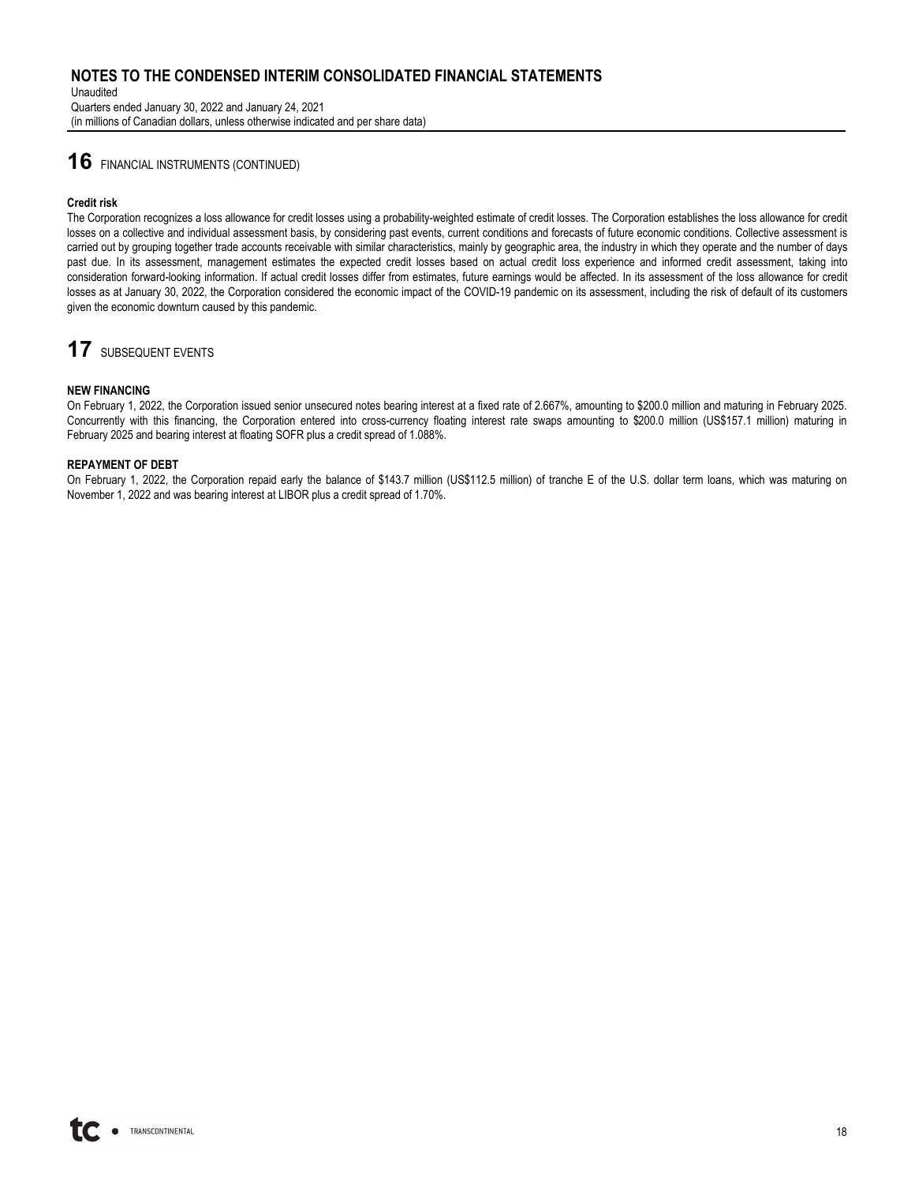## 16 FINANCIAL INSTRUMENTS (CONTINUED)

**Credit risk**

The Corporation recognizes a loss allowance for credit losses using a probability-weighted estimate of credit losses. The Corporation establishes the loss allowance for credit losses on a collective and individual assessment basis, by considering past events, current conditions and forecasts of future economic conditions. Collective assessment is carried out by grouping together trade accounts receivable with similar characteristics, mainly by geographic area, the industry in which they operate and the number of days past due. In its assessment, management estimates the expected credit losses based on actual credit loss experience and informed credit assessment, taking into consideration forward-looking information. If actual credit losses differ from estimates, future earnings would be affected. In its assessment of the loss allowance for credit losses as at January 30, 2022, the Corporation considered the economic impact of the COVID-19 pandemic on its assessment, including the risk of default of its customers given the economic downturn caused by this pandemic.

## 17 SUBSEQUENT EVENTS

**NEW FINANCING**

On February 1, 2022, the Corporation issued senior unsecured notes bearing interest at a fixed rate of 2.667%, amounting to $200.0 million and maturing in February 2025. Concurrently with this financing, the Corporation entered into cross-currency floating interest rate swaps amounting to $200.0 million (US$157.1 million) maturing in February 2025 and bearing interest at floating SOFR plus a credit spread of 1.088%.

**REPAYMENT OF DEBT**

On February 1, 2022, the Corporation repaid early the balance of $143.7 million (US$112.5 million) of tranche E of the U.S. dollar term loans, which was maturing on November 1, 2022 and was bearing interest at LIBOR plus a credit spread of 1.70%.